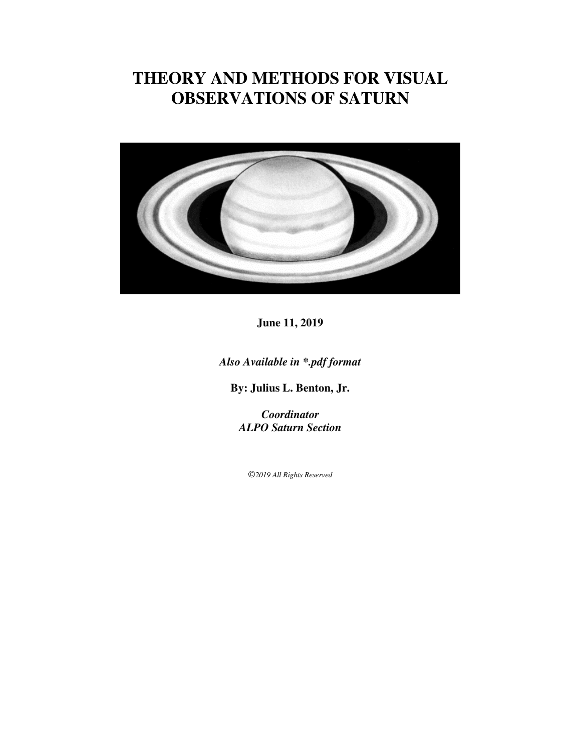# THEORY AND METHODS FOR VISUAL OBSERVATIONS OF SATURN

**June 11, 2019**

***Also Available in \*.pdf format***

**By: Julius L. Benton, Jr.**

***Coordinator***
***ALPO Saturn Section***

*©2019 All Rights Reserved*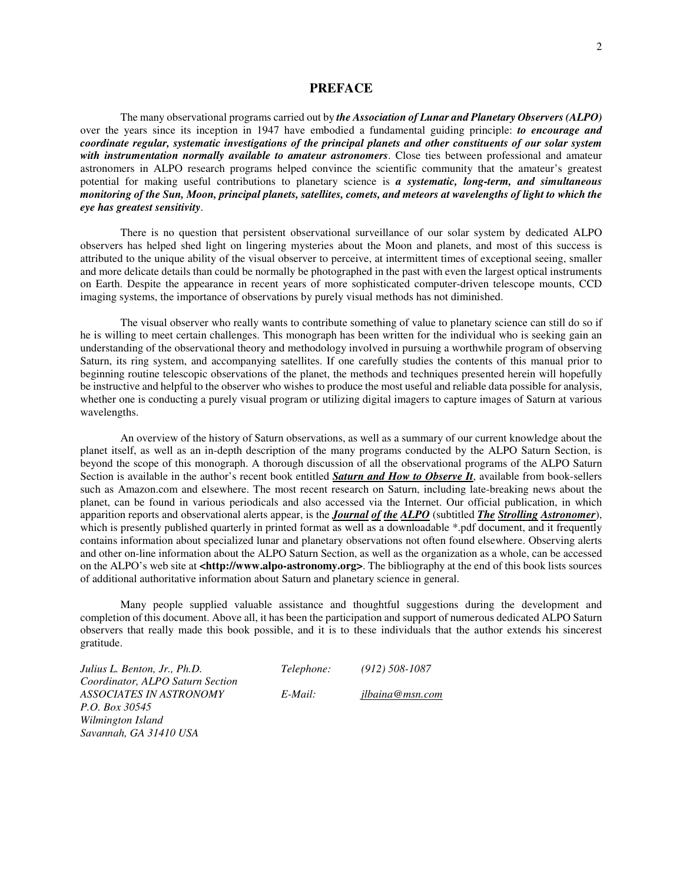# PREFACE

The many observational programs carried out by ***the Association of Lunar and Planetary Observers (ALPO)*** over the years since its inception in 1947 have embodied a fundamental guiding principle: ***to encourage and coordinate regular, systematic investigations of the principal planets and other constituents of our solar system with instrumentation normally available to amateur astronomers***. Close ties between professional and amateur astronomers in ALPO research programs helped convince the scientific community that the amateur's greatest potential for making useful contributions to planetary science is ***a systematic, long-term, and simultaneous monitoring of the Sun, Moon, principal planets, satellites, comets, and meteors at wavelengths of light to which the eye has greatest sensitivity***.

There is no question that persistent observational surveillance of our solar system by dedicated ALPO observers has helped shed light on lingering mysteries about the Moon and planets, and most of this success is attributed to the unique ability of the visual observer to perceive, at intermittent times of exceptional seeing, smaller and more delicate details than could be normally be photographed in the past with even the largest optical instruments on Earth. Despite the appearance in recent years of more sophisticated computer-driven telescope mounts, CCD imaging systems, the importance of observations by purely visual methods has not diminished.

The visual observer who really wants to contribute something of value to planetary science can still do so if he is willing to meet certain challenges. This monograph has been written for the individual who is seeking gain an understanding of the observational theory and methodology involved in pursuing a worthwhile program of observing Saturn, its ring system, and accompanying satellites. If one carefully studies the contents of this manual prior to beginning routine telescopic observations of the planet, the methods and techniques presented herein will hopefully be instructive and helpful to the observer who wishes to produce the most useful and reliable data possible for analysis, whether one is conducting a purely visual program or utilizing digital imagers to capture images of Saturn at various wavelengths.

An overview of the history of Saturn observations, as well as a summary of our current knowledge about the planet itself, as well as an in-depth description of the many programs conducted by the ALPO Saturn Section, is beyond the scope of this monograph. A thorough discussion of all the observational programs of the ALPO Saturn Section is available in the author's recent book entitled ***Saturn and How to Observe It***, available from book-sellers such as Amazon.com and elsewhere. The most recent research on Saturn, including late-breaking news about the planet, can be found in various periodicals and also accessed via the Internet. Our official publication, in which apparition reports and observational alerts appear, is the ***Journal of the ALPO*** (subtitled ***The Strolling Astronomer***), which is presently published quarterly in printed format as well as a downloadable *.pdf document, and it frequently contains information about specialized lunar and planetary observations not often found elsewhere. Observing alerts and other on-line information about the ALPO Saturn Section, as well as the organization as a whole, can be accessed on the ALPO's web site at **<http://www.alpo-astronomy.org>**. The bibliography at the end of this book lists sources of additional authoritative information about Saturn and planetary science in general.

Many people supplied valuable assistance and thoughtful suggestions during the development and completion of this document. Above all, it has been the participation and support of numerous dedicated ALPO Saturn observers that really made this book possible, and it is to these individuals that the author extends his sincerest gratitude.

*Julius L. Benton, Jr., Ph.D.*
*Coordinator, ALPO Saturn Section*
*ASSOCIATES IN ASTRONOMY*
*P.O. Box 30545*
*Wilmington Island*
*Savannah, GA 31410 USA*

*Telephone:* *(912) 508-1087*
*E-Mail:* *jlbaina@msn.com*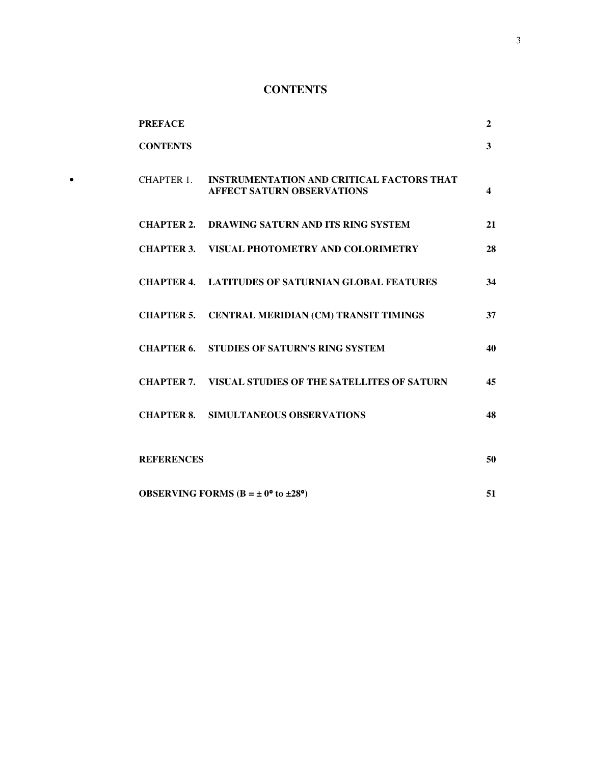# CONTENTS

| | | |
|---|---|---|
| **PREFACE** | | **2** |
| **CONTENTS** | | **3** |
| CHAPTER 1. | **INSTRUMENTATION AND CRITICAL FACTORS THAT AFFECT SATURN OBSERVATIONS** | **4** |
| **CHAPTER 2.** | **DRAWING SATURN AND ITS RING SYSTEM** | **21** |
| **CHAPTER 3.** | **VISUAL PHOTOMETRY AND COLORIMETRY** | **28** |
| **CHAPTER 4.** | **LATITUDES OF SATURNIAN GLOBAL FEATURES** | **34** |
| **CHAPTER 5.** | **CENTRAL MERIDIAN (CM) TRANSIT TIMINGS** | **37** |
| **CHAPTER 6.** | **STUDIES OF SATURN'S RING SYSTEM** | **40** |
| **CHAPTER 7.** | **VISUAL STUDIES OF THE SATELLITES OF SATURN** | **45** |
| **CHAPTER 8.** | **SIMULTANEOUS OBSERVATIONS** | **48** |
| **REFERENCES** | | **50** |
| **OBSERVING FORMS ($B = \pm 0°$ to $\pm 28°$)** | | **51** |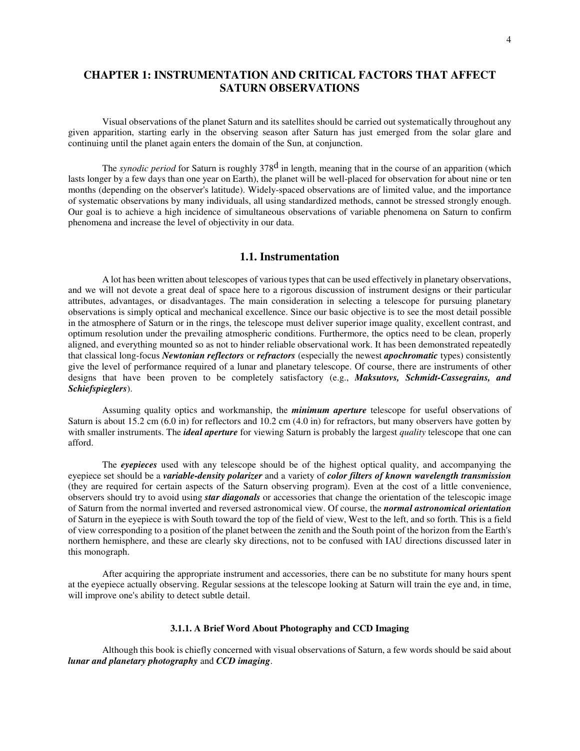# CHAPTER 1: INSTRUMENTATION AND CRITICAL FACTORS THAT AFFECT SATURN OBSERVATIONS

Visual observations of the planet Saturn and its satellites should be carried out systematically throughout any given apparition, starting early in the observing season after Saturn has just emerged from the solar glare and continuing until the planet again enters the domain of the Sun, at conjunction.

The *synodic period* for Saturn is roughly $378^{d}$ in length, meaning that in the course of an apparition (which lasts longer by a few days than one year on Earth), the planet will be well-placed for observation for about nine or ten months (depending on the observer's latitude). Widely-spaced observations are of limited value, and the importance of systematic observations by many individuals, all using standardized methods, cannot be stressed strongly enough. Our goal is to achieve a high incidence of simultaneous observations of variable phenomena on Saturn to confirm phenomena and increase the level of objectivity in our data.

## 1.1. Instrumentation

A lot has been written about telescopes of various types that can be used effectively in planetary observations, and we will not devote a great deal of space here to a rigorous discussion of instrument designs or their particular attributes, advantages, or disadvantages. The main consideration in selecting a telescope for pursuing planetary observations is simply optical and mechanical excellence. Since our basic objective is to see the most detail possible in the atmosphere of Saturn or in the rings, the telescope must deliver superior image quality, excellent contrast, and optimum resolution under the prevailing atmospheric conditions. Furthermore, the optics need to be clean, properly aligned, and everything mounted so as not to hinder reliable observational work. It has been demonstrated repeatedly that classical long-focus ***Newtonian reflectors*** or ***refractors*** (especially the newest ***apochromatic*** types) consistently give the level of performance required of a lunar and planetary telescope. Of course, there are instruments of other designs that have been proven to be completely satisfactory (e.g., ***Maksutovs, Schmidt-Cassegrains, and Schiefspieglers***).

Assuming quality optics and workmanship, the ***minimum aperture*** telescope for useful observations of Saturn is about 15.2 cm (6.0 in) for reflectors and 10.2 cm (4.0 in) for refractors, but many observers have gotten by with smaller instruments. The ***ideal aperture*** for viewing Saturn is probably the largest *quality* telescope that one can afford.

The ***eyepieces*** used with any telescope should be of the highest optical quality, and accompanying the eyepiece set should be a ***variable-density polarizer*** and a variety of ***color filters of known wavelength transmission*** (they are required for certain aspects of the Saturn observing program). Even at the cost of a little convenience, observers should try to avoid using ***star diagonals*** or accessories that change the orientation of the telescopic image of Saturn from the normal inverted and reversed astronomical view. Of course, the ***normal astronomical orientation*** of Saturn in the eyepiece is with South toward the top of the field of view, West to the left, and so forth. This is a field of view corresponding to a position of the planet between the zenith and the South point of the horizon from the Earth's northern hemisphere, and these are clearly sky directions, not to be confused with IAU directions discussed later in this monograph.

After acquiring the appropriate instrument and accessories, there can be no substitute for many hours spent at the eyepiece actually observing. Regular sessions at the telescope looking at Saturn will train the eye and, in time, will improve one's ability to detect subtle detail.

### 3.1.1. A Brief Word About Photography and CCD Imaging

Although this book is chiefly concerned with visual observations of Saturn, a few words should be said about ***lunar and planetary photography*** and ***CCD imaging***.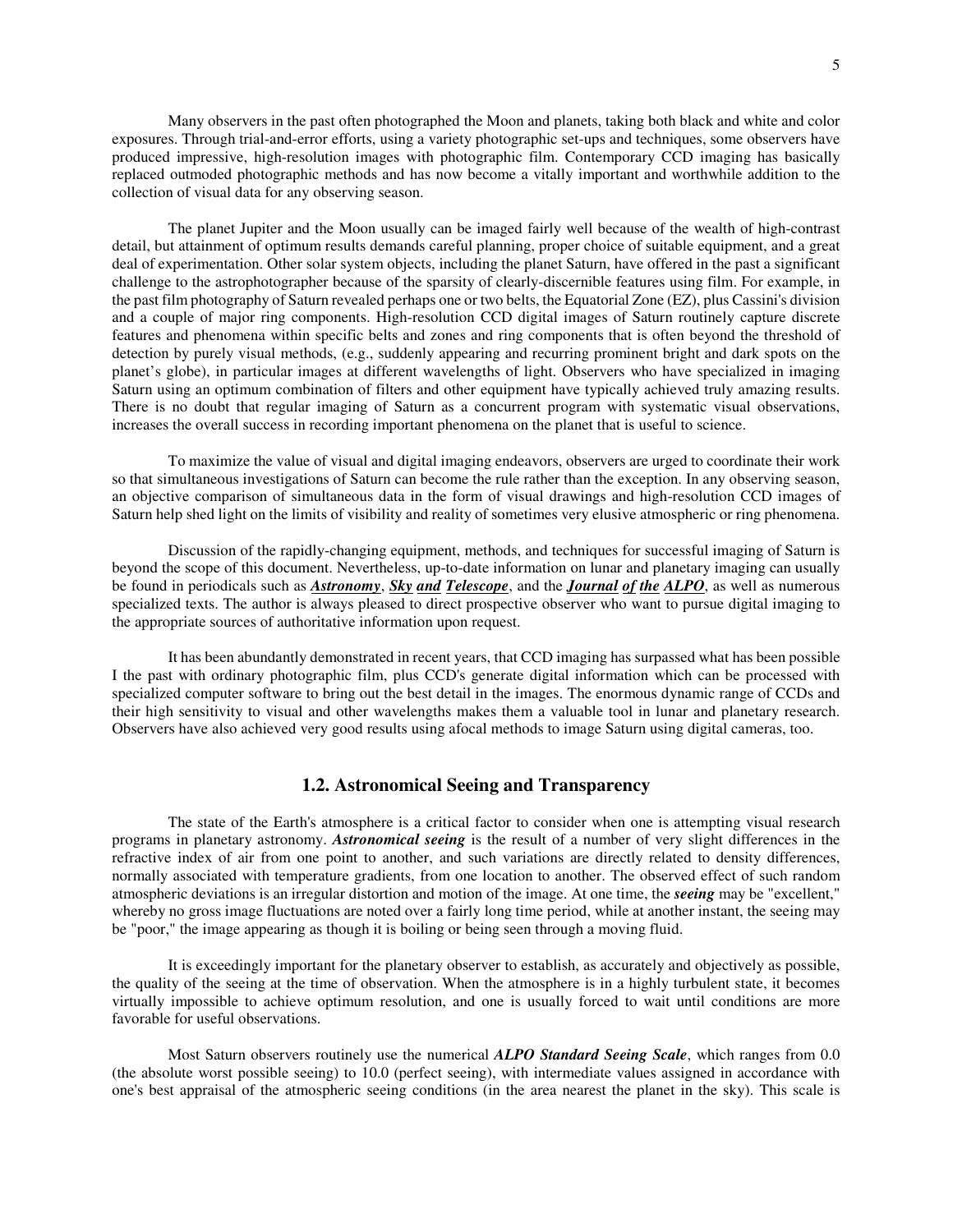Many observers in the past often photographed the Moon and planets, taking both black and white and color exposures. Through trial-and-error efforts, using a variety photographic set-ups and techniques, some observers have produced impressive, high-resolution images with photographic film. Contemporary CCD imaging has basically replaced outmoded photographic methods and has now become a vitally important and worthwhile addition to the collection of visual data for any observing season.

The planet Jupiter and the Moon usually can be imaged fairly well because of the wealth of high-contrast detail, but attainment of optimum results demands careful planning, proper choice of suitable equipment, and a great deal of experimentation. Other solar system objects, including the planet Saturn, have offered in the past a significant challenge to the astrophotographer because of the sparsity of clearly-discernible features using film. For example, in the past film photography of Saturn revealed perhaps one or two belts, the Equatorial Zone (EZ), plus Cassini's division and a couple of major ring components. High-resolution CCD digital images of Saturn routinely capture discrete features and phenomena within specific belts and zones and ring components that is often beyond the threshold of detection by purely visual methods, (e.g., suddenly appearing and recurring prominent bright and dark spots on the planet's globe), in particular images at different wavelengths of light. Observers who have specialized in imaging Saturn using an optimum combination of filters and other equipment have typically achieved truly amazing results. There is no doubt that regular imaging of Saturn as a concurrent program with systematic visual observations, increases the overall success in recording important phenomena on the planet that is useful to science.

To maximize the value of visual and digital imaging endeavors, observers are urged to coordinate their work so that simultaneous investigations of Saturn can become the rule rather than the exception. In any observing season, an objective comparison of simultaneous data in the form of visual drawings and high-resolution CCD images of Saturn help shed light on the limits of visibility and reality of sometimes very elusive atmospheric or ring phenomena.

Discussion of the rapidly-changing equipment, methods, and techniques for successful imaging of Saturn is beyond the scope of this document. Nevertheless, up-to-date information on lunar and planetary imaging can usually be found in periodicals such as ***Astronomy***, ***Sky and Telescope***, and the ***Journal of the ALPO***, as well as numerous specialized texts. The author is always pleased to direct prospective observer who want to pursue digital imaging to the appropriate sources of authoritative information upon request.

It has been abundantly demonstrated in recent years, that CCD imaging has surpassed what has been possible I the past with ordinary photographic film, plus CCD's generate digital information which can be processed with specialized computer software to bring out the best detail in the images. The enormous dynamic range of CCDs and their high sensitivity to visual and other wavelengths makes them a valuable tool in lunar and planetary research. Observers have also achieved very good results using afocal methods to image Saturn using digital cameras, too.

## 1.2. Astronomical Seeing and Transparency

The state of the Earth's atmosphere is a critical factor to consider when one is attempting visual research programs in planetary astronomy. ***Astronomical seeing*** is the result of a number of very slight differences in the refractive index of air from one point to another, and such variations are directly related to density differences, normally associated with temperature gradients, from one location to another. The observed effect of such random atmospheric deviations is an irregular distortion and motion of the image. At one time, the ***seeing*** may be "excellent," whereby no gross image fluctuations are noted over a fairly long time period, while at another instant, the seeing may be "poor," the image appearing as though it is boiling or being seen through a moving fluid.

It is exceedingly important for the planetary observer to establish, as accurately and objectively as possible, the quality of the seeing at the time of observation. When the atmosphere is in a highly turbulent state, it becomes virtually impossible to achieve optimum resolution, and one is usually forced to wait until conditions are more favorable for useful observations.

Most Saturn observers routinely use the numerical ***ALPO Standard Seeing Scale***, which ranges from 0.0 (the absolute worst possible seeing) to 10.0 (perfect seeing), with intermediate values assigned in accordance with one's best appraisal of the atmospheric seeing conditions (in the area nearest the planet in the sky). This scale is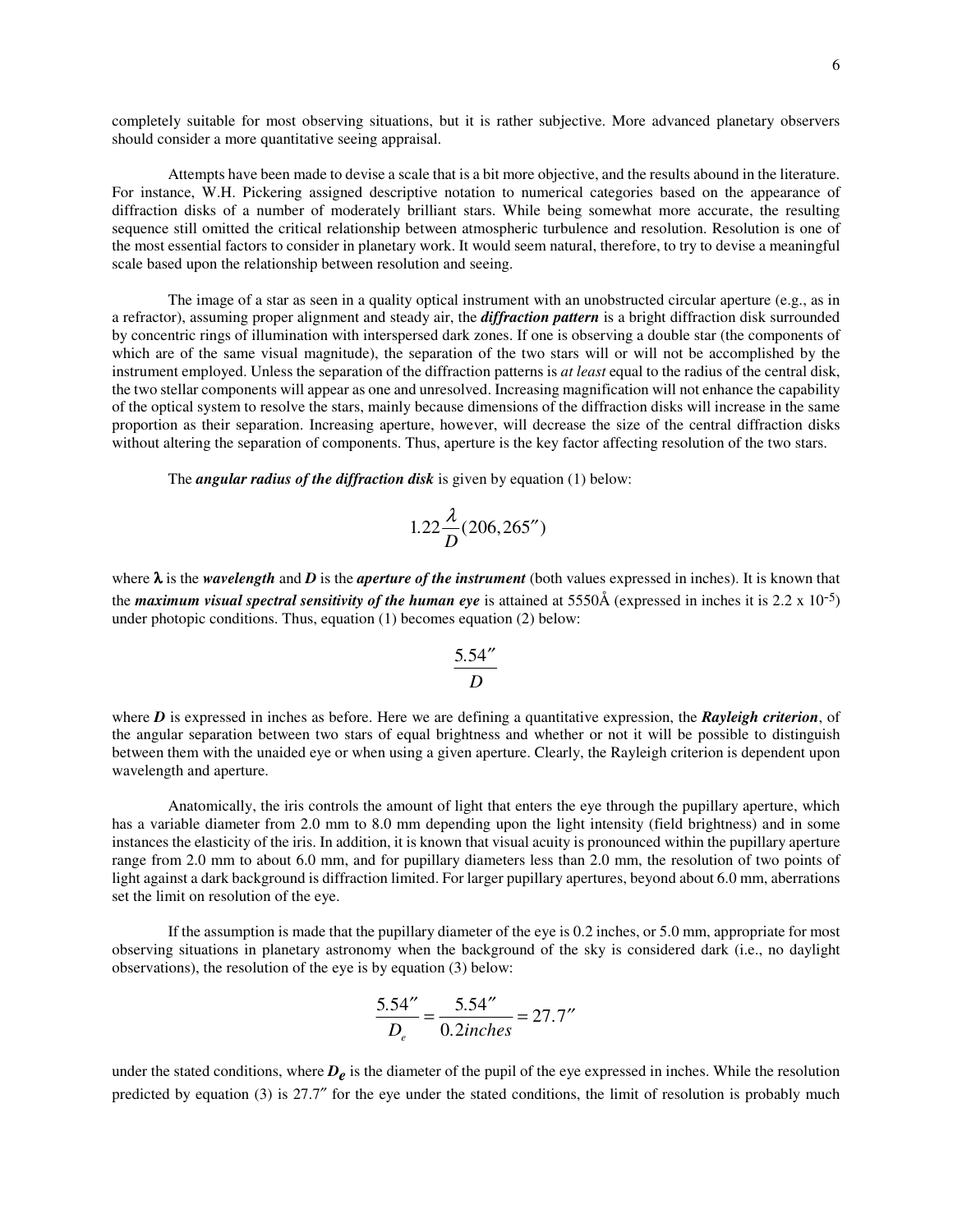completely suitable for most observing situations, but it is rather subjective. More advanced planetary observers should consider a more quantitative seeing appraisal.

Attempts have been made to devise a scale that is a bit more objective, and the results abound in the literature. For instance, W.H. Pickering assigned descriptive notation to numerical categories based on the appearance of diffraction disks of a number of moderately brilliant stars. While being somewhat more accurate, the resulting sequence still omitted the critical relationship between atmospheric turbulence and resolution. Resolution is one of the most essential factors to consider in planetary work. It would seem natural, therefore, to try to devise a meaningful scale based upon the relationship between resolution and seeing.

The image of a star as seen in a quality optical instrument with an unobstructed circular aperture (e.g., as in a refractor), assuming proper alignment and steady air, the ***diffraction pattern*** is a bright diffraction disk surrounded by concentric rings of illumination with interspersed dark zones. If one is observing a double star (the components of which are of the same visual magnitude), the separation of the two stars will or will not be accomplished by the instrument employed. Unless the separation of the diffraction patterns is *at least* equal to the radius of the central disk, the two stellar components will appear as one and unresolved. Increasing magnification will not enhance the capability of the optical system to resolve the stars, mainly because dimensions of the diffraction disks will increase in the same proportion as their separation. Increasing aperture, however, will decrease the size of the central diffraction disks without altering the separation of components. Thus, aperture is the key factor affecting resolution of the two stars.

The ***angular radius of the diffraction disk*** is given by equation (1) below:

$$1.22\frac{\lambda}{D}(206{,}265'')$$

where $\lambda$ is the ***wavelength*** and $D$ is the ***aperture of the instrument*** (both values expressed in inches). It is known that the ***maximum visual spectral sensitivity of the human eye*** is attained at 5550Å (expressed in inches it is $2.2 \times 10^{-5}$) under photopic conditions. Thus, equation (1) becomes equation (2) below:

$$\frac{5.54''}{D}$$

where $D$ is expressed in inches as before. Here we are defining a quantitative expression, the ***Rayleigh criterion***, of the angular separation between two stars of equal brightness and whether or not it will be possible to distinguish between them with the unaided eye or when using a given aperture. Clearly, the Rayleigh criterion is dependent upon wavelength and aperture.

Anatomically, the iris controls the amount of light that enters the eye through the pupillary aperture, which has a variable diameter from 2.0 mm to 8.0 mm depending upon the light intensity (field brightness) and in some instances the elasticity of the iris. In addition, it is known that visual acuity is pronounced within the pupillary aperture range from 2.0 mm to about 6.0 mm, and for pupillary diameters less than 2.0 mm, the resolution of two points of light against a dark background is diffraction limited. For larger pupillary apertures, beyond about 6.0 mm, aberrations set the limit on resolution of the eye.

If the assumption is made that the pupillary diameter of the eye is 0.2 inches, or 5.0 mm, appropriate for most observing situations in planetary astronomy when the background of the sky is considered dark (i.e., no daylight observations), the resolution of the eye is by equation (3) below:

$$\frac{5.54''}{D_e} = \frac{5.54''}{0.2\,inches} = 27.7''$$

under the stated conditions, where $D_e$ is the diameter of the pupil of the eye expressed in inches. While the resolution predicted by equation (3) is 27.7″ for the eye under the stated conditions, the limit of resolution is probably much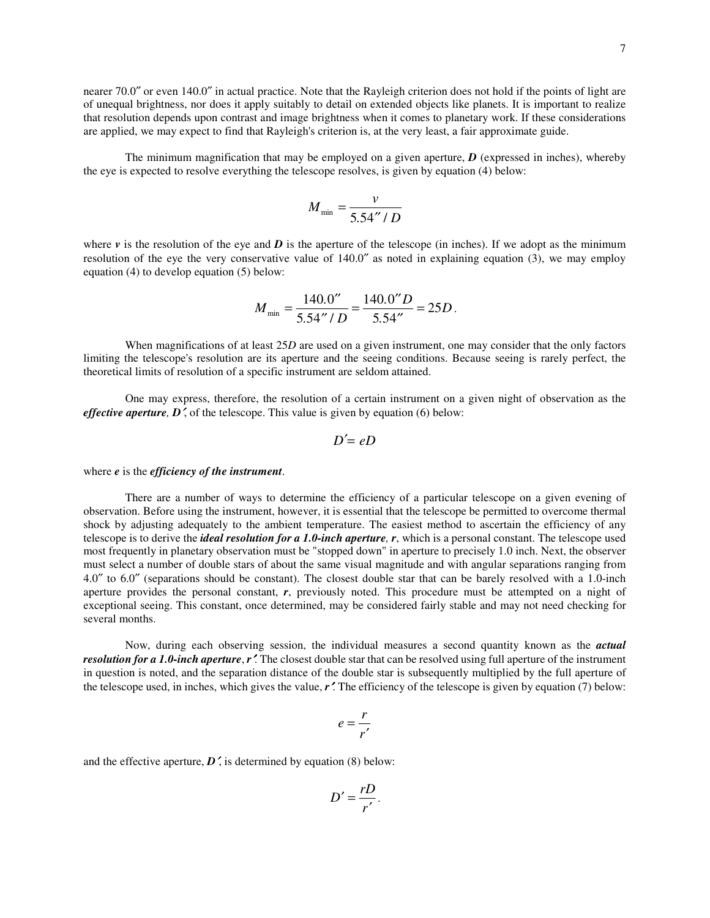nearer 70.0″ or even 140.0″ in actual practice. Note that the Rayleigh criterion does not hold if the points of light are of unequal brightness, nor does it apply suitably to detail on extended objects like planets. It is important to realize that resolution depends upon contrast and image brightness when it comes to planetary work. If these considerations are applied, we may expect to find that Rayleigh's criterion is, at the very least, a fair approximate guide.

The minimum magnification that may be employed on a given aperture, ***D*** (expressed in inches), whereby the eye is expected to resolve everything the telescope resolves, is given by equation (4) below:

$$M_{\min} = \frac{v}{5.54'' / D}$$

where ***v*** is the resolution of the eye and ***D*** is the aperture of the telescope (in inches). If we adopt as the minimum resolution of the eye the very conservative value of 140.0″ as noted in explaining equation (3), we may employ equation (4) to develop equation (5) below:

$$M_{\min} = \frac{140.0''}{5.54'' / D} = \frac{140.0'' D}{5.54''} = 25D\,.$$

When magnifications of at least 25*D* are used on a given instrument, one may consider that the only factors limiting the telescope's resolution are its aperture and the seeing conditions. Because seeing is rarely perfect, the theoretical limits of resolution of a specific instrument are seldom attained.

One may express, therefore, the resolution of a certain instrument on a given night of observation as the ***effective aperture, D′***, of the telescope. This value is given by equation (6) below:

$$D' = eD$$

where ***e*** is the ***efficiency of the instrument***.

There are a number of ways to determine the efficiency of a particular telescope on a given evening of observation. Before using the instrument, however, it is essential that the telescope be permitted to overcome thermal shock by adjusting adequately to the ambient temperature. The easiest method to ascertain the efficiency of any telescope is to derive the ***ideal resolution for a 1.0-inch aperture, r***, which is a personal constant. The telescope used most frequently in planetary observation must be "stopped down" in aperture to precisely 1.0 inch. Next, the observer must select a number of double stars of about the same visual magnitude and with angular separations ranging from 4.0″ to 6.0″ (separations should be constant). The closest double star that can be barely resolved with a 1.0-inch aperture provides the personal constant, ***r***, previously noted. This procedure must be attempted on a night of exceptional seeing. This constant, once determined, may be considered fairly stable and may not need checking for several months.

Now, during each observing session, the individual measures a second quantity known as the ***actual resolution for a 1.0-inch aperture***, ***r′***. The closest double star that can be resolved using full aperture of the instrument in question is noted, and the separation distance of the double star is subsequently multiplied by the full aperture of the telescope used, in inches, which gives the value, ***r′***. The efficiency of the telescope is given by equation (7) below:

$$e = \frac{r}{r'}$$

and the effective aperture, ***D′***, is determined by equation (8) below:

$$D' = \frac{rD}{r'}\,.$$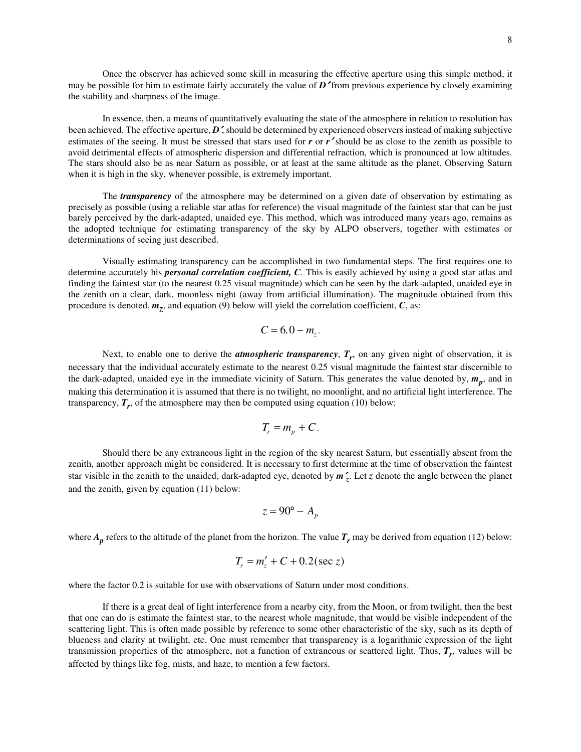Once the observer has achieved some skill in measuring the effective aperture using this simple method, it may be possible for him to estimate fairly accurately the value of $D'$ from previous experience by closely examining the stability and sharpness of the image.

In essence, then, a means of quantitatively evaluating the state of the atmosphere in relation to resolution has been achieved. The effective aperture, $D'$, should be determined by experienced observers instead of making subjective estimates of the seeing. It must be stressed that stars used for $r$ or $r'$ should be as close to the zenith as possible to avoid detrimental effects of atmospheric dispersion and differential refraction, which is pronounced at low altitudes. The stars should also be as near Saturn as possible, or at least at the same altitude as the planet. Observing Saturn when it is high in the sky, whenever possible, is extremely important.

The ***transparency*** of the atmosphere may be determined on a given date of observation by estimating as precisely as possible (using a reliable star atlas for reference) the visual magnitude of the faintest star that can be just barely perceived by the dark-adapted, unaided eye. This method, which was introduced many years ago, remains as the adopted technique for estimating transparency of the sky by ALPO observers, together with estimates or determinations of seeing just described.

Visually estimating transparency can be accomplished in two fundamental steps. The first requires one to determine accurately his ***personal correlation coefficient, C***. This is easily achieved by using a good star atlas and finding the faintest star (to the nearest 0.25 visual magnitude) which can be seen by the dark-adapted, unaided eye in the zenith on a clear, dark, moonless night (away from artificial illumination). The magnitude obtained from this procedure is denoted, $m_z$, and equation (9) below will yield the correlation coefficient, $C$, as:

$$C = 6.0 - m_z.$$

Next, to enable one to derive the ***atmospheric transparency***, $T_r$, on any given night of observation, it is necessary that the individual accurately estimate to the nearest 0.25 visual magnitude the faintest star discernible to the dark-adapted, unaided eye in the immediate vicinity of Saturn. This generates the value denoted by, $m_p$, and in making this determination it is assumed that there is no twilight, no moonlight, and no artificial light interference. The transparency, $T_r$, of the atmosphere may then be computed using equation (10) below:

$$T_r = m_p + C.$$

Should there be any extraneous light in the region of the sky nearest Saturn, but essentially absent from the zenith, another approach might be considered. It is necessary to first determine at the time of observation the faintest star visible in the zenith to the unaided, dark-adapted eye, denoted by $m'_z$. Let $z$ denote the angle between the planet and the zenith, given by equation (11) below:

$$z = 90° - A_p$$

where $A_p$ refers to the altitude of the planet from the horizon. The value $T_r$ may be derived from equation (12) below:

$$T_r = m'_z + C + 0.2(\sec z)$$

where the factor 0.2 is suitable for use with observations of Saturn under most conditions.

If there is a great deal of light interference from a nearby city, from the Moon, or from twilight, then the best that one can do is estimate the faintest star, to the nearest whole magnitude, that would be visible independent of the scattering light. This is often made possible by reference to some other characteristic of the sky, such as its depth of blueness and clarity at twilight, etc. One must remember that transparency is a logarithmic expression of the light transmission properties of the atmosphere, not a function of extraneous or scattered light. Thus, $T_r$, values will be affected by things like fog, mists, and haze, to mention a few factors.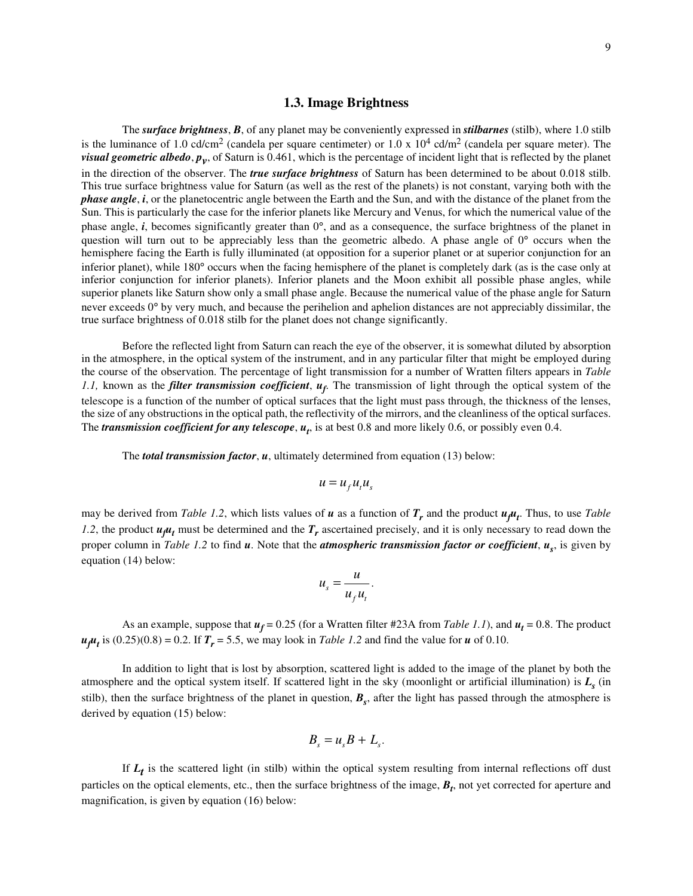## 1.3. Image Brightness

The ***surface brightness***, $B$, of any planet may be conveniently expressed in ***stilbarnes*** (stilb), where 1.0 stilb is the luminance of 1.0 cd/cm$^2$ (candela per square centimeter) or 1.0 x 10$^4$ cd/m$^2$ (candela per square meter). The ***visual geometric albedo***, $p_v$, of Saturn is 0.461, which is the percentage of incident light that is reflected by the planet in the direction of the observer. The ***true surface brightness*** of Saturn has been determined to be about 0.018 stilb. This true surface brightness value for Saturn (as well as the rest of the planets) is not constant, varying both with the ***phase angle***, $i$, or the planetocentric angle between the Earth and the Sun, and with the distance of the planet from the Sun. This is particularly the case for the inferior planets like Mercury and Venus, for which the numerical value of the phase angle, $i$, becomes significantly greater than 0°, and as a consequence, the surface brightness of the planet in question will turn out to be appreciably less than the geometric albedo. A phase angle of 0° occurs when the hemisphere facing the Earth is fully illuminated (at opposition for a superior planet or at superior conjunction for an inferior planet), while 180° occurs when the facing hemisphere of the planet is completely dark (as is the case only at inferior conjunction for inferior planets). Inferior planets and the Moon exhibit all possible phase angles, while superior planets like Saturn show only a small phase angle. Because the numerical value of the phase angle for Saturn never exceeds 0° by very much, and because the perihelion and aphelion distances are not appreciably dissimilar, the true surface brightness of 0.018 stilb for the planet does not change significantly.

Before the reflected light from Saturn can reach the eye of the observer, it is somewhat diluted by absorption in the atmosphere, in the optical system of the instrument, and in any particular filter that might be employed during the course of the observation. The percentage of light transmission for a number of Wratten filters appears in *Table 1.1,* known as the ***filter transmission coefficient***, $u_f$. The transmission of light through the optical system of the telescope is a function of the number of optical surfaces that the light must pass through, the thickness of the lenses, the size of any obstructions in the optical path, the reflectivity of the mirrors, and the cleanliness of the optical surfaces. The ***transmission coefficient for any telescope***, $u_t$, is at best 0.8 and more likely 0.6, or possibly even 0.4.

The ***total transmission factor***, $u$, ultimately determined from equation (13) below:

$$u = u_f u_t u_s$$

may be derived from *Table 1.2*, which lists values of $u$ as a function of $T_r$ and the product $u_f u_t$. Thus, to use *Table 1.2*, the product $u_f u_t$ must be determined and the $T_r$ ascertained precisely, and it is only necessary to read down the proper column in *Table 1.2* to find $u$. Note that the ***atmospheric transmission factor or coefficient***, $u_s$, is given by equation (14) below:

$$u_s = \frac{u}{u_f u_t}.$$

As an example, suppose that $u_f = 0.25$ (for a Wratten filter #23A from *Table 1.1*), and $u_t = 0.8$. The product $u_f u_t$ is (0.25)(0.8) = 0.2. If $T_r = 5.5$, we may look in *Table 1.2* and find the value for $u$ of 0.10.

In addition to light that is lost by absorption, scattered light is added to the image of the planet by both the atmosphere and the optical system itself. If scattered light in the sky (moonlight or artificial illumination) is $L_s$ (in stilb), then the surface brightness of the planet in question, $B_s$, after the light has passed through the atmosphere is derived by equation (15) below:

$$B_s = u_s B + L_s.$$

If $L_t$ is the scattered light (in stilb) within the optical system resulting from internal reflections off dust particles on the optical elements, etc., then the surface brightness of the image, $B_t$, not yet corrected for aperture and magnification, is given by equation (16) below: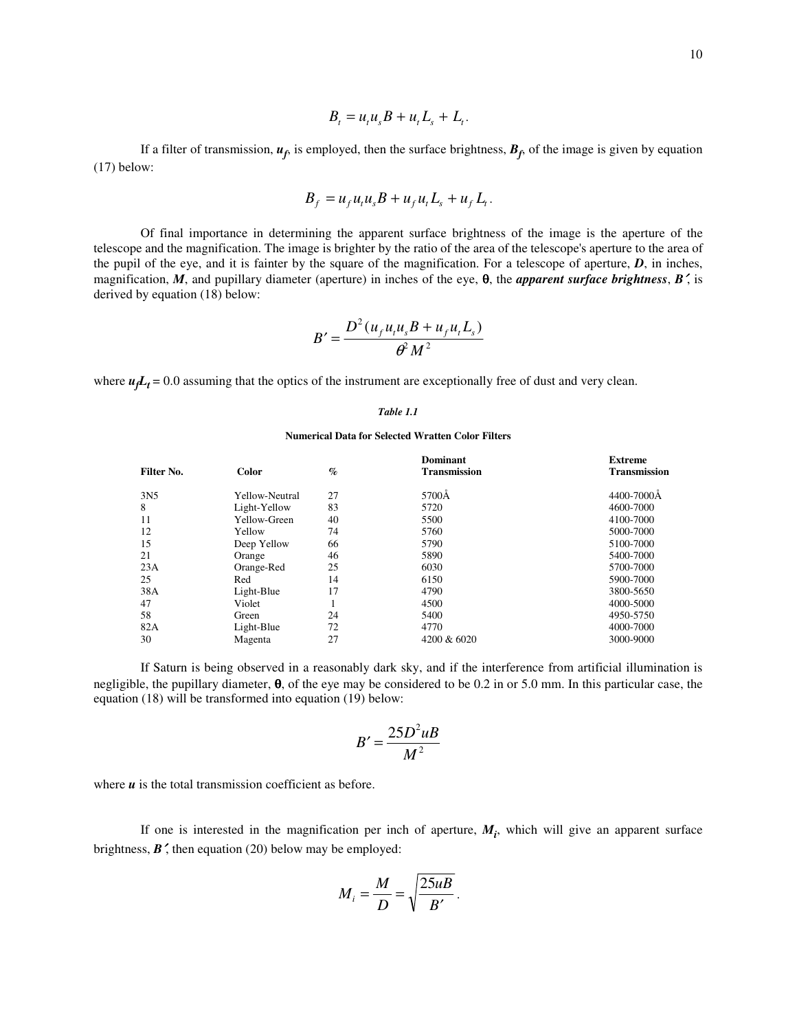$$B_t = u_t u_s B + u_t L_s + L_t.$$

If a filter of transmission, $u_f$, is employed, then the surface brightness, $B_f$, of the image is given by equation (17) below:

$$B_f = u_f u_t u_s B + u_f u_t L_s + u_f L_t.$$

Of final importance in determining the apparent surface brightness of the image is the aperture of the telescope and the magnification. The image is brighter by the ratio of the area of the telescope's aperture to the area of the pupil of the eye, and it is fainter by the square of the magnification. For a telescope of aperture, $D$, in inches, magnification, $M$, and pupillary diameter (aperture) in inches of the eye, $\theta$, the ***apparent surface brightness***, $B'$, is derived by equation (18) below:

$$B' = \frac{D^2 (u_f u_t u_s B + u_f u_t L_s)}{\theta^2 M^2}$$

where $u_f L_t = 0.0$ assuming that the optics of the instrument are exceptionally free of dust and very clean.

***Table 1.1***

**Numerical Data for Selected Wratten Color Filters**

| Filter No. | Color | % | Dominant Transmission | Extreme Transmission |
|---|---|---|---|---|
| 3N5 | Yellow-Neutral | 27 | 5700Å | 4400-7000Å |
| 8 | Light-Yellow | 83 | 5720 | 4600-7000 |
| 11 | Yellow-Green | 40 | 5500 | 4100-7000 |
| 12 | Yellow | 74 | 5760 | 5000-7000 |
| 15 | Deep Yellow | 66 | 5790 | 5100-7000 |
| 21 | Orange | 46 | 5890 | 5400-7000 |
| 23A | Orange-Red | 25 | 6030 | 5700-7000 |
| 25 | Red | 14 | 6150 | 5900-7000 |
| 38A | Light-Blue | 17 | 4790 | 3800-5650 |
| 47 | Violet | 1 | 4500 | 4000-5000 |
| 58 | Green | 24 | 5400 | 4950-5750 |
| 82A | Light-Blue | 72 | 4770 | 4000-7000 |
| 30 | Magenta | 27 | 4200 & 6020 | 3000-9000 |

If Saturn is being observed in a reasonably dark sky, and if the interference from artificial illumination is negligible, the pupillary diameter, $\theta$, of the eye may be considered to be 0.2 in or 5.0 mm. In this particular case, the equation (18) will be transformed into equation (19) below:

$$B' = \frac{25 D^2 u B}{M^2}$$

where $u$ is the total transmission coefficient as before.

If one is interested in the magnification per inch of aperture, $M_i$, which will give an apparent surface brightness, $B'$, then equation (20) below may be employed:

$$M_i = \frac{M}{D} = \sqrt{\frac{25 u B}{B'}}.$$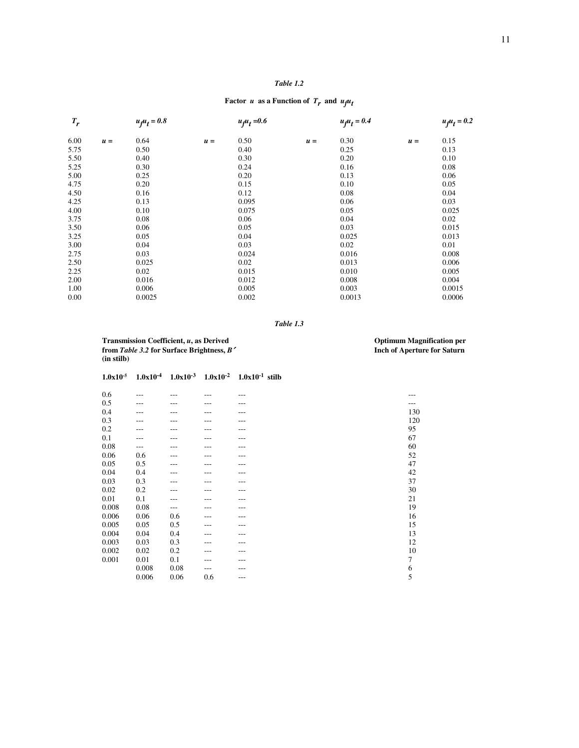*Table 1.2*

**Factor $u$ as a Function of $T_r$ and $u_f u_t$**

| $T_r$ | | $u_f u_t = 0.8$ | | $u_f u_t = 0.6$ | | $u_f u_t = 0.4$ | | $u_f u_t = 0.2$ |
|---|---|---|---|---|---|---|---|---|
| 6.00 | $u =$ | 0.64 | $u =$ | 0.50 | $u =$ | 0.30 | $u =$ | 0.15 |
| 5.75 | | 0.50 | | 0.40 | | 0.25 | | 0.13 |
| 5.50 | | 0.40 | | 0.30 | | 0.20 | | 0.10 |
| 5.25 | | 0.30 | | 0.24 | | 0.16 | | 0.08 |
| 5.00 | | 0.25 | | 0.20 | | 0.13 | | 0.06 |
| 4.75 | | 0.20 | | 0.15 | | 0.10 | | 0.05 |
| 4.50 | | 0.16 | | 0.12 | | 0.08 | | 0.04 |
| 4.25 | | 0.13 | | 0.095 | | 0.06 | | 0.03 |
| 4.00 | | 0.10 | | 0.075 | | 0.05 | | 0.025 |
| 3.75 | | 0.08 | | 0.06 | | 0.04 | | 0.02 |
| 3.50 | | 0.06 | | 0.05 | | 0.03 | | 0.015 |
| 3.25 | | 0.05 | | 0.04 | | 0.025 | | 0.013 |
| 3.00 | | 0.04 | | 0.03 | | 0.02 | | 0.01 |
| 2.75 | | 0.03 | | 0.024 | | 0.016 | | 0.008 |
| 2.50 | | 0.025 | | 0.02 | | 0.013 | | 0.006 |
| 2.25 | | 0.02 | | 0.015 | | 0.010 | | 0.005 |
| 2.00 | | 0.016 | | 0.012 | | 0.008 | | 0.004 |
| 1.00 | | 0.006 | | 0.005 | | 0.003 | | 0.0015 |
| 0.00 | | 0.0025 | | 0.002 | | 0.0013 | | 0.0006 |

*Table 1.3*

| **Transmission Coefficient, $u$, as Derived from *Table 3.2* for Surface Brightness, $B'$ (in stilb)** | | | | | **Optimum Magnification per Inch of Aperture for Saturn** |
|---|---|---|---|---|---|
| **$1.0\text{x}10^{-5}$** | **$1.0\text{x}10^{-4}$** | **$1.0\text{x}10^{-3}$** | **$1.0\text{x}10^{-2}$** | **$1.0\text{x}10^{-1}$ stilb** | |
| 0.6 | --- | --- | --- | --- | --- |
| 0.5 | --- | --- | --- | --- | --- |
| 0.4 | --- | --- | --- | --- | 130 |
| 0.3 | --- | --- | --- | --- | 120 |
| 0.2 | --- | --- | --- | --- | 95 |
| 0.1 | --- | --- | --- | --- | 67 |
| 0.08 | --- | --- | --- | --- | 60 |
| 0.06 | 0.6 | --- | --- | --- | 52 |
| 0.05 | 0.5 | --- | --- | --- | 47 |
| 0.04 | 0.4 | --- | --- | --- | 42 |
| 0.03 | 0.3 | --- | --- | --- | 37 |
| 0.02 | 0.2 | --- | --- | --- | 30 |
| 0.01 | 0.1 | --- | --- | --- | 21 |
| 0.008 | 0.08 | --- | --- | --- | 19 |
| 0.006 | 0.06 | 0.6 | --- | --- | 16 |
| 0.005 | 0.05 | 0.5 | --- | --- | 15 |
| 0.004 | 0.04 | 0.4 | --- | --- | 13 |
| 0.003 | 0.03 | 0.3 | --- | --- | 12 |
| 0.002 | 0.02 | 0.2 | --- | --- | 10 |
| 0.001 | 0.01 | 0.1 | --- | --- | 7 |
| | 0.008 | 0.08 | --- | --- | 6 |
| | 0.006 | 0.06 | 0.6 | --- | 5 |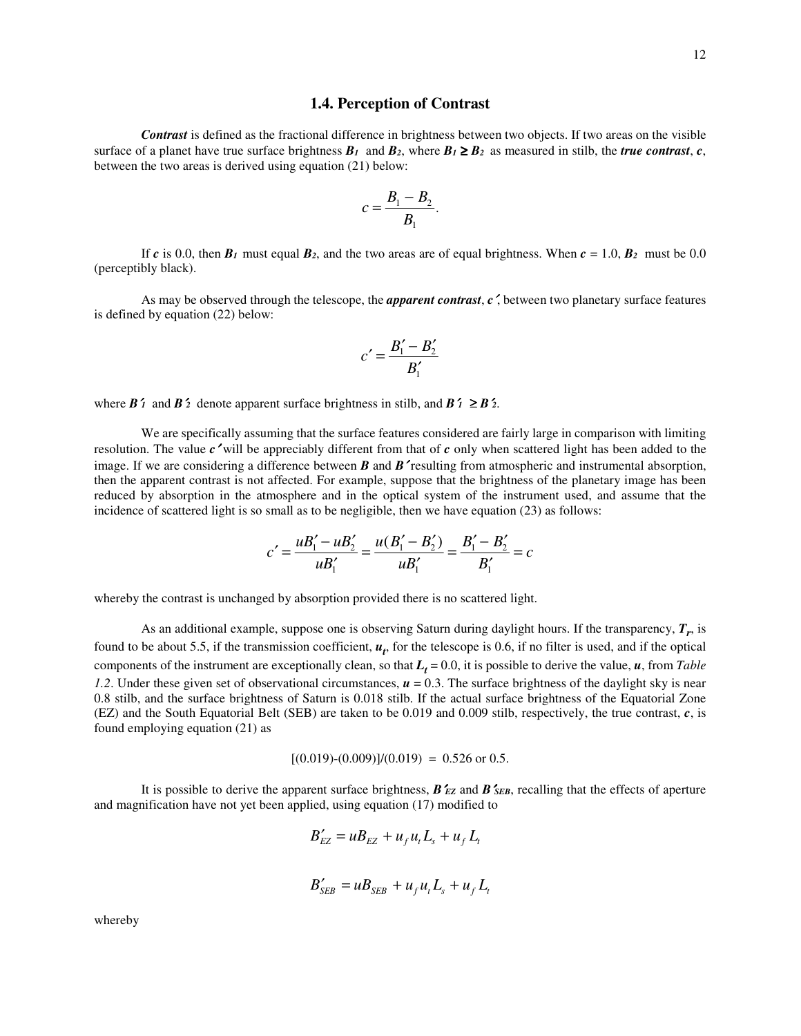## 1.4. Perception of Contrast

***Contrast*** is defined as the fractional difference in brightness between two objects. If two areas on the visible surface of a planet have true surface brightness $B_1$ and $B_2$, where $B_1 \geq B_2$ as measured in stilb, the ***true contrast***, $c$, between the two areas is derived using equation (21) below:

$$c = \frac{B_1 - B_2}{B_1}.$$

If $c$ is 0.0, then $B_1$ must equal $B_2$, and the two areas are of equal brightness. When $c$ = 1.0, $B_2$ must be 0.0 (perceptibly black).

As may be observed through the telescope, the ***apparent contrast***, $c'$, between two planetary surface features is defined by equation (22) below:

$$c' = \frac{B_1' - B_2'}{B_1'}$$

where $B'_1$ and $B'_2$ denote apparent surface brightness in stilb, and $B'_1 \geq B'_2$.

We are specifically assuming that the surface features considered are fairly large in comparison with limiting resolution. The value $c'$ will be appreciably different from that of $c$ only when scattered light has been added to the image. If we are considering a difference between $B$ and $B'$ resulting from atmospheric and instrumental absorption, then the apparent contrast is not affected. For example, suppose that the brightness of the planetary image has been reduced by absorption in the atmosphere and in the optical system of the instrument used, and assume that the incidence of scattered light is so small as to be negligible, then we have equation (23) as follows:

$$c' = \frac{uB_1' - uB_2'}{uB_1'} = \frac{u(B_1' - B_2')}{uB_1'} = \frac{B_1' - B_2'}{B_1'} = c$$

whereby the contrast is unchanged by absorption provided there is no scattered light.

As an additional example, suppose one is observing Saturn during daylight hours. If the transparency, $T_r$, is found to be about 5.5, if the transmission coefficient, $u_t$, for the telescope is 0.6, if no filter is used, and if the optical components of the instrument are exceptionally clean, so that $L_t$ = 0.0, it is possible to derive the value, $u$, from *Table 1.2*. Under these given set of observational circumstances, $u$ = 0.3. The surface brightness of the daylight sky is near 0.8 stilb, and the surface brightness of Saturn is 0.018 stilb. If the actual surface brightness of the Equatorial Zone (EZ) and the South Equatorial Belt (SEB) are taken to be 0.019 and 0.009 stilb, respectively, the true contrast, $c$, is found employing equation (21) as

[(0.019)-(0.009)]/(0.019) = 0.526 or 0.5.

It is possible to derive the apparent surface brightness, $B'_{EZ}$ and $B'_{SEB}$, recalling that the effects of aperture and magnification have not yet been applied, using equation (17) modified to

$$B'_{EZ} = uB_{EZ} + u_f u_t L_s + u_f L_t$$

$$B'_{SEB} = uB_{SEB} + u_f u_t L_s + u_f L_t$$

whereby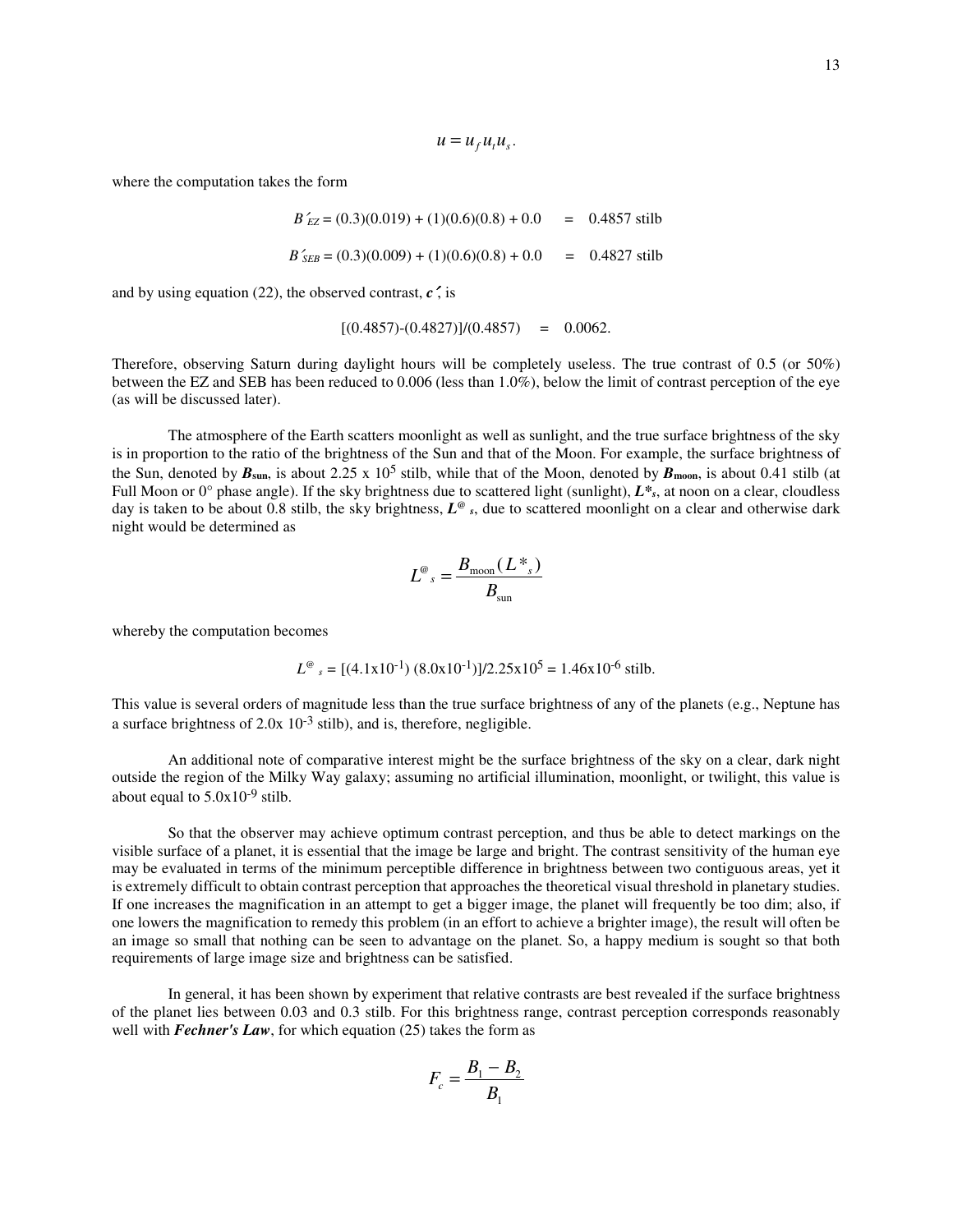$$u = u_f u_t u_s.$$

where the computation takes the form

$$B'_{EZ} = (0.3)(0.019) + (1)(0.6)(0.8) + 0.0 \quad = \quad 0.4857 \text{ stilb}$$

$$B'_{SEB} = (0.3)(0.009) + (1)(0.6)(0.8) + 0.0 \quad = \quad 0.4827 \text{ stilb}$$

and by using equation (22), the observed contrast, $c'$, is

$$[(0.4857)-(0.4827)]/(0.4857) \quad = \quad 0.0062.$$

Therefore, observing Saturn during daylight hours will be completely useless. The true contrast of 0.5 (or 50%) between the EZ and SEB has been reduced to 0.006 (less than 1.0%), below the limit of contrast perception of the eye (as will be discussed later).

The atmosphere of the Earth scatters moonlight as well as sunlight, and the true surface brightness of the sky is in proportion to the ratio of the brightness of the Sun and that of the Moon. For example, the surface brightness of the Sun, denoted by $\boldsymbol{B_{sun}}$, is about $2.25 \times 10^5$ stilb, while that of the Moon, denoted by $\boldsymbol{B_{moon}}$, is about 0.41 stilb (at Full Moon or 0° phase angle). If the sky brightness due to scattered light (sunlight), $\boldsymbol{L^*_s}$, at noon on a clear, cloudless day is taken to be about 0.8 stilb, the sky brightness, $\boldsymbol{L^@_s}$, due to scattered moonlight on a clear and otherwise dark night would be determined as

$$L^@_s = \frac{B_{\text{moon}}(L^*_s)}{B_{\text{sun}}}$$

whereby the computation becomes

$$L^@_s = [(4.1\text{x}10^{-1})\ (8.0\text{x}10^{-1})]/2.25\text{x}10^5 = 1.46\text{x}10^{-6} \text{ stilb}.$$

This value is several orders of magnitude less than the true surface brightness of any of the planets (e.g., Neptune has a surface brightness of $2.0\text{x}\ 10^{-3}$ stilb), and is, therefore, negligible.

An additional note of comparative interest might be the surface brightness of the sky on a clear, dark night outside the region of the Milky Way galaxy; assuming no artificial illumination, moonlight, or twilight, this value is about equal to $5.0\text{x}10^{-9}$ stilb.

So that the observer may achieve optimum contrast perception, and thus be able to detect markings on the visible surface of a planet, it is essential that the image be large and bright. The contrast sensitivity of the human eye may be evaluated in terms of the minimum perceptible difference in brightness between two contiguous areas, yet it is extremely difficult to obtain contrast perception that approaches the theoretical visual threshold in planetary studies. If one increases the magnification in an attempt to get a bigger image, the planet will frequently be too dim; also, if one lowers the magnification to remedy this problem (in an effort to achieve a brighter image), the result will often be an image so small that nothing can be seen to advantage on the planet. So, a happy medium is sought so that both requirements of large image size and brightness can be satisfied.

In general, it has been shown by experiment that relative contrasts are best revealed if the surface brightness of the planet lies between 0.03 and 0.3 stilb. For this brightness range, contrast perception corresponds reasonably well with ***Fechner's Law***, for which equation (25) takes the form as

$$F_c = \frac{B_1 - B_2}{B_1}$$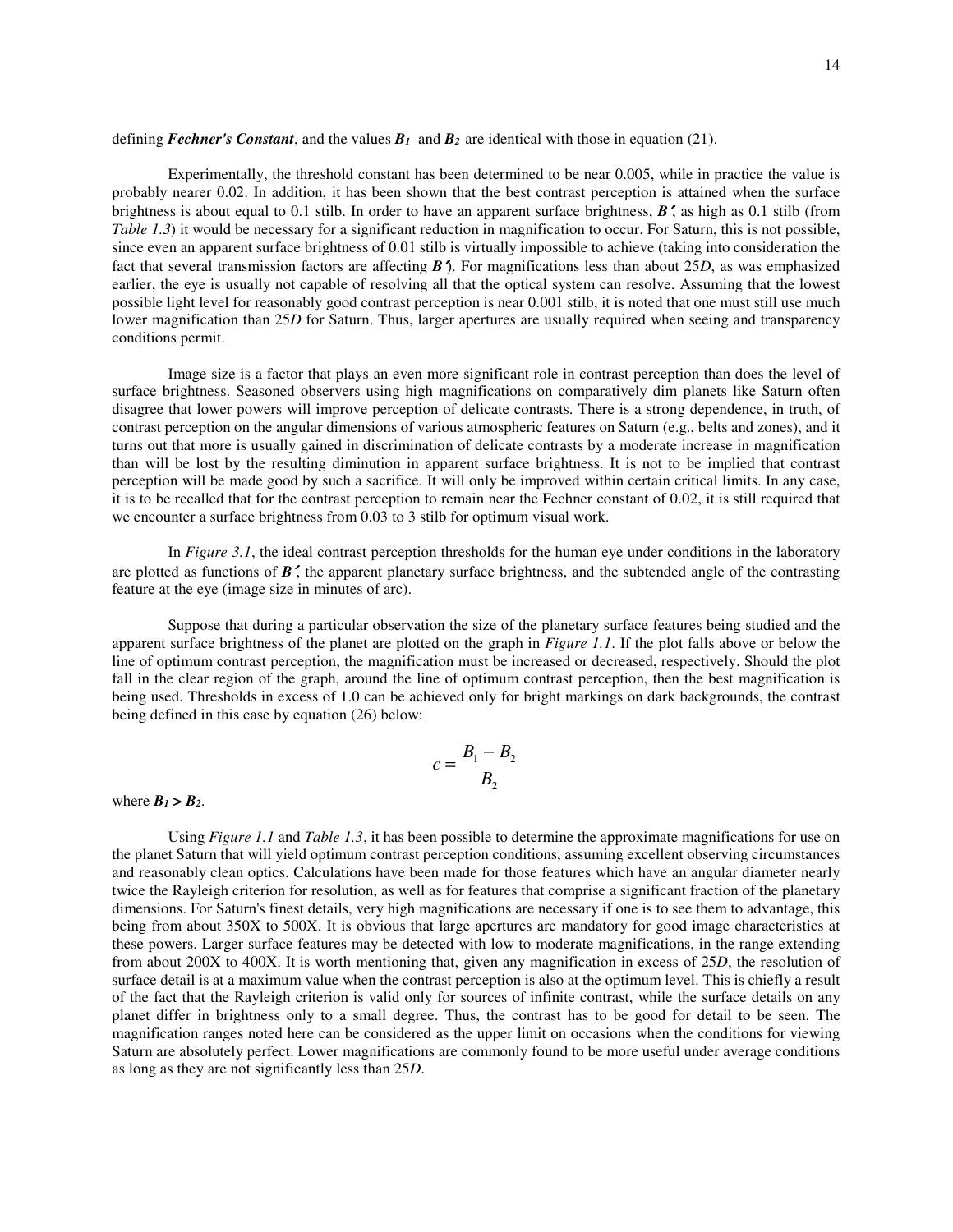defining ***Fechner's Constant***, and the values $B_1$ and $B_2$ are identical with those in equation (21).

Experimentally, the threshold constant has been determined to be near 0.005, while in practice the value is probably nearer 0.02. In addition, it has been shown that the best contrast perception is attained when the surface brightness is about equal to 0.1 stilb. In order to have an apparent surface brightness, $B'$, as high as 0.1 stilb (from *Table 1.3*) it would be necessary for a significant reduction in magnification to occur. For Saturn, this is not possible, since even an apparent surface brightness of 0.01 stilb is virtually impossible to achieve (taking into consideration the fact that several transmission factors are affecting $B'$). For magnifications less than about 25*D*, as was emphasized earlier, the eye is usually not capable of resolving all that the optical system can resolve. Assuming that the lowest possible light level for reasonably good contrast perception is near 0.001 stilb, it is noted that one must still use much lower magnification than 25*D* for Saturn. Thus, larger apertures are usually required when seeing and transparency conditions permit.

Image size is a factor that plays an even more significant role in contrast perception than does the level of surface brightness. Seasoned observers using high magnifications on comparatively dim planets like Saturn often disagree that lower powers will improve perception of delicate contrasts. There is a strong dependence, in truth, of contrast perception on the angular dimensions of various atmospheric features on Saturn (e.g., belts and zones), and it turns out that more is usually gained in discrimination of delicate contrasts by a moderate increase in magnification than will be lost by the resulting diminution in apparent surface brightness. It is not to be implied that contrast perception will be made good by such a sacrifice. It will only be improved within certain critical limits. In any case, it is to be recalled that for the contrast perception to remain near the Fechner constant of 0.02, it is still required that we encounter a surface brightness from 0.03 to 3 stilb for optimum visual work.

In *Figure 3.1*, the ideal contrast perception thresholds for the human eye under conditions in the laboratory are plotted as functions of $B'$, the apparent planetary surface brightness, and the subtended angle of the contrasting feature at the eye (image size in minutes of arc).

Suppose that during a particular observation the size of the planetary surface features being studied and the apparent surface brightness of the planet are plotted on the graph in *Figure 1.1*. If the plot falls above or below the line of optimum contrast perception, the magnification must be increased or decreased, respectively. Should the plot fall in the clear region of the graph, around the line of optimum contrast perception, then the best magnification is being used. Thresholds in excess of 1.0 can be achieved only for bright markings on dark backgrounds, the contrast being defined in this case by equation (26) below:

$$c = \frac{B_1 - B_2}{B_2}$$

where $B_1 > B_2$.

Using *Figure 1.1* and *Table 1.3*, it has been possible to determine the approximate magnifications for use on the planet Saturn that will yield optimum contrast perception conditions, assuming excellent observing circumstances and reasonably clean optics. Calculations have been made for those features which have an angular diameter nearly twice the Rayleigh criterion for resolution, as well as for features that comprise a significant fraction of the planetary dimensions. For Saturn's finest details, very high magnifications are necessary if one is to see them to advantage, this being from about 350X to 500X. It is obvious that large apertures are mandatory for good image characteristics at these powers. Larger surface features may be detected with low to moderate magnifications, in the range extending from about 200X to 400X. It is worth mentioning that, given any magnification in excess of 25*D*, the resolution of surface detail is at a maximum value when the contrast perception is also at the optimum level. This is chiefly a result of the fact that the Rayleigh criterion is valid only for sources of infinite contrast, while the surface details on any planet differ in brightness only to a small degree. Thus, the contrast has to be good for detail to be seen. The magnification ranges noted here can be considered as the upper limit on occasions when the conditions for viewing Saturn are absolutely perfect. Lower magnifications are commonly found to be more useful under average conditions as long as they are not significantly less than 25*D*.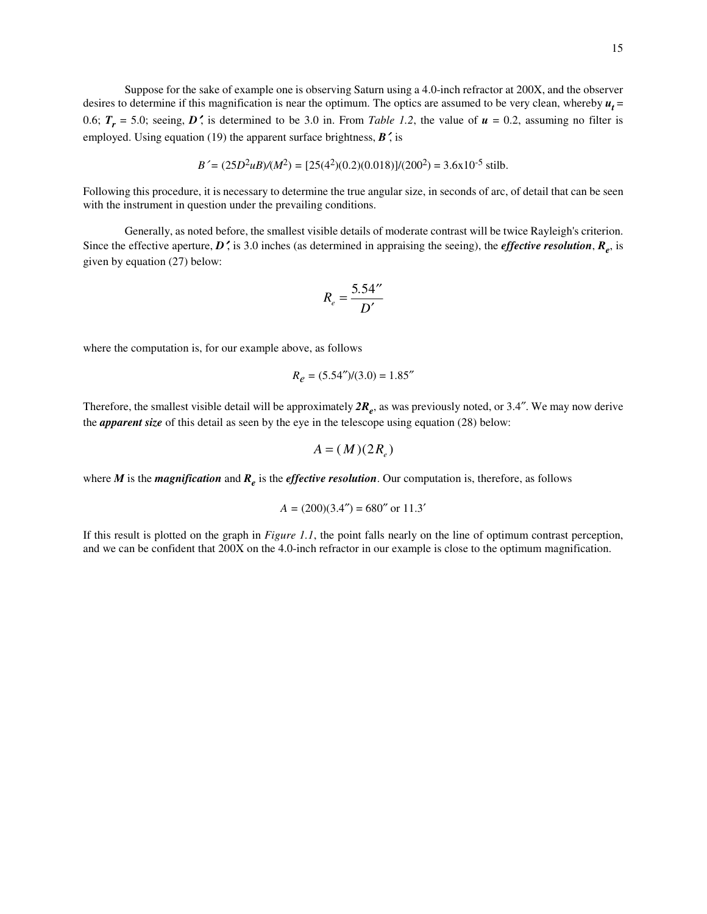Suppose for the sake of example one is observing Saturn using a 4.0-inch refractor at 200X, and the observer desires to determine if this magnification is near the optimum. The optics are assumed to be very clean, whereby $u_t$ = 0.6; $T_r$ = 5.0; seeing, $D'$, is determined to be 3.0 in. From *Table 1.2*, the value of $u$ = 0.2, assuming no filter is employed. Using equation (19) the apparent surface brightness, $B'$, is

$$B' = (25D^2uB)/(M^2) = [25(4^2)(0.2)(0.018)]/(200^2) = 3.6\text{x}10^{-5} \text{ stilb.}$$

Following this procedure, it is necessary to determine the true angular size, in seconds of arc, of detail that can be seen with the instrument in question under the prevailing conditions.

Generally, as noted before, the smallest visible details of moderate contrast will be twice Rayleigh's criterion. Since the effective aperture, $D'$, is 3.0 inches (as determined in appraising the seeing), the ***effective resolution***, $R_e$, is given by equation (27) below:

$$R_e = \frac{5.54''}{D'}$$

where the computation is, for our example above, as follows

$$R_e = (5.54'')/(3.0) = 1.85''$$

Therefore, the smallest visible detail will be approximately $2R_e$, as was previously noted, or 3.4″. We may now derive the ***apparent size*** of this detail as seen by the eye in the telescope using equation (28) below:

$$A = (M)(2R_e)$$

where $M$ is the ***magnification*** and $R_e$ is the ***effective resolution***. Our computation is, therefore, as follows

$$A = (200)(3.4'') = 680'' \text{ or } 11.3'$$

If this result is plotted on the graph in *Figure 1.1*, the point falls nearly on the line of optimum contrast perception, and we can be confident that 200X on the 4.0-inch refractor in our example is close to the optimum magnification.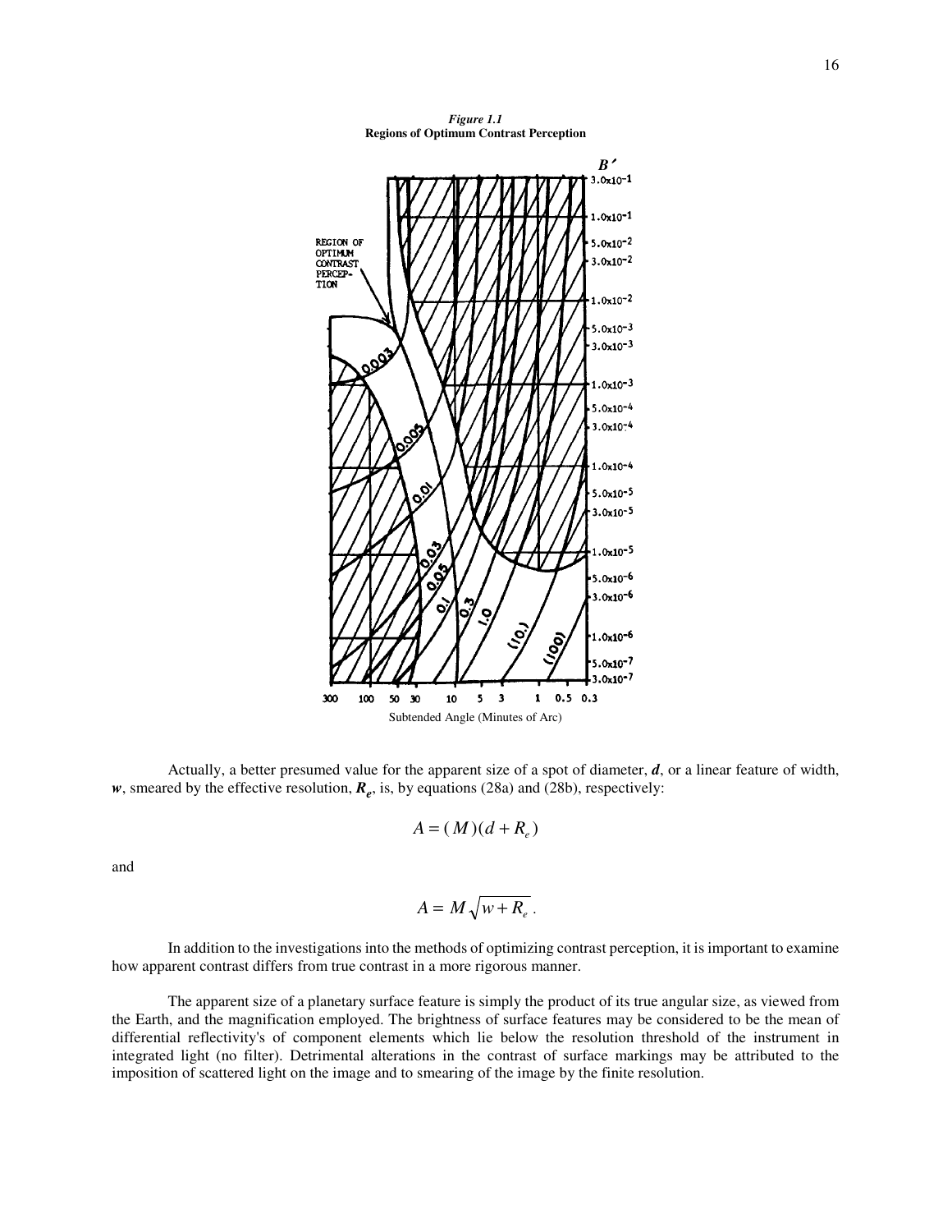*Figure 1.1*
**Regions of Optimum Contrast Perception**

Actually, a better presumed value for the apparent size of a spot of diameter, ***d***, or a linear feature of width, ***w***, smeared by the effective resolution, $R_e$, is, by equations (28a) and (28b), respectively:

$$A = (M)(d + R_e)$$

and

$$A = M\sqrt{w + R_e}\,.$$

In addition to the investigations into the methods of optimizing contrast perception, it is important to examine how apparent contrast differs from true contrast in a more rigorous manner.

The apparent size of a planetary surface feature is simply the product of its true angular size, as viewed from the Earth, and the magnification employed. The brightness of surface features may be considered to be the mean of differential reflectivity's of component elements which lie below the resolution threshold of the instrument in integrated light (no filter). Detrimental alterations in the contrast of surface markings may be attributed to the imposition of scattered light on the image and to smearing of the image by the finite resolution.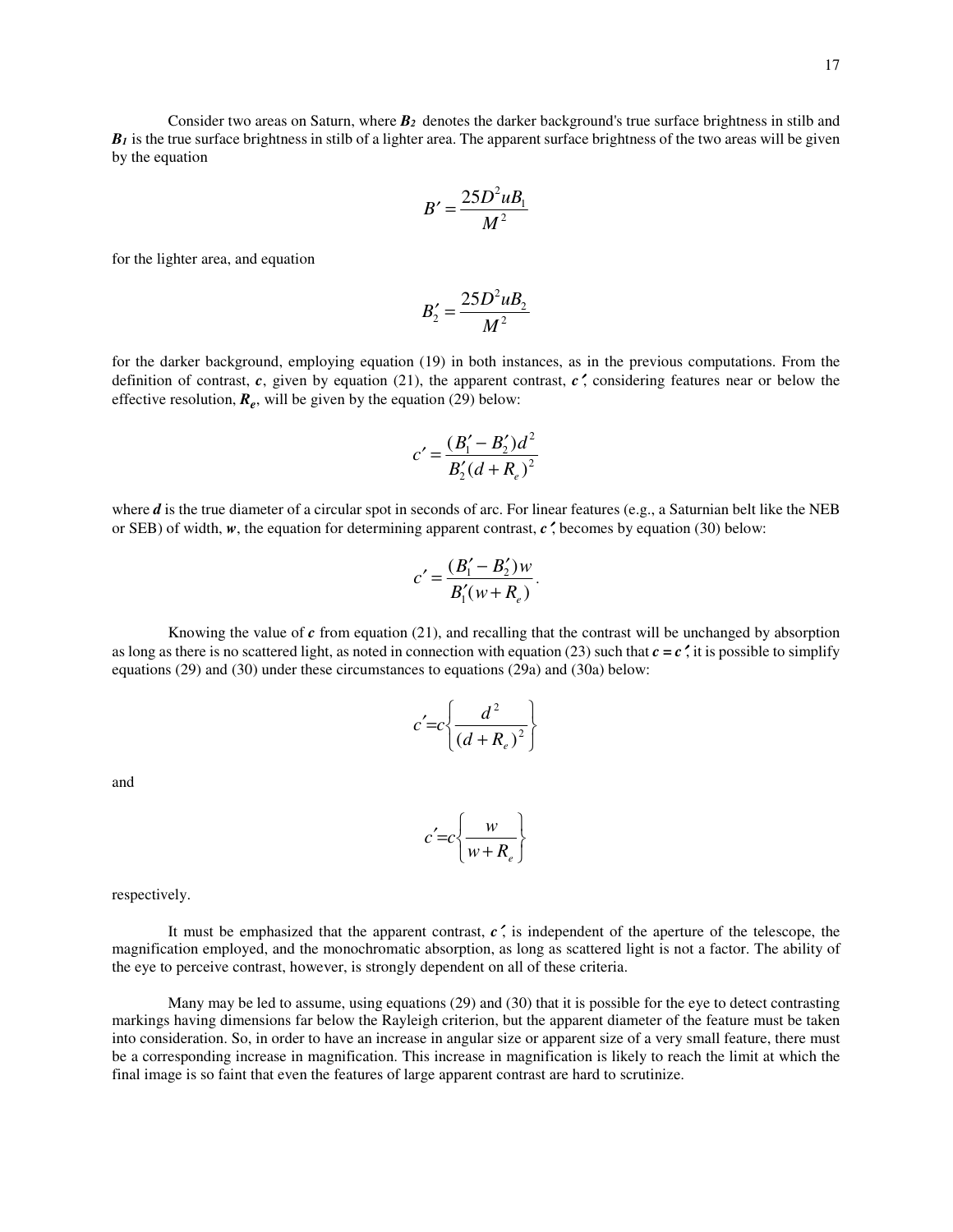Consider two areas on Saturn, where $B_2$ denotes the darker background's true surface brightness in stilb and $B_1$ is the true surface brightness in stilb of a lighter area. The apparent surface brightness of the two areas will be given by the equation

$$B' = \frac{25D^2 uB_1}{M^2}$$

for the lighter area, and equation

$$B_2' = \frac{25D^2 uB_2}{M^2}$$

for the darker background, employing equation (19) in both instances, as in the previous computations. From the definition of contrast, $c$, given by equation (21), the apparent contrast, $c'$, considering features near or below the effective resolution, $R_e$, will be given by the equation (29) below:

$$c' = \frac{(B_1' - B_2')d^2}{B_2'(d + R_e)^2}$$

where $d$ is the true diameter of a circular spot in seconds of arc. For linear features (e.g., a Saturnian belt like the NEB or SEB) of width, $w$, the equation for determining apparent contrast, $c'$, becomes by equation (30) below:

$$c' = \frac{(B_1' - B_2')w}{B_1'(w + R_e)}.$$

Knowing the value of $c$ from equation (21), and recalling that the contrast will be unchanged by absorption as long as there is no scattered light, as noted in connection with equation (23) such that $c = c'$, it is possible to simplify equations (29) and (30) under these circumstances to equations (29a) and (30a) below:

$$c' = c\left\{\frac{d^2}{(d + R_e)^2}\right\}$$

and

$$c' = c\left\{\frac{w}{w + R_e}\right\}$$

respectively.

It must be emphasized that the apparent contrast, $c'$, is independent of the aperture of the telescope, the magnification employed, and the monochromatic absorption, as long as scattered light is not a factor. The ability of the eye to perceive contrast, however, is strongly dependent on all of these criteria.

Many may be led to assume, using equations (29) and (30) that it is possible for the eye to detect contrasting markings having dimensions far below the Rayleigh criterion, but the apparent diameter of the feature must be taken into consideration. So, in order to have an increase in angular size or apparent size of a very small feature, there must be a corresponding increase in magnification. This increase in magnification is likely to reach the limit at which the final image is so faint that even the features of large apparent contrast are hard to scrutinize.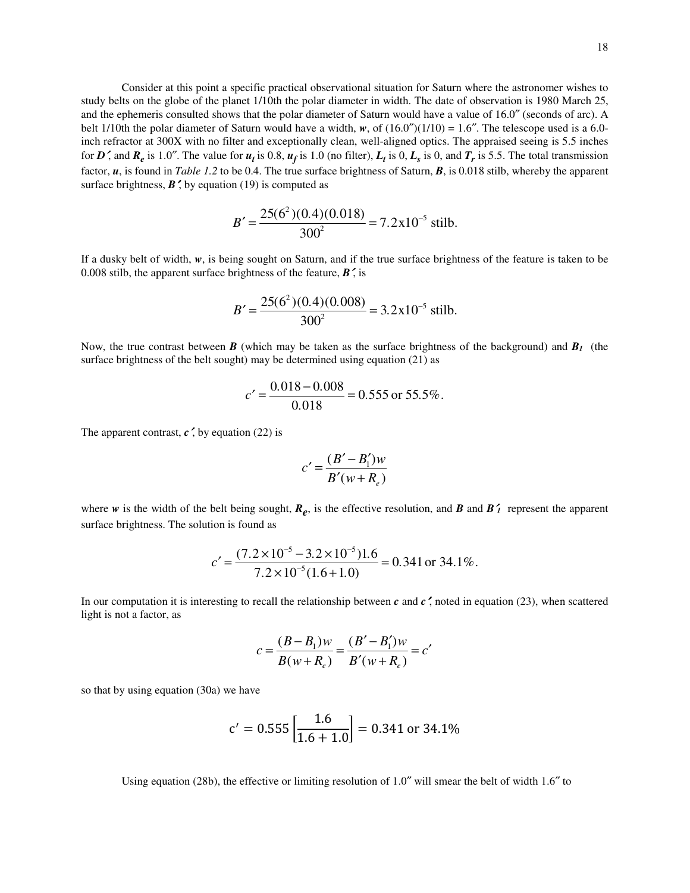Consider at this point a specific practical observational situation for Saturn where the astronomer wishes to study belts on the globe of the planet 1/10th the polar diameter in width. The date of observation is 1980 March 25, and the ephemeris consulted shows that the polar diameter of Saturn would have a value of 16.0″ (seconds of arc). A belt 1/10th the polar diameter of Saturn would have a width, $w$, of (16.0″)(1/10) = 1.6″. The telescope used is a 6.0-inch refractor at 300X with no filter and exceptionally clean, well-aligned optics. The appraised seeing is 5.5 inches for $D'$, and $R_e$ is 1.0″. The value for $u_t$ is 0.8, $u_f$ is 1.0 (no filter), $L_t$ is 0, $L_s$ is 0, and $T_r$ is 5.5. The total transmission factor, $u$, is found in *Table 1.2* to be 0.4. The true surface brightness of Saturn, $B$, is 0.018 stilb, whereby the apparent surface brightness, $B'$, by equation (19) is computed as

$$B' = \frac{25(6^2)(0.4)(0.018)}{300^2} = 7.2\text{x}10^{-5} \text{ stilb.}$$

If a dusky belt of width, $w$, is being sought on Saturn, and if the true surface brightness of the feature is taken to be 0.008 stilb, the apparent surface brightness of the feature, $B'$, is

$$B' = \frac{25(6^2)(0.4)(0.008)}{300^2} = 3.2\text{x}10^{-5} \text{ stilb.}$$

Now, the true contrast between $B$ (which may be taken as the surface brightness of the background) and $B_1$ (the surface brightness of the belt sought) may be determined using equation (21) as

$$c' = \frac{0.018 - 0.008}{0.018} = 0.555 \text{ or } 55.5\%.$$

The apparent contrast, $c'$, by equation (22) is

$$c' = \frac{(B' - B_1')w}{B'(w + R_e)}$$

where $w$ is the width of the belt being sought, $R_e$, is the effective resolution, and $B$ and $B'_1$ represent the apparent surface brightness. The solution is found as

$$c' = \frac{(7.2 \times 10^{-5} - 3.2 \times 10^{-5})1.6}{7.2 \times 10^{-5}(1.6 + 1.0)} = 0.341 \text{ or } 34.1\%.$$

In our computation it is interesting to recall the relationship between $c$ and $c'$, noted in equation (23), when scattered light is not a factor, as

$$c = \frac{(B - B_1)w}{B(w + R_e)} = \frac{(B' - B_1')w}{B'(w + R_e)} = c'$$

so that by using equation (30a) we have

$$c' = 0.555 \left[\frac{1.6}{1.6 + 1.0}\right] = 0.341 \text{ or } 34.1\%$$

Using equation (28b), the effective or limiting resolution of 1.0″ will smear the belt of width 1.6″ to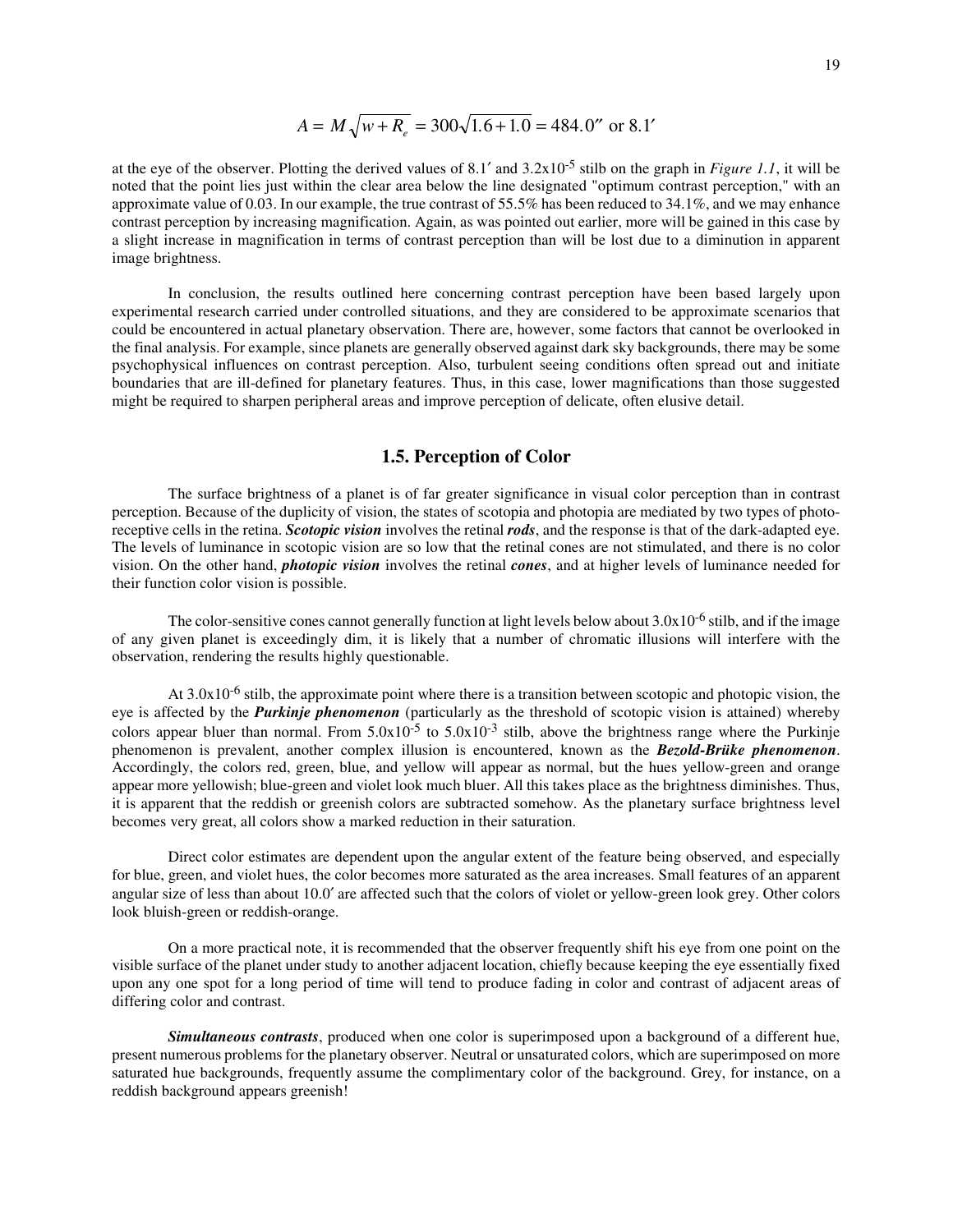$$A = M\sqrt{w + R_e} = 300\sqrt{1.6 + 1.0} = 484.0'' \text{ or } 8.1'$$

at the eye of the observer. Plotting the derived values of 8.1′ and $3.2 \times 10^{-5}$ stilb on the graph in *Figure 1.1*, it will be noted that the point lies just within the clear area below the line designated "optimum contrast perception," with an approximate value of 0.03. In our example, the true contrast of 55.5% has been reduced to 34.1%, and we may enhance contrast perception by increasing magnification. Again, as was pointed out earlier, more will be gained in this case by a slight increase in magnification in terms of contrast perception than will be lost due to a diminution in apparent image brightness.

In conclusion, the results outlined here concerning contrast perception have been based largely upon experimental research carried under controlled situations, and they are considered to be approximate scenarios that could be encountered in actual planetary observation. There are, however, some factors that cannot be overlooked in the final analysis. For example, since planets are generally observed against dark sky backgrounds, there may be some psychophysical influences on contrast perception. Also, turbulent seeing conditions often spread out and initiate boundaries that are ill-defined for planetary features. Thus, in this case, lower magnifications than those suggested might be required to sharpen peripheral areas and improve perception of delicate, often elusive detail.

## 1.5. Perception of Color

The surface brightness of a planet is of far greater significance in visual color perception than in contrast perception. Because of the duplicity of vision, the states of scotopia and photopia are mediated by two types of photo-receptive cells in the retina. ***Scotopic vision*** involves the retinal ***rods***, and the response is that of the dark-adapted eye. The levels of luminance in scotopic vision are so low that the retinal cones are not stimulated, and there is no color vision. On the other hand, ***photopic vision*** involves the retinal ***cones***, and at higher levels of luminance needed for their function color vision is possible.

The color-sensitive cones cannot generally function at light levels below about $3.0 \times 10^{-6}$ stilb, and if the image of any given planet is exceedingly dim, it is likely that a number of chromatic illusions will interfere with the observation, rendering the results highly questionable.

At $3.0 \times 10^{-6}$ stilb, the approximate point where there is a transition between scotopic and photopic vision, the eye is affected by the ***Purkinje phenomenon*** (particularly as the threshold of scotopic vision is attained) whereby colors appear bluer than normal. From $5.0 \times 10^{-5}$ to $5.0 \times 10^{-3}$ stilb, above the brightness range where the Purkinje phenomenon is prevalent, another complex illusion is encountered, known as the ***Bezold-Brüke phenomenon***. Accordingly, the colors red, green, blue, and yellow will appear as normal, but the hues yellow-green and orange appear more yellowish; blue-green and violet look much bluer. All this takes place as the brightness diminishes. Thus, it is apparent that the reddish or greenish colors are subtracted somehow. As the planetary surface brightness level becomes very great, all colors show a marked reduction in their saturation.

Direct color estimates are dependent upon the angular extent of the feature being observed, and especially for blue, green, and violet hues, the color becomes more saturated as the area increases. Small features of an apparent angular size of less than about 10.0′ are affected such that the colors of violet or yellow-green look grey. Other colors look bluish-green or reddish-orange.

On a more practical note, it is recommended that the observer frequently shift his eye from one point on the visible surface of the planet under study to another adjacent location, chiefly because keeping the eye essentially fixed upon any one spot for a long period of time will tend to produce fading in color and contrast of adjacent areas of differing color and contrast.

***Simultaneous contrasts***, produced when one color is superimposed upon a background of a different hue, present numerous problems for the planetary observer. Neutral or unsaturated colors, which are superimposed on more saturated hue backgrounds, frequently assume the complimentary color of the background. Grey, for instance, on a reddish background appears greenish!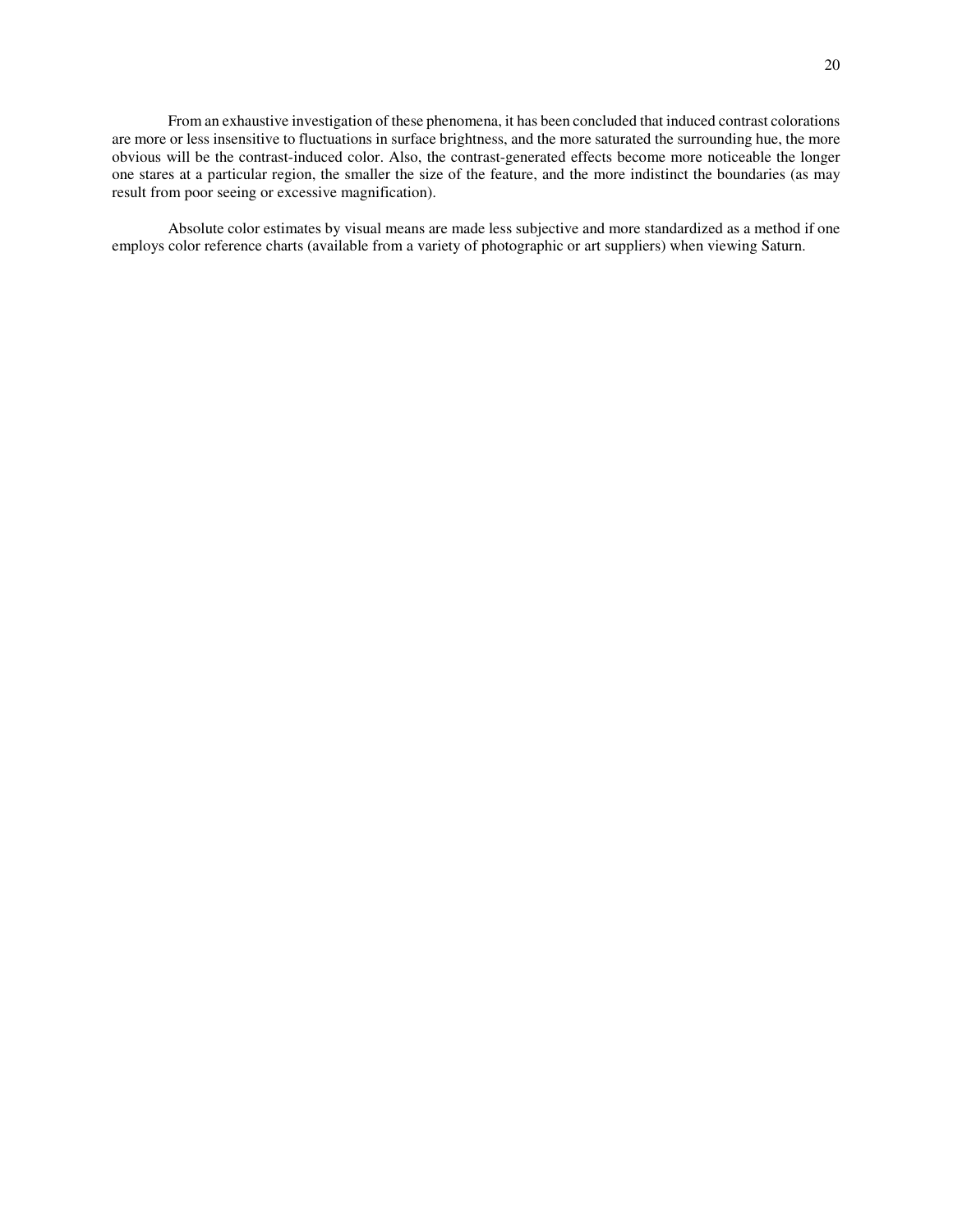From an exhaustive investigation of these phenomena, it has been concluded that induced contrast colorations are more or less insensitive to fluctuations in surface brightness, and the more saturated the surrounding hue, the more obvious will be the contrast-induced color. Also, the contrast-generated effects become more noticeable the longer one stares at a particular region, the smaller the size of the feature, and the more indistinct the boundaries (as may result from poor seeing or excessive magnification).

Absolute color estimates by visual means are made less subjective and more standardized as a method if one employs color reference charts (available from a variety of photographic or art suppliers) when viewing Saturn.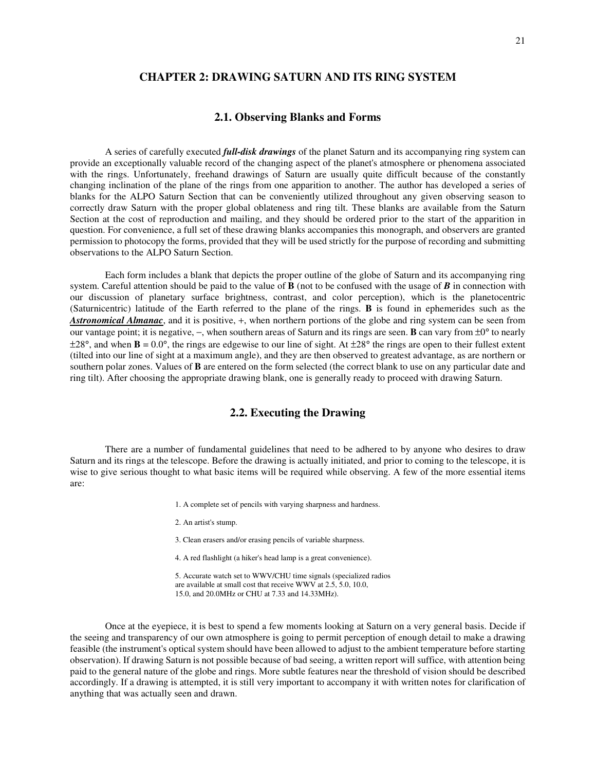# CHAPTER 2: DRAWING SATURN AND ITS RING SYSTEM

## 2.1. Observing Blanks and Forms

A series of carefully executed ***full-disk drawings*** of the planet Saturn and its accompanying ring system can provide an exceptionally valuable record of the changing aspect of the planet's atmosphere or phenomena associated with the rings. Unfortunately, freehand drawings of Saturn are usually quite difficult because of the constantly changing inclination of the plane of the rings from one apparition to another. The author has developed a series of blanks for the ALPO Saturn Section that can be conveniently utilized throughout any given observing season to correctly draw Saturn with the proper global oblateness and ring tilt. These blanks are available from the Saturn Section at the cost of reproduction and mailing, and they should be ordered prior to the start of the apparition in question. For convenience, a full set of these drawing blanks accompanies this monograph, and observers are granted permission to photocopy the forms, provided that they will be used strictly for the purpose of recording and submitting observations to the ALPO Saturn Section.

Each form includes a blank that depicts the proper outline of the globe of Saturn and its accompanying ring system. Careful attention should be paid to the value of **B** (not to be confused with the usage of ***B*** in connection with our discussion of planetary surface brightness, contrast, and color perception), which is the planetocentric (Saturnicentric) latitude of the Earth referred to the plane of the rings. **B** is found in ephemerides such as the ***Astronomical Almanac***, and it is positive, +, when northern portions of the globe and ring system can be seen from our vantage point; it is negative, −, when southern areas of Saturn and its rings are seen. **B** can vary from ±0° to nearly ±28°, and when **B** = 0.0°, the rings are edgewise to our line of sight. At ±28° the rings are open to their fullest extent (tilted into our line of sight at a maximum angle), and they are then observed to greatest advantage, as are northern or southern polar zones. Values of **B** are entered on the form selected (the correct blank to use on any particular date and ring tilt). After choosing the appropriate drawing blank, one is generally ready to proceed with drawing Saturn.

## 2.2. Executing the Drawing

There are a number of fundamental guidelines that need to be adhered to by anyone who desires to draw Saturn and its rings at the telescope. Before the drawing is actually initiated, and prior to coming to the telescope, it is wise to give serious thought to what basic items will be required while observing. A few of the more essential items are:

1. A complete set of pencils with varying sharpness and hardness.

2. An artist's stump.

3. Clean erasers and/or erasing pencils of variable sharpness.

4. A red flashlight (a hiker's head lamp is a great convenience).

5. Accurate watch set to WWV/CHU time signals (specialized radios are available at small cost that receive WWV at 2.5, 5.0, 10.0, 15.0, and 20.0MHz or CHU at 7.33 and 14.33MHz).

Once at the eyepiece, it is best to spend a few moments looking at Saturn on a very general basis. Decide if the seeing and transparency of our own atmosphere is going to permit perception of enough detail to make a drawing feasible (the instrument's optical system should have been allowed to adjust to the ambient temperature before starting observation). If drawing Saturn is not possible because of bad seeing, a written report will suffice, with attention being paid to the general nature of the globe and rings. More subtle features near the threshold of vision should be described accordingly. If a drawing is attempted, it is still very important to accompany it with written notes for clarification of anything that was actually seen and drawn.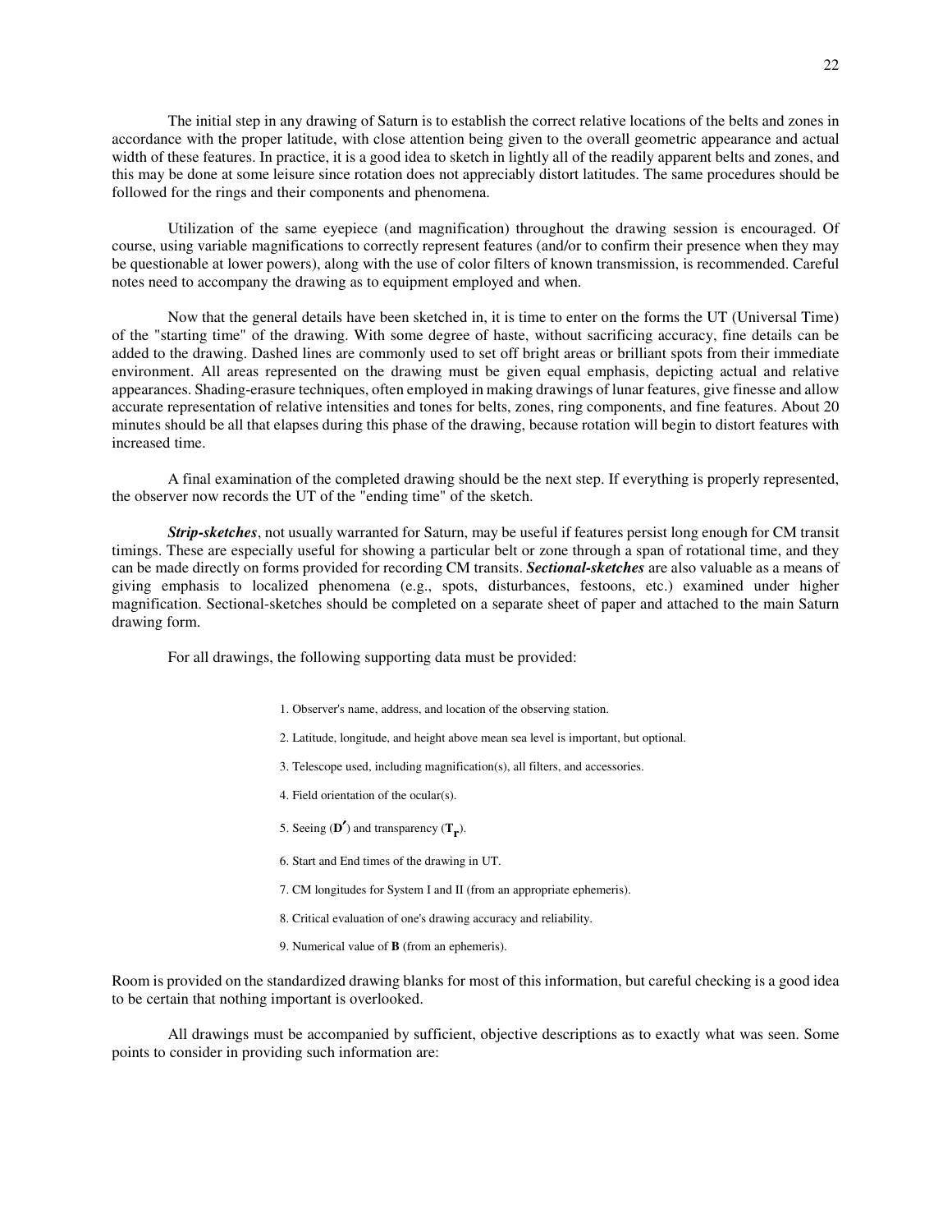The initial step in any drawing of Saturn is to establish the correct relative locations of the belts and zones in accordance with the proper latitude, with close attention being given to the overall geometric appearance and actual width of these features. In practice, it is a good idea to sketch in lightly all of the readily apparent belts and zones, and this may be done at some leisure since rotation does not appreciably distort latitudes. The same procedures should be followed for the rings and their components and phenomena.

Utilization of the same eyepiece (and magnification) throughout the drawing session is encouraged. Of course, using variable magnifications to correctly represent features (and/or to confirm their presence when they may be questionable at lower powers), along with the use of color filters of known transmission, is recommended. Careful notes need to accompany the drawing as to equipment employed and when.

Now that the general details have been sketched in, it is time to enter on the forms the UT (Universal Time) of the "starting time" of the drawing. With some degree of haste, without sacrificing accuracy, fine details can be added to the drawing. Dashed lines are commonly used to set off bright areas or brilliant spots from their immediate environment. All areas represented on the drawing must be given equal emphasis, depicting actual and relative appearances. Shading-erasure techniques, often employed in making drawings of lunar features, give finesse and allow accurate representation of relative intensities and tones for belts, zones, ring components, and fine features. About 20 minutes should be all that elapses during this phase of the drawing, because rotation will begin to distort features with increased time.

A final examination of the completed drawing should be the next step. If everything is properly represented, the observer now records the UT of the "ending time" of the sketch.

***Strip-sketches***, not usually warranted for Saturn, may be useful if features persist long enough for CM transit timings. These are especially useful for showing a particular belt or zone through a span of rotational time, and they can be made directly on forms provided for recording CM transits. ***Sectional-sketches*** are also valuable as a means of giving emphasis to localized phenomena (e.g., spots, disturbances, festoons, etc.) examined under higher magnification. Sectional-sketches should be completed on a separate sheet of paper and attached to the main Saturn drawing form.

For all drawings, the following supporting data must be provided:

1. Observer's name, address, and location of the observing station.
2. Latitude, longitude, and height above mean sea level is important, but optional.
3. Telescope used, including magnification(s), all filters, and accessories.
4. Field orientation of the ocular(s).
5. Seeing ($\mathbf{D'}$) and transparency ($\mathbf{T_r}$).
6. Start and End times of the drawing in UT.
7. CM longitudes for System I and II (from an appropriate ephemeris).
8. Critical evaluation of one's drawing accuracy and reliability.
9. Numerical value of **B** (from an ephemeris).

Room is provided on the standardized drawing blanks for most of this information, but careful checking is a good idea to be certain that nothing important is overlooked.

All drawings must be accompanied by sufficient, objective descriptions as to exactly what was seen. Some points to consider in providing such information are: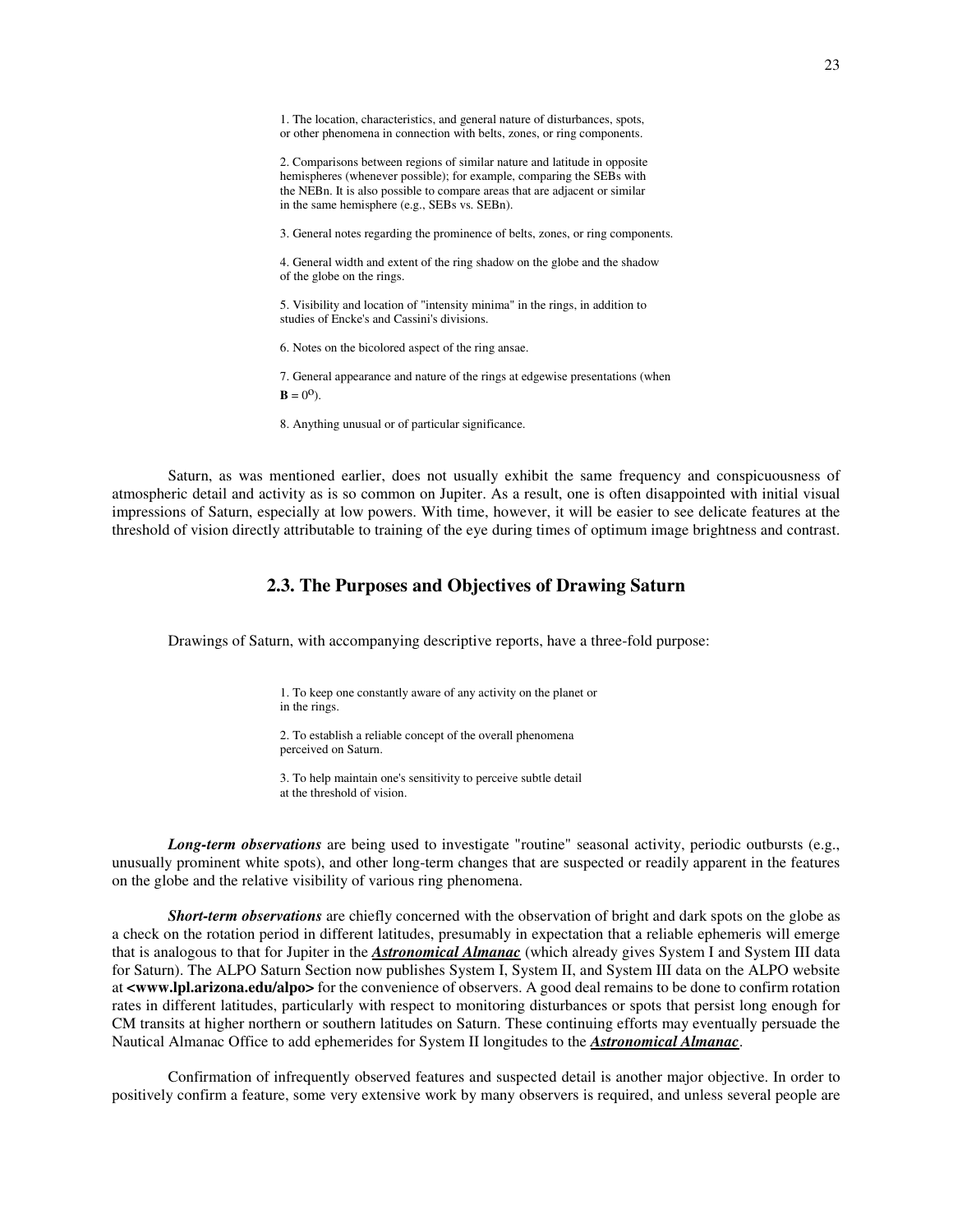1. The location, characteristics, and general nature of disturbances, spots, or other phenomena in connection with belts, zones, or ring components.

2. Comparisons between regions of similar nature and latitude in opposite hemispheres (whenever possible); for example, comparing the SEBs with the NEBn. It is also possible to compare areas that are adjacent or similar in the same hemisphere (e.g., SEBs vs. SEBn).

3. General notes regarding the prominence of belts, zones, or ring components.

4. General width and extent of the ring shadow on the globe and the shadow of the globe on the rings.

5. Visibility and location of "intensity minima" in the rings, in addition to studies of Encke's and Cassini's divisions.

6. Notes on the bicolored aspect of the ring ansae.

7. General appearance and nature of the rings at edgewise presentations (when **B** = $0^{\circ}$).

8. Anything unusual or of particular significance.

Saturn, as was mentioned earlier, does not usually exhibit the same frequency and conspicuousness of atmospheric detail and activity as is so common on Jupiter. As a result, one is often disappointed with initial visual impressions of Saturn, especially at low powers. With time, however, it will be easier to see delicate features at the threshold of vision directly attributable to training of the eye during times of optimum image brightness and contrast.

## 2.3. The Purposes and Objectives of Drawing Saturn

Drawings of Saturn, with accompanying descriptive reports, have a three-fold purpose:

1. To keep one constantly aware of any activity on the planet or in the rings.

2. To establish a reliable concept of the overall phenomena perceived on Saturn.

3. To help maintain one's sensitivity to perceive subtle detail at the threshold of vision.

***Long-term observations*** are being used to investigate "routine" seasonal activity, periodic outbursts (e.g., unusually prominent white spots), and other long-term changes that are suspected or readily apparent in the features on the globe and the relative visibility of various ring phenomena.

***Short-term observations*** are chiefly concerned with the observation of bright and dark spots on the globe as a check on the rotation period in different latitudes, presumably in expectation that a reliable ephemeris will emerge that is analogous to that for Jupiter in the ***Astronomical Almanac*** (which already gives System I and System III data for Saturn). The ALPO Saturn Section now publishes System I, System II, and System III data on the ALPO website at **<www.lpl.arizona.edu/alpo>** for the convenience of observers. A good deal remains to be done to confirm rotation rates in different latitudes, particularly with respect to monitoring disturbances or spots that persist long enough for CM transits at higher northern or southern latitudes on Saturn. These continuing efforts may eventually persuade the Nautical Almanac Office to add ephemerides for System II longitudes to the ***Astronomical Almanac***.

Confirmation of infrequently observed features and suspected detail is another major objective. In order to positively confirm a feature, some very extensive work by many observers is required, and unless several people are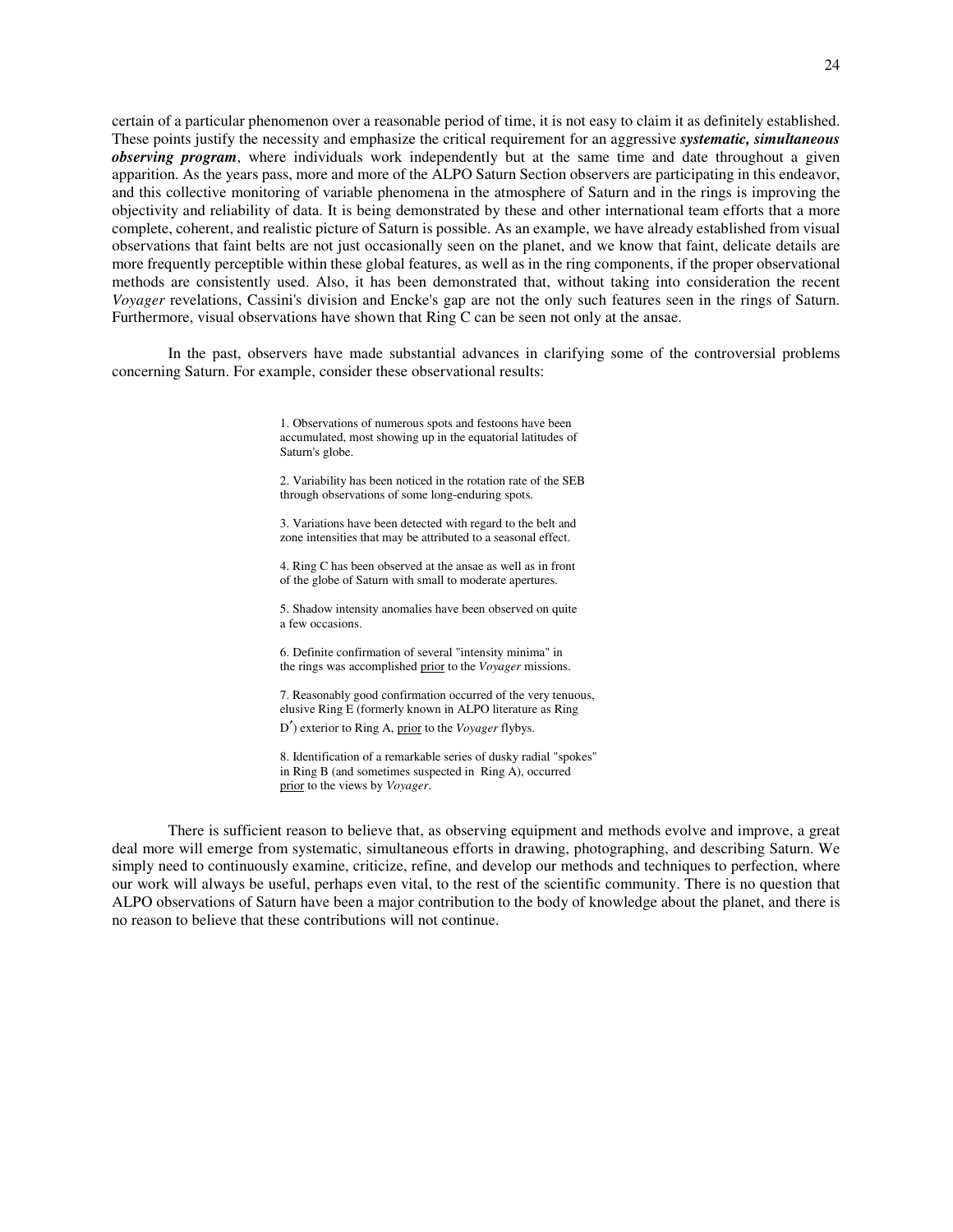certain of a particular phenomenon over a reasonable period of time, it is not easy to claim it as definitely established. These points justify the necessity and emphasize the critical requirement for an aggressive ***systematic, simultaneous observing program***, where individuals work independently but at the same time and date throughout a given apparition. As the years pass, more and more of the ALPO Saturn Section observers are participating in this endeavor, and this collective monitoring of variable phenomena in the atmosphere of Saturn and in the rings is improving the objectivity and reliability of data. It is being demonstrated by these and other international team efforts that a more complete, coherent, and realistic picture of Saturn is possible. As an example, we have already established from visual observations that faint belts are not just occasionally seen on the planet, and we know that faint, delicate details are more frequently perceptible within these global features, as well as in the ring components, if the proper observational methods are consistently used. Also, it has been demonstrated that, without taking into consideration the recent *Voyager* revelations, Cassini's division and Encke's gap are not the only such features seen in the rings of Saturn. Furthermore, visual observations have shown that Ring C can be seen not only at the ansae.

In the past, observers have made substantial advances in clarifying some of the controversial problems concerning Saturn. For example, consider these observational results:

1. Observations of numerous spots and festoons have been accumulated, most showing up in the equatorial latitudes of Saturn's globe.

2. Variability has been noticed in the rotation rate of the SEB through observations of some long-enduring spots.

3. Variations have been detected with regard to the belt and zone intensities that may be attributed to a seasonal effect.

4. Ring C has been observed at the ansae as well as in front of the globe of Saturn with small to moderate apertures.

5. Shadow intensity anomalies have been observed on quite a few occasions.

6. Definite confirmation of several "intensity minima" in the rings was accomplished <u>prior</u> to the *Voyager* missions.

7. Reasonably good confirmation occurred of the very tenuous, elusive Ring E (formerly known in ALPO literature as Ring D′) exterior to Ring A, <u>prior</u> to the *Voyager* flybys.

8. Identification of a remarkable series of dusky radial "spokes" in Ring B (and sometimes suspected in Ring A), occurred <u>prior</u> to the views by *Voyager*.

There is sufficient reason to believe that, as observing equipment and methods evolve and improve, a great deal more will emerge from systematic, simultaneous efforts in drawing, photographing, and describing Saturn. We simply need to continuously examine, criticize, refine, and develop our methods and techniques to perfection, where our work will always be useful, perhaps even vital, to the rest of the scientific community. There is no question that ALPO observations of Saturn have been a major contribution to the body of knowledge about the planet, and there is no reason to believe that these contributions will not continue.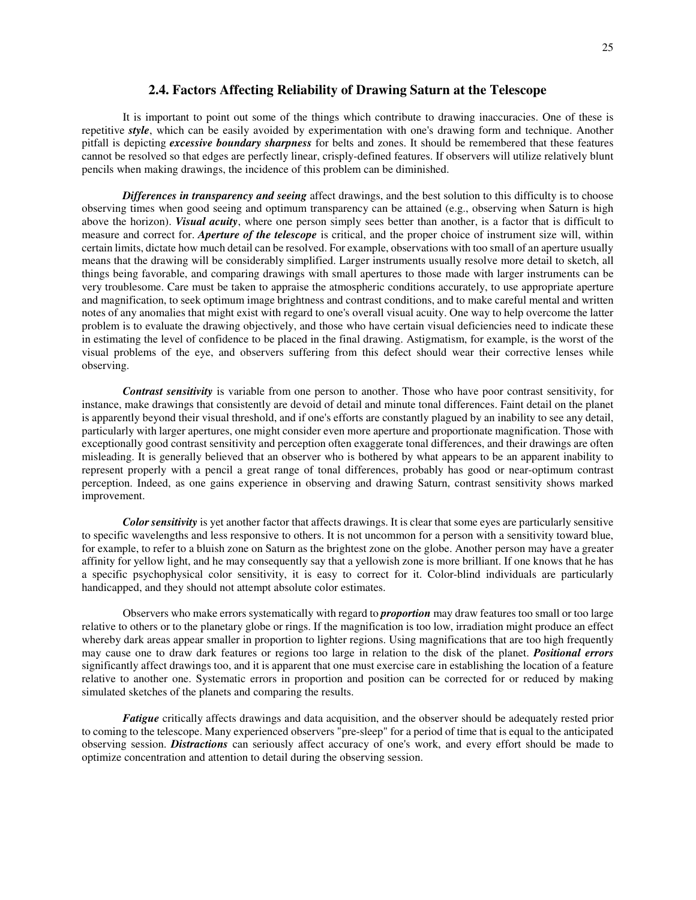## 2.4. Factors Affecting Reliability of Drawing Saturn at the Telescope

It is important to point out some of the things which contribute to drawing inaccuracies. One of these is repetitive ***style***, which can be easily avoided by experimentation with one's drawing form and technique. Another pitfall is depicting ***excessive boundary sharpness*** for belts and zones. It should be remembered that these features cannot be resolved so that edges are perfectly linear, crisply-defined features. If observers will utilize relatively blunt pencils when making drawings, the incidence of this problem can be diminished.

***Differences in transparency and seeing*** affect drawings, and the best solution to this difficulty is to choose observing times when good seeing and optimum transparency can be attained (e.g., observing when Saturn is high above the horizon). ***Visual acuity***, where one person simply sees better than another, is a factor that is difficult to measure and correct for. ***Aperture of the telescope*** is critical, and the proper choice of instrument size will, within certain limits, dictate how much detail can be resolved. For example, observations with too small of an aperture usually means that the drawing will be considerably simplified. Larger instruments usually resolve more detail to sketch, all things being favorable, and comparing drawings with small apertures to those made with larger instruments can be very troublesome. Care must be taken to appraise the atmospheric conditions accurately, to use appropriate aperture and magnification, to seek optimum image brightness and contrast conditions, and to make careful mental and written notes of any anomalies that might exist with regard to one's overall visual acuity. One way to help overcome the latter problem is to evaluate the drawing objectively, and those who have certain visual deficiencies need to indicate these in estimating the level of confidence to be placed in the final drawing. Astigmatism, for example, is the worst of the visual problems of the eye, and observers suffering from this defect should wear their corrective lenses while observing.

***Contrast sensitivity*** is variable from one person to another. Those who have poor contrast sensitivity, for instance, make drawings that consistently are devoid of detail and minute tonal differences. Faint detail on the planet is apparently beyond their visual threshold, and if one's efforts are constantly plagued by an inability to see any detail, particularly with larger apertures, one might consider even more aperture and proportionate magnification. Those with exceptionally good contrast sensitivity and perception often exaggerate tonal differences, and their drawings are often misleading. It is generally believed that an observer who is bothered by what appears to be an apparent inability to represent properly with a pencil a great range of tonal differences, probably has good or near-optimum contrast perception. Indeed, as one gains experience in observing and drawing Saturn, contrast sensitivity shows marked improvement.

***Color sensitivity*** is yet another factor that affects drawings. It is clear that some eyes are particularly sensitive to specific wavelengths and less responsive to others. It is not uncommon for a person with a sensitivity toward blue, for example, to refer to a bluish zone on Saturn as the brightest zone on the globe. Another person may have a greater affinity for yellow light, and he may consequently say that a yellowish zone is more brilliant. If one knows that he has a specific psychophysical color sensitivity, it is easy to correct for it. Color-blind individuals are particularly handicapped, and they should not attempt absolute color estimates.

Observers who make errors systematically with regard to ***proportion*** may draw features too small or too large relative to others or to the planetary globe or rings. If the magnification is too low, irradiation might produce an effect whereby dark areas appear smaller in proportion to lighter regions. Using magnifications that are too high frequently may cause one to draw dark features or regions too large in relation to the disk of the planet. ***Positional errors*** significantly affect drawings too, and it is apparent that one must exercise care in establishing the location of a feature relative to another one. Systematic errors in proportion and position can be corrected for or reduced by making simulated sketches of the planets and comparing the results.

***Fatigue*** critically affects drawings and data acquisition, and the observer should be adequately rested prior to coming to the telescope. Many experienced observers "pre-sleep" for a period of time that is equal to the anticipated observing session. ***Distractions*** can seriously affect accuracy of one's work, and every effort should be made to optimize concentration and attention to detail during the observing session.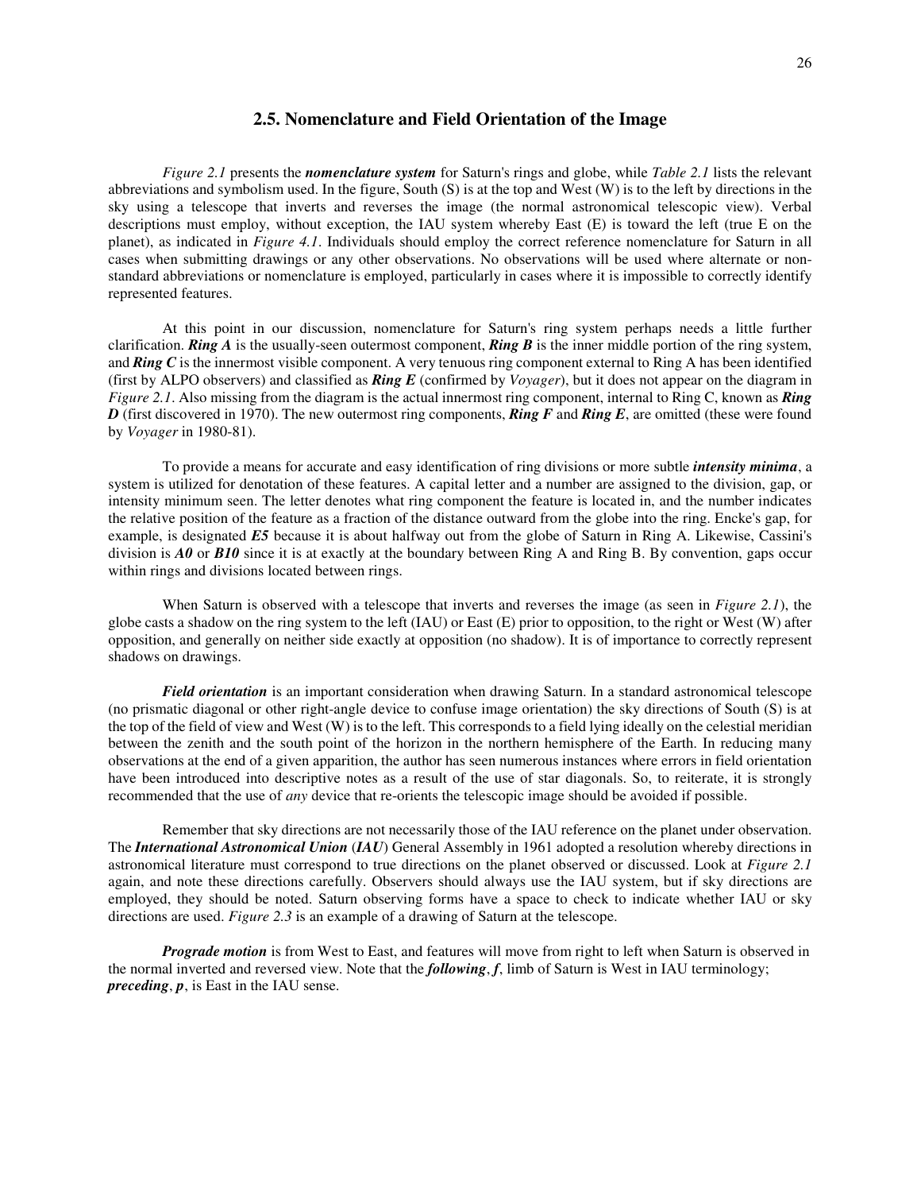## 2.5. Nomenclature and Field Orientation of the Image

*Figure 2.1* presents the ***nomenclature system*** for Saturn's rings and globe, while *Table 2.1* lists the relevant abbreviations and symbolism used. In the figure, South (S) is at the top and West (W) is to the left by directions in the sky using a telescope that inverts and reverses the image (the normal astronomical telescopic view). Verbal descriptions must employ, without exception, the IAU system whereby East (E) is toward the left (true E on the planet), as indicated in *Figure 4.1*. Individuals should employ the correct reference nomenclature for Saturn in all cases when submitting drawings or any other observations. No observations will be used where alternate or non-standard abbreviations or nomenclature is employed, particularly in cases where it is impossible to correctly identify represented features.

At this point in our discussion, nomenclature for Saturn's ring system perhaps needs a little further clarification. ***Ring A*** is the usually-seen outermost component, ***Ring B*** is the inner middle portion of the ring system, and ***Ring C*** is the innermost visible component. A very tenuous ring component external to Ring A has been identified (first by ALPO observers) and classified as ***Ring E*** (confirmed by *Voyager*), but it does not appear on the diagram in *Figure 2.1*. Also missing from the diagram is the actual innermost ring component, internal to Ring C, known as ***Ring D*** (first discovered in 1970). The new outermost ring components, ***Ring F*** and ***Ring E***, are omitted (these were found by *Voyager* in 1980-81).

To provide a means for accurate and easy identification of ring divisions or more subtle ***intensity minima***, a system is utilized for denotation of these features. A capital letter and a number are assigned to the division, gap, or intensity minimum seen. The letter denotes what ring component the feature is located in, and the number indicates the relative position of the feature as a fraction of the distance outward from the globe into the ring. Encke's gap, for example, is designated ***E5*** because it is about halfway out from the globe of Saturn in Ring A. Likewise, Cassini's division is ***A0*** or ***B10*** since it is at exactly at the boundary between Ring A and Ring B. By convention, gaps occur within rings and divisions located between rings.

When Saturn is observed with a telescope that inverts and reverses the image (as seen in *Figure 2.1*), the globe casts a shadow on the ring system to the left (IAU) or East (E) prior to opposition, to the right or West (W) after opposition, and generally on neither side exactly at opposition (no shadow). It is of importance to correctly represent shadows on drawings.

***Field orientation*** is an important consideration when drawing Saturn. In a standard astronomical telescope (no prismatic diagonal or other right-angle device to confuse image orientation) the sky directions of South (S) is at the top of the field of view and West (W) is to the left. This corresponds to a field lying ideally on the celestial meridian between the zenith and the south point of the horizon in the northern hemisphere of the Earth. In reducing many observations at the end of a given apparition, the author has seen numerous instances where errors in field orientation have been introduced into descriptive notes as a result of the use of star diagonals. So, to reiterate, it is strongly recommended that the use of *any* device that re-orients the telescopic image should be avoided if possible.

Remember that sky directions are not necessarily those of the IAU reference on the planet under observation. The ***International Astronomical Union*** (***IAU***) General Assembly in 1961 adopted a resolution whereby directions in astronomical literature must correspond to true directions on the planet observed or discussed. Look at *Figure 2.1* again, and note these directions carefully. Observers should always use the IAU system, but if sky directions are employed, they should be noted. Saturn observing forms have a space to check to indicate whether IAU or sky directions are used. *Figure 2.3* is an example of a drawing of Saturn at the telescope.

***Prograde motion*** is from West to East, and features will move from right to left when Saturn is observed in the normal inverted and reversed view. Note that the ***following***, ***f***, limb of Saturn is West in IAU terminology; ***preceding***, ***p***, is East in the IAU sense.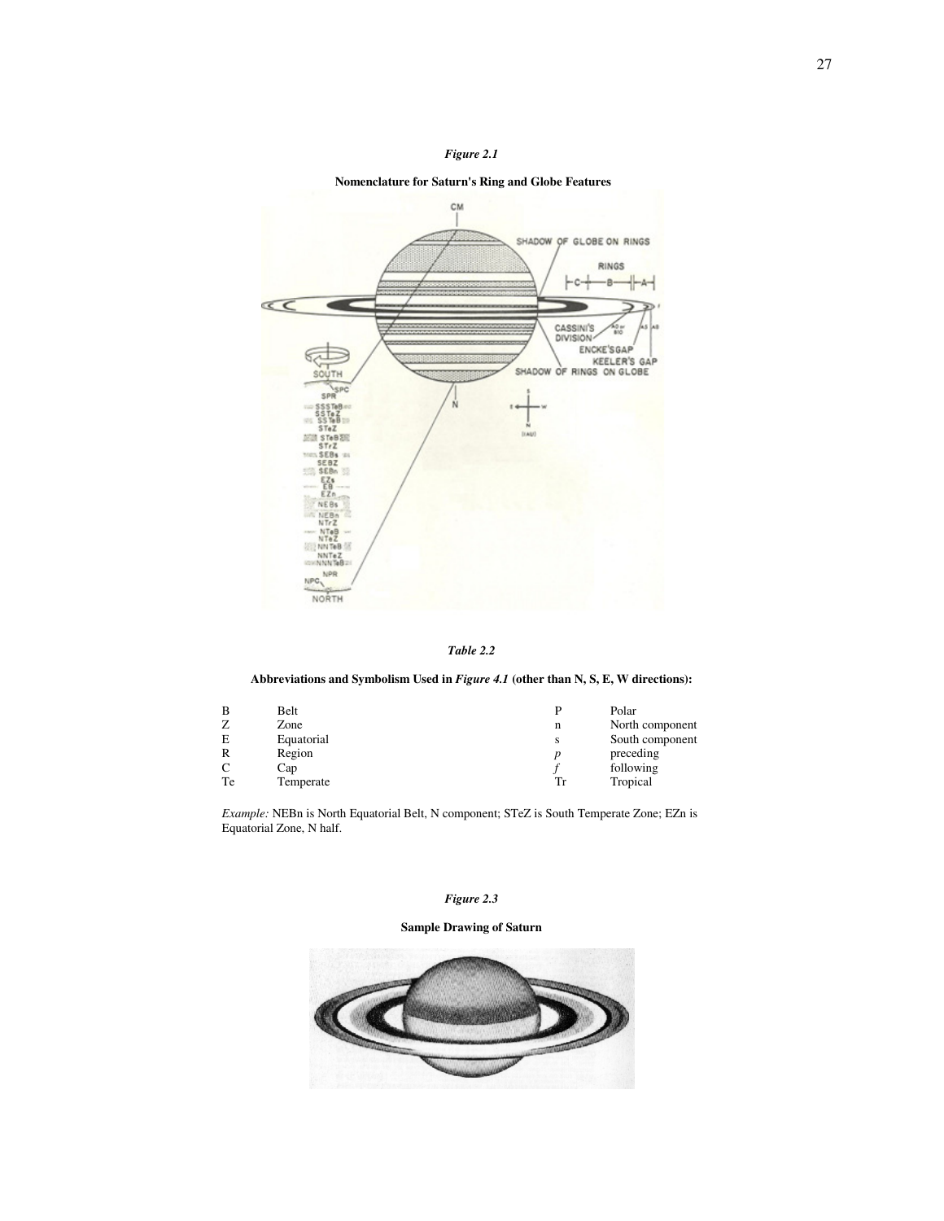*Figure 2.1*

**Nomenclature for Saturn's Ring and Globe Features**

*Table 2.2*

**Abbreviations and Symbolism Used in *Figure 4.1* (other than N, S, E, W directions):**

| | | | |
|---|---|---|---|
| B | Belt | P | Polar |
| Z | Zone | n | North component |
| E | Equatorial | s | South component |
| R | Region | *p* | preceding |
| C | Cap | *f* | following |
| Te | Temperate | Tr | Tropical |

*Example:* NEBn is North Equatorial Belt, N component; STeZ is South Temperate Zone; EZn is Equatorial Zone, N half.

*Figure 2.3*

**Sample Drawing of Saturn**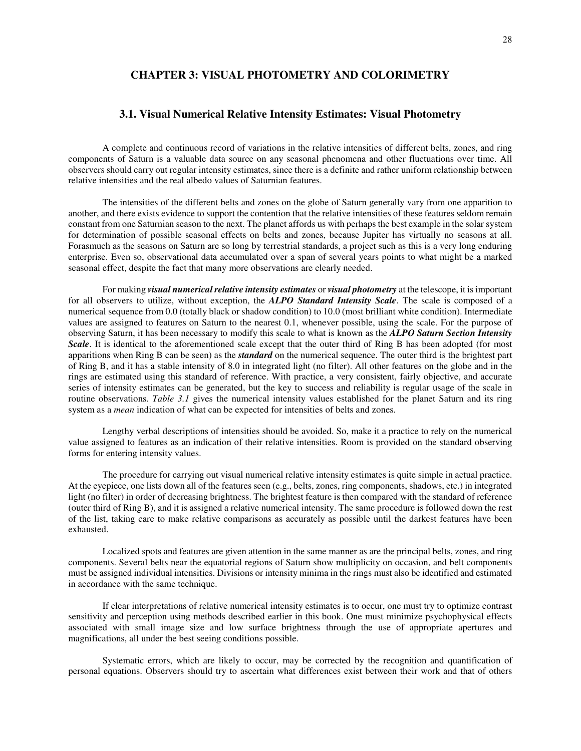# CHAPTER 3: VISUAL PHOTOMETRY AND COLORIMETRY

## 3.1. Visual Numerical Relative Intensity Estimates: Visual Photometry

A complete and continuous record of variations in the relative intensities of different belts, zones, and ring components of Saturn is a valuable data source on any seasonal phenomena and other fluctuations over time. All observers should carry out regular intensity estimates, since there is a definite and rather uniform relationship between relative intensities and the real albedo values of Saturnian features.

The intensities of the different belts and zones on the globe of Saturn generally vary from one apparition to another, and there exists evidence to support the contention that the relative intensities of these features seldom remain constant from one Saturnian season to the next. The planet affords us with perhaps the best example in the solar system for determination of possible seasonal effects on belts and zones, because Jupiter has virtually no seasons at all. Forasmuch as the seasons on Saturn are so long by terrestrial standards, a project such as this is a very long enduring enterprise. Even so, observational data accumulated over a span of several years points to what might be a marked seasonal effect, despite the fact that many more observations are clearly needed.

For making ***visual numerical relative intensity estimates*** or ***visual photometry*** at the telescope, it is important for all observers to utilize, without exception, the ***ALPO Standard Intensity Scale***. The scale is composed of a numerical sequence from 0.0 (totally black or shadow condition) to 10.0 (most brilliant white condition). Intermediate values are assigned to features on Saturn to the nearest 0.1, whenever possible, using the scale. For the purpose of observing Saturn, it has been necessary to modify this scale to what is known as the ***ALPO Saturn Section Intensity Scale***. It is identical to the aforementioned scale except that the outer third of Ring B has been adopted (for most apparitions when Ring B can be seen) as the ***standard*** on the numerical sequence. The outer third is the brightest part of Ring B, and it has a stable intensity of 8.0 in integrated light (no filter). All other features on the globe and in the rings are estimated using this standard of reference. With practice, a very consistent, fairly objective, and accurate series of intensity estimates can be generated, but the key to success and reliability is regular usage of the scale in routine observations. *Table 3.1* gives the numerical intensity values established for the planet Saturn and its ring system as a *mean* indication of what can be expected for intensities of belts and zones.

Lengthy verbal descriptions of intensities should be avoided. So, make it a practice to rely on the numerical value assigned to features as an indication of their relative intensities. Room is provided on the standard observing forms for entering intensity values.

The procedure for carrying out visual numerical relative intensity estimates is quite simple in actual practice. At the eyepiece, one lists down all of the features seen (e.g., belts, zones, ring components, shadows, etc.) in integrated light (no filter) in order of decreasing brightness. The brightest feature is then compared with the standard of reference (outer third of Ring B), and it is assigned a relative numerical intensity. The same procedure is followed down the rest of the list, taking care to make relative comparisons as accurately as possible until the darkest features have been exhausted.

Localized spots and features are given attention in the same manner as are the principal belts, zones, and ring components. Several belts near the equatorial regions of Saturn show multiplicity on occasion, and belt components must be assigned individual intensities. Divisions or intensity minima in the rings must also be identified and estimated in accordance with the same technique.

If clear interpretations of relative numerical intensity estimates is to occur, one must try to optimize contrast sensitivity and perception using methods described earlier in this book. One must minimize psychophysical effects associated with small image size and low surface brightness through the use of appropriate apertures and magnifications, all under the best seeing conditions possible.

Systematic errors, which are likely to occur, may be corrected by the recognition and quantification of personal equations. Observers should try to ascertain what differences exist between their work and that of others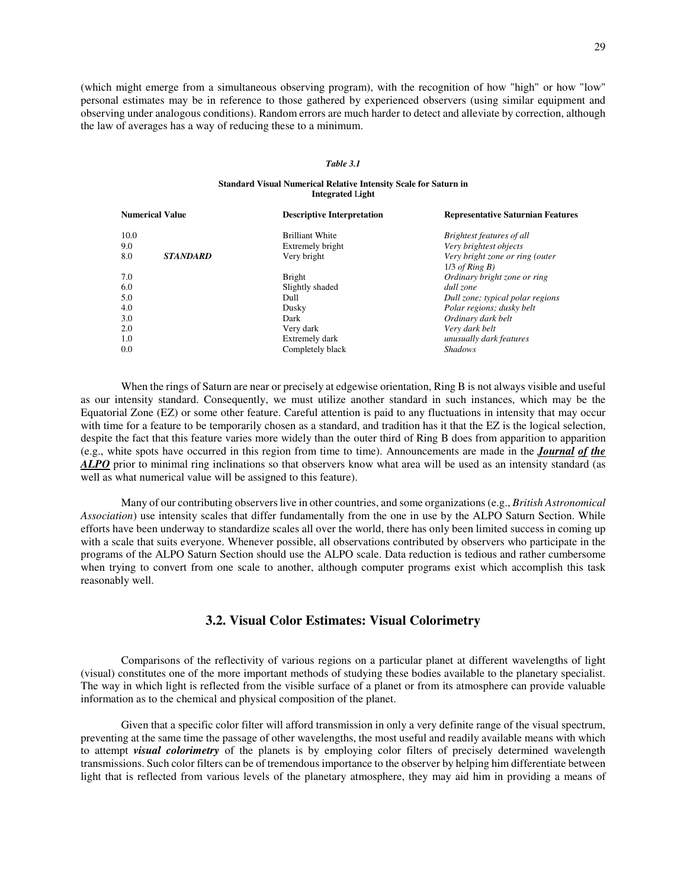(which might emerge from a simultaneous observing program), with the recognition of how "high" or how "low" personal estimates may be in reference to those gathered by experienced observers (using similar equipment and observing under analogous conditions). Random errors are much harder to detect and alleviate by correction, although the law of averages has a way of reducing these to a minimum.

***Table 3.1***

**Standard Visual Numerical Relative Intensity Scale for Saturn in Integrated Light**

| Numerical Value | | Descriptive Interpretation | Representative Saturnian Features |
|---|---|---|---|
| 10.0 | | Brilliant White | *Brightest features of all* |
| 9.0 | | Extremely bright | *Very brightest objects* |
| 8.0 | ***STANDARD*** | Very bright | *Very bright zone or ring (outer 1/3 of Ring B)* |
| 7.0 | | Bright | *Ordinary bright zone or ring* |
| 6.0 | | Slightly shaded | *dull zone* |
| 5.0 | | Dull | *Dull zone; typical polar regions* |
| 4.0 | | Dusky | *Polar regions; dusky belt* |
| 3.0 | | Dark | *Ordinary dark belt* |
| 2.0 | | Very dark | *Very dark belt* |
| 1.0 | | Extremely dark | *unusually dark features* |
| 0.0 | | Completely black | *Shadows* |

When the rings of Saturn are near or precisely at edgewise orientation, Ring B is not always visible and useful as our intensity standard. Consequently, we must utilize another standard in such instances, which may be the Equatorial Zone (EZ) or some other feature. Careful attention is paid to any fluctuations in intensity that may occur with time for a feature to be temporarily chosen as a standard, and tradition has it that the EZ is the logical selection, despite the fact that this feature varies more widely than the outer third of Ring B does from apparition to apparition (e.g., white spots have occurred in this region from time to time). Announcements are made in the ***Journal of the ALPO*** prior to minimal ring inclinations so that observers know what area will be used as an intensity standard (as well as what numerical value will be assigned to this feature).

Many of our contributing observers live in other countries, and some organizations (e.g., *British Astronomical Association*) use intensity scales that differ fundamentally from the one in use by the ALPO Saturn Section. While efforts have been underway to standardize scales all over the world, there has only been limited success in coming up with a scale that suits everyone. Whenever possible, all observations contributed by observers who participate in the programs of the ALPO Saturn Section should use the ALPO scale. Data reduction is tedious and rather cumbersome when trying to convert from one scale to another, although computer programs exist which accomplish this task reasonably well.

## 3.2. Visual Color Estimates: Visual Colorimetry

Comparisons of the reflectivity of various regions on a particular planet at different wavelengths of light (visual) constitutes one of the more important methods of studying these bodies available to the planetary specialist. The way in which light is reflected from the visible surface of a planet or from its atmosphere can provide valuable information as to the chemical and physical composition of the planet.

Given that a specific color filter will afford transmission in only a very definite range of the visual spectrum, preventing at the same time the passage of other wavelengths, the most useful and readily available means with which to attempt ***visual colorimetry*** of the planets is by employing color filters of precisely determined wavelength transmissions. Such color filters can be of tremendous importance to the observer by helping him differentiate between light that is reflected from various levels of the planetary atmosphere, they may aid him in providing a means of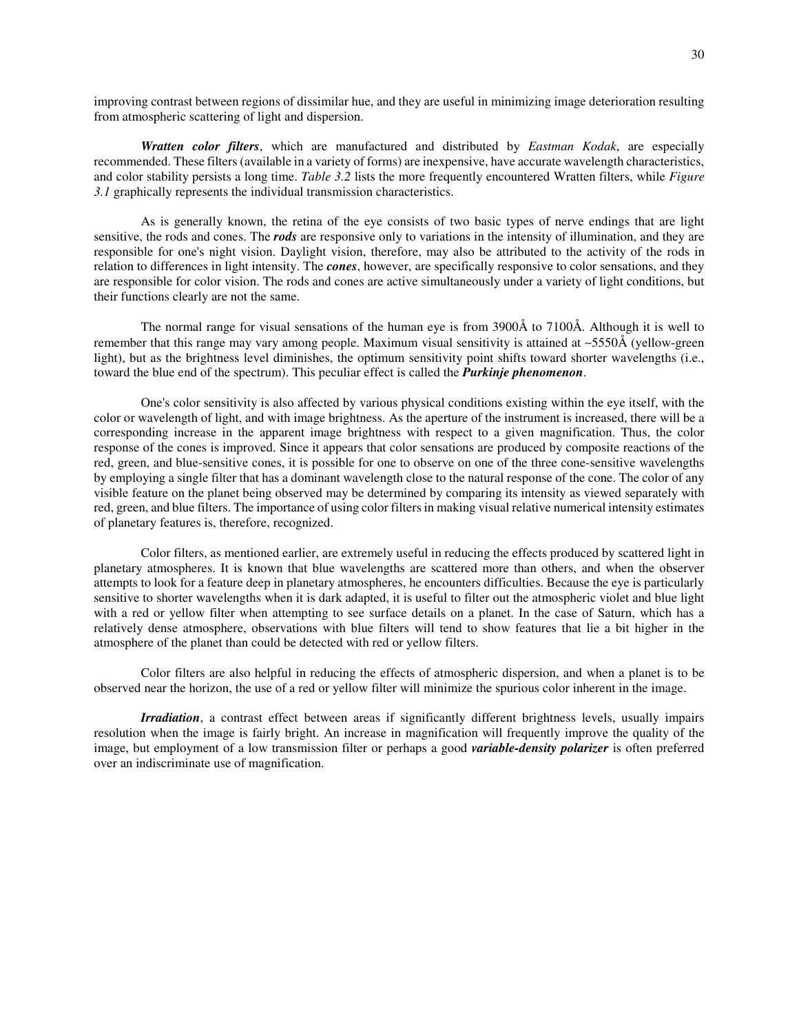improving contrast between regions of dissimilar hue, and they are useful in minimizing image deterioration resulting from atmospheric scattering of light and dispersion.

***Wratten color filters***, which are manufactured and distributed by *Eastman Kodak*, are especially recommended. These filters (available in a variety of forms) are inexpensive, have accurate wavelength characteristics, and color stability persists a long time. *Table 3.2* lists the more frequently encountered Wratten filters, while *Figure 3.1* graphically represents the individual transmission characteristics.

As is generally known, the retina of the eye consists of two basic types of nerve endings that are light sensitive, the rods and cones. The ***rods*** are responsive only to variations in the intensity of illumination, and they are responsible for one's night vision. Daylight vision, therefore, may also be attributed to the activity of the rods in relation to differences in light intensity. The ***cones***, however, are specifically responsive to color sensations, and they are responsible for color vision. The rods and cones are active simultaneously under a variety of light conditions, but their functions clearly are not the same.

The normal range for visual sensations of the human eye is from 3900Å to 7100Å. Although it is well to remember that this range may vary among people. Maximum visual sensitivity is attained at ~5550Å (yellow-green light), but as the brightness level diminishes, the optimum sensitivity point shifts toward shorter wavelengths (i.e., toward the blue end of the spectrum). This peculiar effect is called the ***Purkinje phenomenon***.

One's color sensitivity is also affected by various physical conditions existing within the eye itself, with the color or wavelength of light, and with image brightness. As the aperture of the instrument is increased, there will be a corresponding increase in the apparent image brightness with respect to a given magnification. Thus, the color response of the cones is improved. Since it appears that color sensations are produced by composite reactions of the red, green, and blue-sensitive cones, it is possible for one to observe on one of the three cone-sensitive wavelengths by employing a single filter that has a dominant wavelength close to the natural response of the cone. The color of any visible feature on the planet being observed may be determined by comparing its intensity as viewed separately with red, green, and blue filters. The importance of using color filters in making visual relative numerical intensity estimates of planetary features is, therefore, recognized.

Color filters, as mentioned earlier, are extremely useful in reducing the effects produced by scattered light in planetary atmospheres. It is known that blue wavelengths are scattered more than others, and when the observer attempts to look for a feature deep in planetary atmospheres, he encounters difficulties. Because the eye is particularly sensitive to shorter wavelengths when it is dark adapted, it is useful to filter out the atmospheric violet and blue light with a red or yellow filter when attempting to see surface details on a planet. In the case of Saturn, which has a relatively dense atmosphere, observations with blue filters will tend to show features that lie a bit higher in the atmosphere of the planet than could be detected with red or yellow filters.

Color filters are also helpful in reducing the effects of atmospheric dispersion, and when a planet is to be observed near the horizon, the use of a red or yellow filter will minimize the spurious color inherent in the image.

***Irradiation***, a contrast effect between areas if significantly different brightness levels, usually impairs resolution when the image is fairly bright. An increase in magnification will frequently improve the quality of the image, but employment of a low transmission filter or perhaps a good ***variable-density polarizer*** is often preferred over an indiscriminate use of magnification.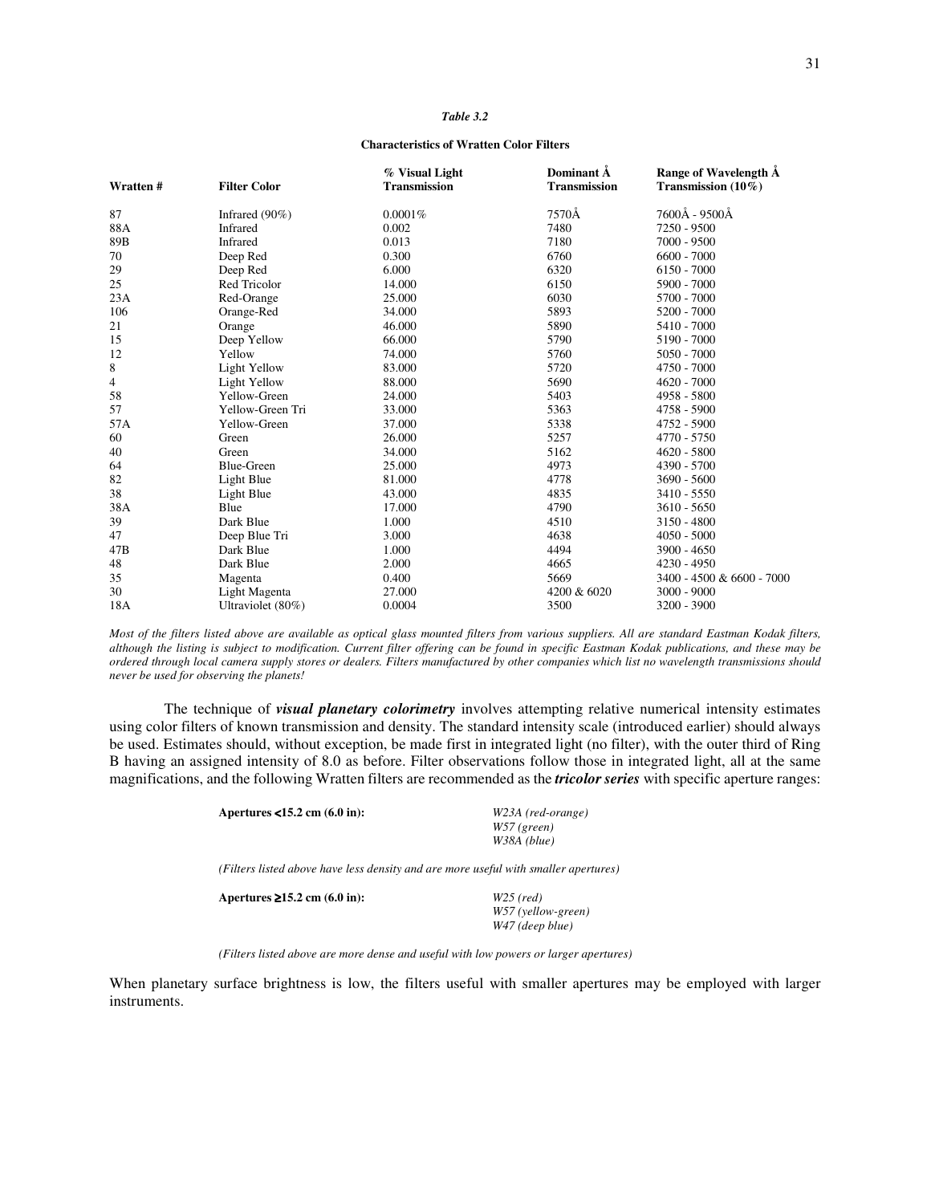*Table 3.2*

**Characteristics of Wratten Color Filters**

| Wratten # | Filter Color | % Visual Light Transmission | Dominant Å Transmission | Range of Wavelength Å Transmission (10%) |
|---|---|---|---|---|
| 87 | Infrared (90%) | 0.0001% | 7570Å | 7600Å - 9500Å |
| 88A | Infrared | 0.002 | 7480 | 7250 - 9500 |
| 89B | Infrared | 0.013 | 7180 | 7000 - 9500 |
| 70 | Deep Red | 0.300 | 6760 | 6600 - 7000 |
| 29 | Deep Red | 6.000 | 6320 | 6150 - 7000 |
| 25 | Red Tricolor | 14.000 | 6150 | 5900 - 7000 |
| 23A | Red-Orange | 25.000 | 6030 | 5700 - 7000 |
| 106 | Orange-Red | 34.000 | 5893 | 5200 - 7000 |
| 21 | Orange | 46.000 | 5890 | 5410 - 7000 |
| 15 | Deep Yellow | 66.000 | 5790 | 5190 - 7000 |
| 12 | Yellow | 74.000 | 5760 | 5050 - 7000 |
| 8 | Light Yellow | 83.000 | 5720 | 4750 - 7000 |
| 4 | Light Yellow | 88.000 | 5690 | 4620 - 7000 |
| 58 | Yellow-Green | 24.000 | 5403 | 4958 - 5800 |
| 57 | Yellow-Green Tri | 33.000 | 5363 | 4758 - 5900 |
| 57A | Yellow-Green | 37.000 | 5338 | 4752 - 5900 |
| 60 | Green | 26.000 | 5257 | 4770 - 5750 |
| 40 | Green | 34.000 | 5162 | 4620 - 5800 |
| 64 | Blue-Green | 25.000 | 4973 | 4390 - 5700 |
| 82 | Light Blue | 81.000 | 4778 | 3690 - 5600 |
| 38 | Light Blue | 43.000 | 4835 | 3410 - 5550 |
| 38A | Blue | 17.000 | 4790 | 3610 - 5650 |
| 39 | Dark Blue | 1.000 | 4510 | 3150 - 4800 |
| 47 | Deep Blue Tri | 3.000 | 4638 | 4050 - 5000 |
| 47B | Dark Blue | 1.000 | 4494 | 3900 - 4650 |
| 48 | Dark Blue | 2.000 | 4665 | 4230 - 4950 |
| 35 | Magenta | 0.400 | 5669 | 3400 - 4500 & 6600 - 7000 |
| 30 | Light Magenta | 27.000 | 4200 & 6020 | 3000 - 9000 |
| 18A | Ultraviolet (80%) | 0.0004 | 3500 | 3200 - 3900 |

*Most of the filters listed above are available as optical glass mounted filters from various suppliers. All are standard Eastman Kodak filters, although the listing is subject to modification. Current filter offering can be found in specific Eastman Kodak publications, and these may be ordered through local camera supply stores or dealers. Filters manufactured by other companies which list no wavelength transmissions should never be used for observing the planets!*

The technique of ***visual planetary colorimetry*** involves attempting relative numerical intensity estimates using color filters of known transmission and density. The standard intensity scale (introduced earlier) should always be used. Estimates should, without exception, be made first in integrated light (no filter), with the outer third of Ring B having an assigned intensity of 8.0 as before. Filter observations follow those in integrated light, all at the same magnifications, and the following Wratten filters are recommended as the ***tricolor series*** with specific aperture ranges:

**Apertures <15.2 cm (6.0 in):**

*W23A (red-orange)*
*W57 (green)*
*W38A (blue)*

*(Filters listed above have less density and are more useful with smaller apertures)*

**Apertures ≥15.2 cm (6.0 in):**

*W25 (red)*
*W57 (yellow-green)*
*W47 (deep blue)*

*(Filters listed above are more dense and useful with low powers or larger apertures)*

When planetary surface brightness is low, the filters useful with smaller apertures may be employed with larger instruments.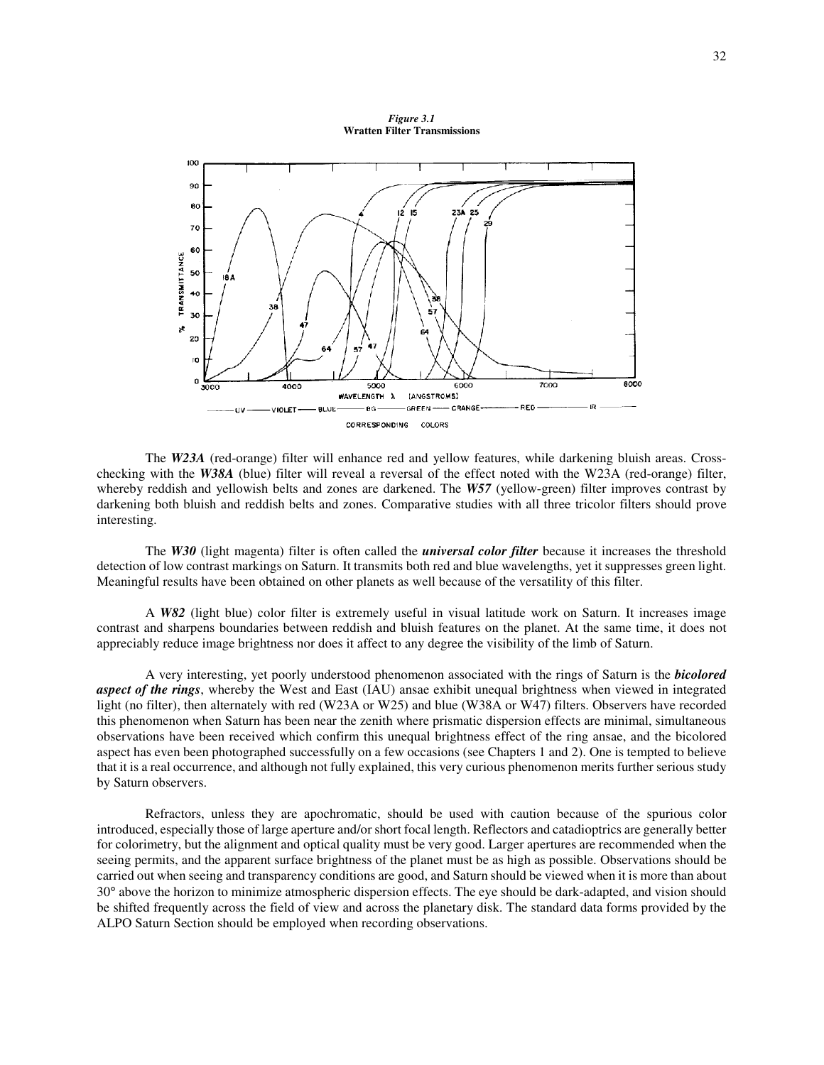*Figure 3.1*
**Wratten Filter Transmissions**

The ***W23A*** (red-orange) filter will enhance red and yellow features, while darkening bluish areas. Cross-checking with the ***W38A*** (blue) filter will reveal a reversal of the effect noted with the W23A (red-orange) filter, whereby reddish and yellowish belts and zones are darkened. The ***W57*** (yellow-green) filter improves contrast by darkening both bluish and reddish belts and zones. Comparative studies with all three tricolor filters should prove interesting.

The ***W30*** (light magenta) filter is often called the ***universal color filter*** because it increases the threshold detection of low contrast markings on Saturn. It transmits both red and blue wavelengths, yet it suppresses green light. Meaningful results have been obtained on other planets as well because of the versatility of this filter.

A ***W82*** (light blue) color filter is extremely useful in visual latitude work on Saturn. It increases image contrast and sharpens boundaries between reddish and bluish features on the planet. At the same time, it does not appreciably reduce image brightness nor does it affect to any degree the visibility of the limb of Saturn.

A very interesting, yet poorly understood phenomenon associated with the rings of Saturn is the ***bicolored aspect of the rings***, whereby the West and East (IAU) ansae exhibit unequal brightness when viewed in integrated light (no filter), then alternately with red (W23A or W25) and blue (W38A or W47) filters. Observers have recorded this phenomenon when Saturn has been near the zenith where prismatic dispersion effects are minimal, simultaneous observations have been received which confirm this unequal brightness effect of the ring ansae, and the bicolored aspect has even been photographed successfully on a few occasions (see Chapters 1 and 2). One is tempted to believe that it is a real occurrence, and although not fully explained, this very curious phenomenon merits further serious study by Saturn observers.

Refractors, unless they are apochromatic, should be used with caution because of the spurious color introduced, especially those of large aperture and/or short focal length. Reflectors and catadioptrics are generally better for colorimetry, but the alignment and optical quality must be very good. Larger apertures are recommended when the seeing permits, and the apparent surface brightness of the planet must be as high as possible. Observations should be carried out when seeing and transparency conditions are good, and Saturn should be viewed when it is more than about 30° above the horizon to minimize atmospheric dispersion effects. The eye should be dark-adapted, and vision should be shifted frequently across the field of view and across the planetary disk. The standard data forms provided by the ALPO Saturn Section should be employed when recording observations.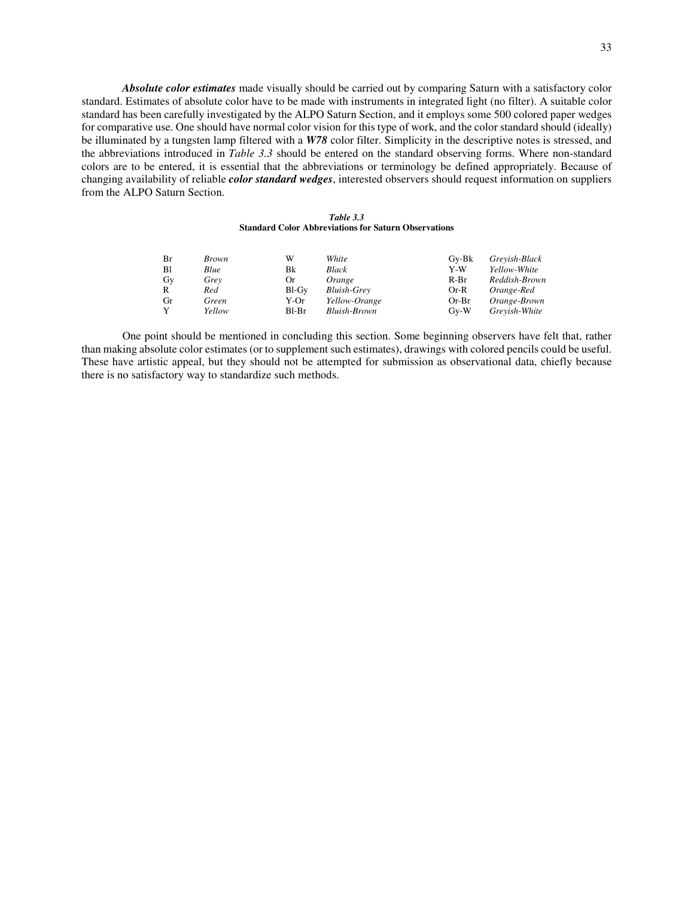***Absolute color estimates*** made visually should be carried out by comparing Saturn with a satisfactory color standard. Estimates of absolute color have to be made with instruments in integrated light (no filter). A suitable color standard has been carefully investigated by the ALPO Saturn Section, and it employs some 500 colored paper wedges for comparative use. One should have normal color vision for this type of work, and the color standard should (ideally) be illuminated by a tungsten lamp filtered with a ***W78*** color filter. Simplicity in the descriptive notes is stressed, and the abbreviations introduced in *Table 3.3* should be entered on the standard observing forms. Where non-standard colors are to be entered, it is essential that the abbreviations or terminology be defined appropriately. Because of changing availability of reliable ***color standard wedges***, interested observers should request information on suppliers from the ALPO Saturn Section.

***Table 3.3***
**Standard Color Abbreviations for Saturn Observations**

| | | | | | |
|---|---|---|---|---|---|
| Br | *Brown* | W | *White* | Gy-Bk | *Greyish-Black* |
| Bl | *Blue* | Bk | *Black* | Y-W | *Yellow-White* |
| Gy | *Grey* | Or | *Orange* | R-Br | *Reddish-Brown* |
| R | *Red* | Bl-Gy | *Bluish-Grey* | Or-R | *Orange-Red* |
| Gr | *Green* | Y-Or | *Yellow-Orange* | Or-Br | *Orange-Brown* |
| Y | *Yellow* | Bl-Br | *Bluish-Brown* | Gy-W | *Greyish-White* |

One point should be mentioned in concluding this section. Some beginning observers have felt that, rather than making absolute color estimates (or to supplement such estimates), drawings with colored pencils could be useful. These have artistic appeal, but they should not be attempted for submission as observational data, chiefly because there is no satisfactory way to standardize such methods.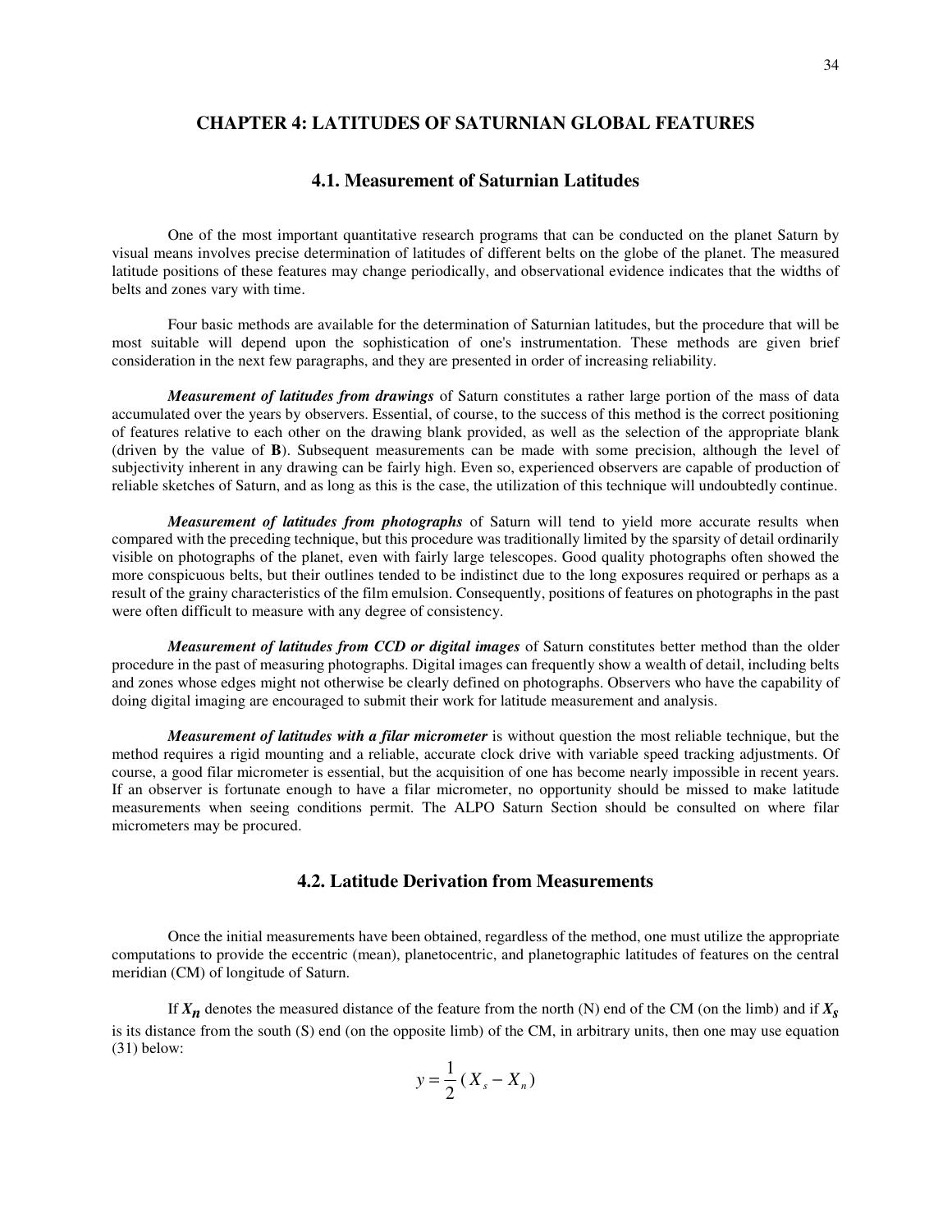# CHAPTER 4: LATITUDES OF SATURNIAN GLOBAL FEATURES

## 4.1. Measurement of Saturnian Latitudes

One of the most important quantitative research programs that can be conducted on the planet Saturn by visual means involves precise determination of latitudes of different belts on the globe of the planet. The measured latitude positions of these features may change periodically, and observational evidence indicates that the widths of belts and zones vary with time.

Four basic methods are available for the determination of Saturnian latitudes, but the procedure that will be most suitable will depend upon the sophistication of one's instrumentation. These methods are given brief consideration in the next few paragraphs, and they are presented in order of increasing reliability.

***Measurement of latitudes from drawings*** of Saturn constitutes a rather large portion of the mass of data accumulated over the years by observers. Essential, of course, to the success of this method is the correct positioning of features relative to each other on the drawing blank provided, as well as the selection of the appropriate blank (driven by the value of **B**). Subsequent measurements can be made with some precision, although the level of subjectivity inherent in any drawing can be fairly high. Even so, experienced observers are capable of production of reliable sketches of Saturn, and as long as this is the case, the utilization of this technique will undoubtedly continue.

***Measurement of latitudes from photographs*** of Saturn will tend to yield more accurate results when compared with the preceding technique, but this procedure was traditionally limited by the sparsity of detail ordinarily visible on photographs of the planet, even with fairly large telescopes. Good quality photographs often showed the more conspicuous belts, but their outlines tended to be indistinct due to the long exposures required or perhaps as a result of the grainy characteristics of the film emulsion. Consequently, positions of features on photographs in the past were often difficult to measure with any degree of consistency.

***Measurement of latitudes from CCD or digital images*** of Saturn constitutes better method than the older procedure in the past of measuring photographs. Digital images can frequently show a wealth of detail, including belts and zones whose edges might not otherwise be clearly defined on photographs. Observers who have the capability of doing digital imaging are encouraged to submit their work for latitude measurement and analysis.

***Measurement of latitudes with a filar micrometer*** is without question the most reliable technique, but the method requires a rigid mounting and a reliable, accurate clock drive with variable speed tracking adjustments. Of course, a good filar micrometer is essential, but the acquisition of one has become nearly impossible in recent years. If an observer is fortunate enough to have a filar micrometer, no opportunity should be missed to make latitude measurements when seeing conditions permit. The ALPO Saturn Section should be consulted on where filar micrometers may be procured.

## 4.2. Latitude Derivation from Measurements

Once the initial measurements have been obtained, regardless of the method, one must utilize the appropriate computations to provide the eccentric (mean), planetocentric, and planetographic latitudes of features on the central meridian (CM) of longitude of Saturn.

If $X_n$ denotes the measured distance of the feature from the north (N) end of the CM (on the limb) and if $X_s$ is its distance from the south (S) end (on the opposite limb) of the CM, in arbitrary units, then one may use equation (31) below:

$$y = \frac{1}{2}(X_s - X_n)$$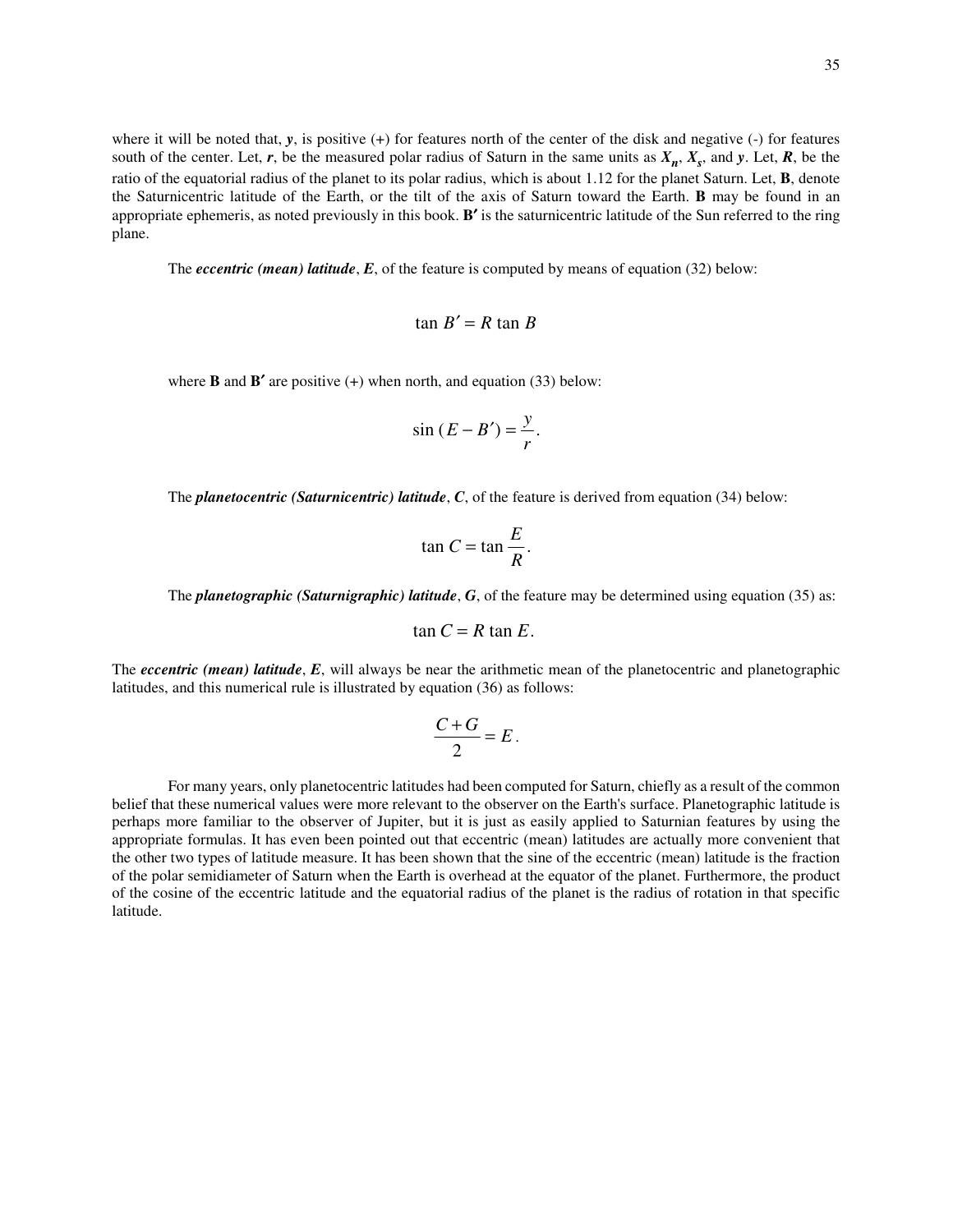where it will be noted that, $y$, is positive (+) for features north of the center of the disk and negative (-) for features south of the center. Let, $r$, be the measured polar radius of Saturn in the same units as $X_n$, $X_s$, and $y$. Let, $R$, be the ratio of the equatorial radius of the planet to its polar radius, which is about 1.12 for the planet Saturn. Let, **B**, denote the Saturnicentric latitude of the Earth, or the tilt of the axis of Saturn toward the Earth. **B** may be found in an appropriate ephemeris, as noted previously in this book. **B′** is the saturnicentric latitude of the Sun referred to the ring plane.

The ***eccentric (mean) latitude***, $E$, of the feature is computed by means of equation (32) below:

$$\tan B' = R \tan B$$

where **B** and **B′** are positive (+) when north, and equation (33) below:

$$\sin (E - B') = \frac{y}{r}.$$

The ***planetocentric (Saturnicentric) latitude***, $C$, of the feature is derived from equation (34) below:

$$\tan C = \tan \frac{E}{R}.$$

The ***planetographic (Saturnigraphic) latitude***, $G$, of the feature may be determined using equation (35) as:

$$\tan C = R \tan E.$$

The ***eccentric (mean) latitude***, $E$, will always be near the arithmetic mean of the planetocentric and planetographic latitudes, and this numerical rule is illustrated by equation (36) as follows:

$$\frac{C + G}{2} = E.$$

For many years, only planetocentric latitudes had been computed for Saturn, chiefly as a result of the common belief that these numerical values were more relevant to the observer on the Earth's surface. Planetographic latitude is perhaps more familiar to the observer of Jupiter, but it is just as easily applied to Saturnian features by using the appropriate formulas. It has even been pointed out that eccentric (mean) latitudes are actually more convenient that the other two types of latitude measure. It has been shown that the sine of the eccentric (mean) latitude is the fraction of the polar semidiameter of Saturn when the Earth is overhead at the equator of the planet. Furthermore, the product of the cosine of the eccentric latitude and the equatorial radius of the planet is the radius of rotation in that specific latitude.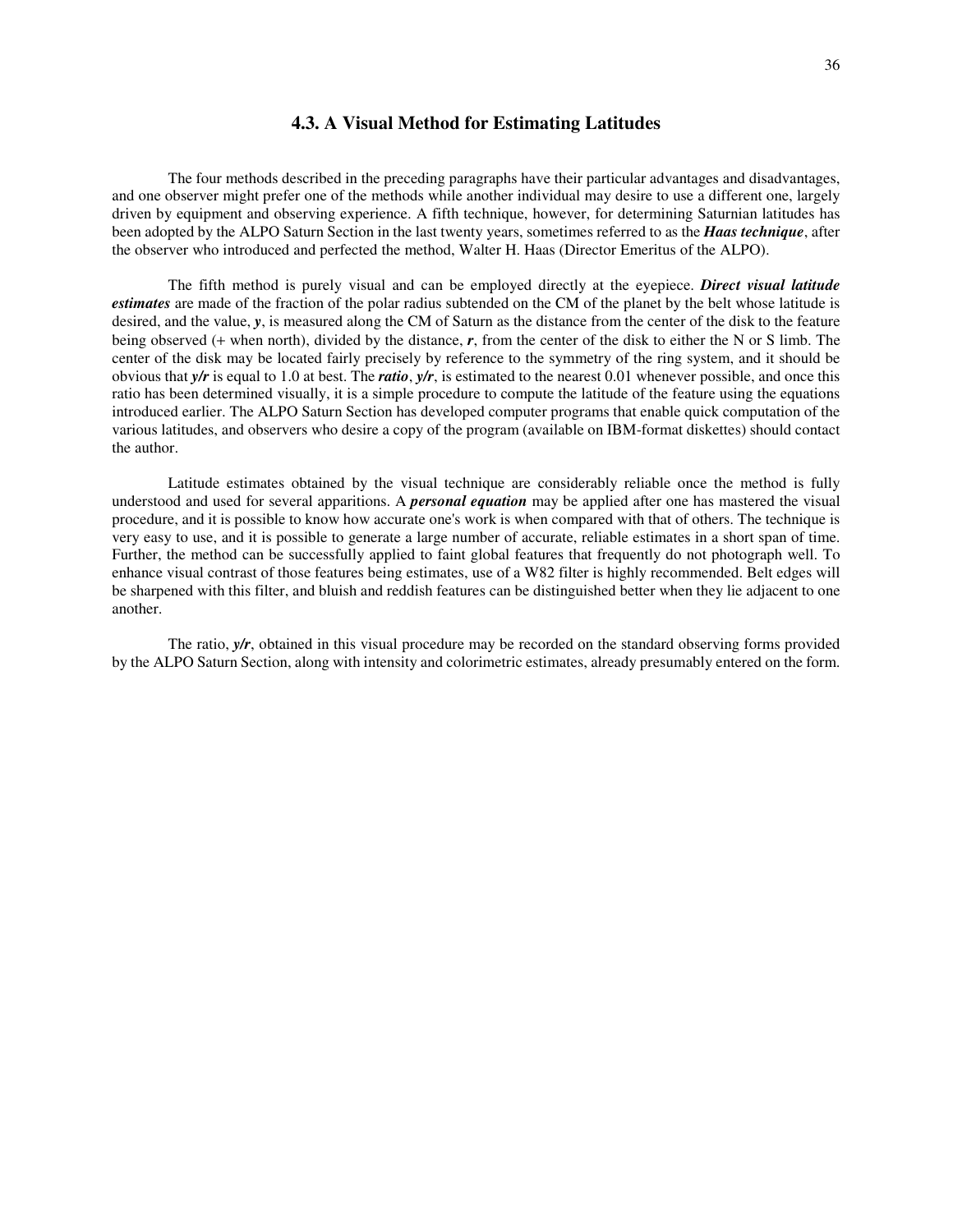### 4.3. A Visual Method for Estimating Latitudes

The four methods described in the preceding paragraphs have their particular advantages and disadvantages, and one observer might prefer one of the methods while another individual may desire to use a different one, largely driven by equipment and observing experience. A fifth technique, however, for determining Saturnian latitudes has been adopted by the ALPO Saturn Section in the last twenty years, sometimes referred to as the ***Haas technique***, after the observer who introduced and perfected the method, Walter H. Haas (Director Emeritus of the ALPO).

The fifth method is purely visual and can be employed directly at the eyepiece. ***Direct visual latitude estimates*** are made of the fraction of the polar radius subtended on the CM of the planet by the belt whose latitude is desired, and the value, $y$, is measured along the CM of Saturn as the distance from the center of the disk to the feature being observed (+ when north), divided by the distance, $r$, from the center of the disk to either the N or S limb. The center of the disk may be located fairly precisely by reference to the symmetry of the ring system, and it should be obvious that $y/r$ is equal to 1.0 at best. The ***ratio***, $y/r$, is estimated to the nearest 0.01 whenever possible, and once this ratio has been determined visually, it is a simple procedure to compute the latitude of the feature using the equations introduced earlier. The ALPO Saturn Section has developed computer programs that enable quick computation of the various latitudes, and observers who desire a copy of the program (available on IBM-format diskettes) should contact the author.

Latitude estimates obtained by the visual technique are considerably reliable once the method is fully understood and used for several apparitions. A ***personal equation*** may be applied after one has mastered the visual procedure, and it is possible to know how accurate one's work is when compared with that of others. The technique is very easy to use, and it is possible to generate a large number of accurate, reliable estimates in a short span of time. Further, the method can be successfully applied to faint global features that frequently do not photograph well. To enhance visual contrast of those features being estimates, use of a W82 filter is highly recommended. Belt edges will be sharpened with this filter, and bluish and reddish features can be distinguished better when they lie adjacent to one another.

The ratio, $y/r$, obtained in this visual procedure may be recorded on the standard observing forms provided by the ALPO Saturn Section, along with intensity and colorimetric estimates, already presumably entered on the form.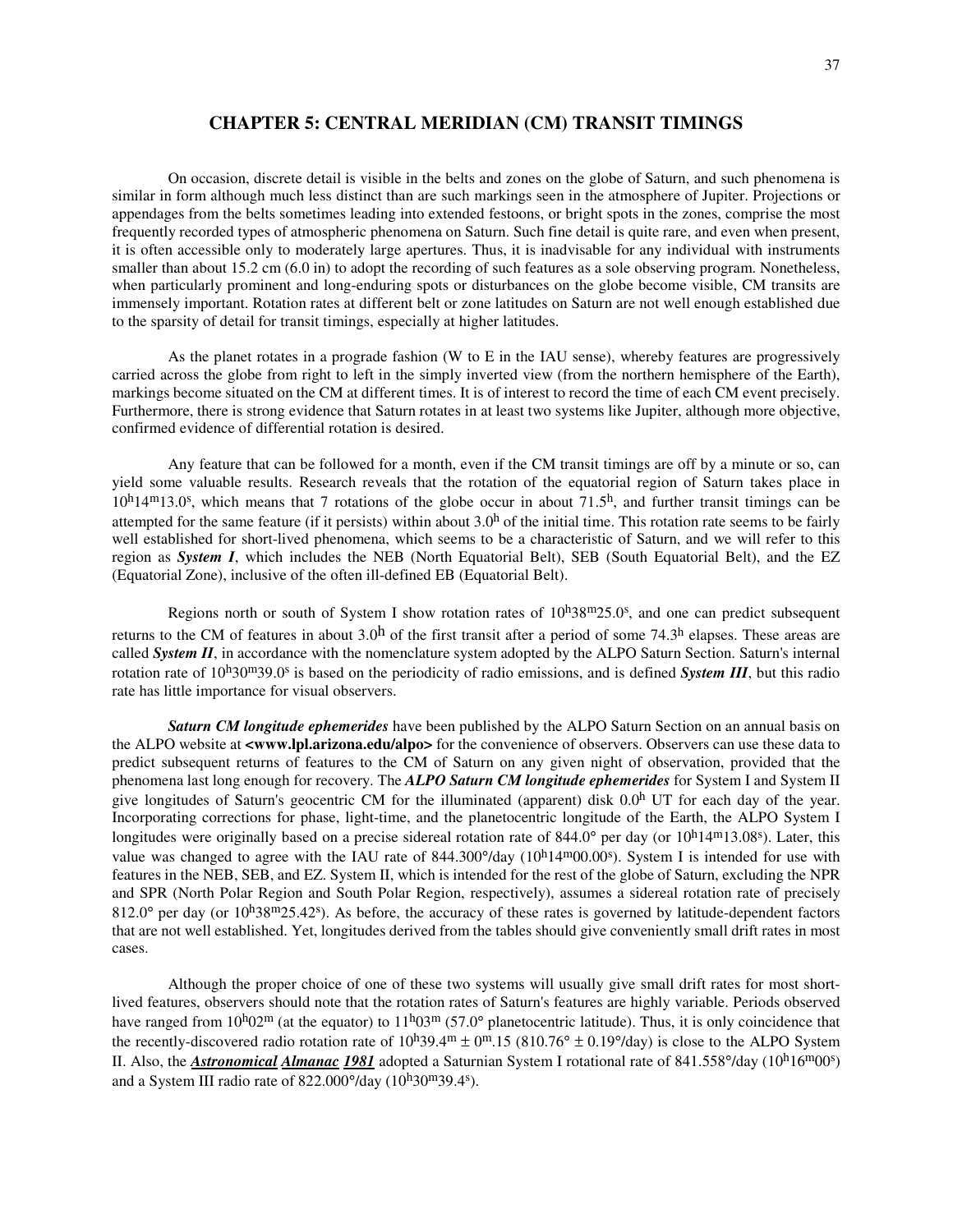## CHAPTER 5: CENTRAL MERIDIAN (CM) TRANSIT TIMINGS

On occasion, discrete detail is visible in the belts and zones on the globe of Saturn, and such phenomena is similar in form although much less distinct than are such markings seen in the atmosphere of Jupiter. Projections or appendages from the belts sometimes leading into extended festoons, or bright spots in the zones, comprise the most frequently recorded types of atmospheric phenomena on Saturn. Such fine detail is quite rare, and even when present, it is often accessible only to moderately large apertures. Thus, it is inadvisable for any individual with instruments smaller than about 15.2 cm (6.0 in) to adopt the recording of such features as a sole observing program. Nonetheless, when particularly prominent and long-enduring spots or disturbances on the globe become visible, CM transits are immensely important. Rotation rates at different belt or zone latitudes on Saturn are not well enough established due to the sparsity of detail for transit timings, especially at higher latitudes.

As the planet rotates in a prograde fashion (W to E in the IAU sense), whereby features are progressively carried across the globe from right to left in the simply inverted view (from the northern hemisphere of the Earth), markings become situated on the CM at different times. It is of interest to record the time of each CM event precisely. Furthermore, there is strong evidence that Saturn rotates in at least two systems like Jupiter, although more objective, confirmed evidence of differential rotation is desired.

Any feature that can be followed for a month, even if the CM transit timings are off by a minute or so, can yield some valuable results. Research reveals that the rotation of the equatorial region of Saturn takes place in $10^h14^m13.0^s$, which means that 7 rotations of the globe occur in about $71.5^h$, and further transit timings can be attempted for the same feature (if it persists) within about $3.0^h$ of the initial time. This rotation rate seems to be fairly well established for short-lived phenomena, which seems to be a characteristic of Saturn, and we will refer to this region as ***System I***, which includes the NEB (North Equatorial Belt), SEB (South Equatorial Belt), and the EZ (Equatorial Zone), inclusive of the often ill-defined EB (Equatorial Belt).

Regions north or south of System I show rotation rates of $10^h38^m25.0^s$, and one can predict subsequent returns to the CM of features in about $3.0^h$ of the first transit after a period of some $74.3^h$ elapses. These areas are called ***System II***, in accordance with the nomenclature system adopted by the ALPO Saturn Section. Saturn's internal rotation rate of $10^h30^m39.0^s$ is based on the periodicity of radio emissions, and is defined ***System III***, but this radio rate has little importance for visual observers.

***Saturn CM longitude ephemerides*** have been published by the ALPO Saturn Section on an annual basis on the ALPO website at **<www.lpl.arizona.edu/alpo>** for the convenience of observers. Observers can use these data to predict subsequent returns of features to the CM of Saturn on any given night of observation, provided that the phenomena last long enough for recovery. The ***ALPO Saturn CM longitude ephemerides*** for System I and System II give longitudes of Saturn's geocentric CM for the illuminated (apparent) disk $0.0^h$ UT for each day of the year. Incorporating corrections for phase, light-time, and the planetocentric longitude of the Earth, the ALPO System I longitudes were originally based on a precise sidereal rotation rate of 844.0° per day (or $10^h14^m13.08^s$). Later, this value was changed to agree with the IAU rate of 844.300°/day ($10^h14^m00.00^s$). System I is intended for use with features in the NEB, SEB, and EZ. System II, which is intended for the rest of the globe of Saturn, excluding the NPR and SPR (North Polar Region and South Polar Region, respectively), assumes a sidereal rotation rate of precisely 812.0° per day (or $10^h38^m25.42^s$). As before, the accuracy of these rates is governed by latitude-dependent factors that are not well established. Yet, longitudes derived from the tables should give conveniently small drift rates in most cases.

Although the proper choice of one of these two systems will usually give small drift rates for most short-lived features, observers should note that the rotation rates of Saturn's features are highly variable. Periods observed have ranged from $10^h02^m$ (at the equator) to $11^h03^m$ (57.0° planetocentric latitude). Thus, it is only coincidence that the recently-discovered radio rotation rate of $10^h39.4^m \pm 0^m.15$ (810.76° ± 0.19°/day) is close to the ALPO System II. Also, the ***Astronomical Almanac 1981*** adopted a Saturnian System I rotational rate of 841.558°/day ($10^h16^m00^s$) and a System III radio rate of 822.000°/day ($10^h30^m39.4^s$).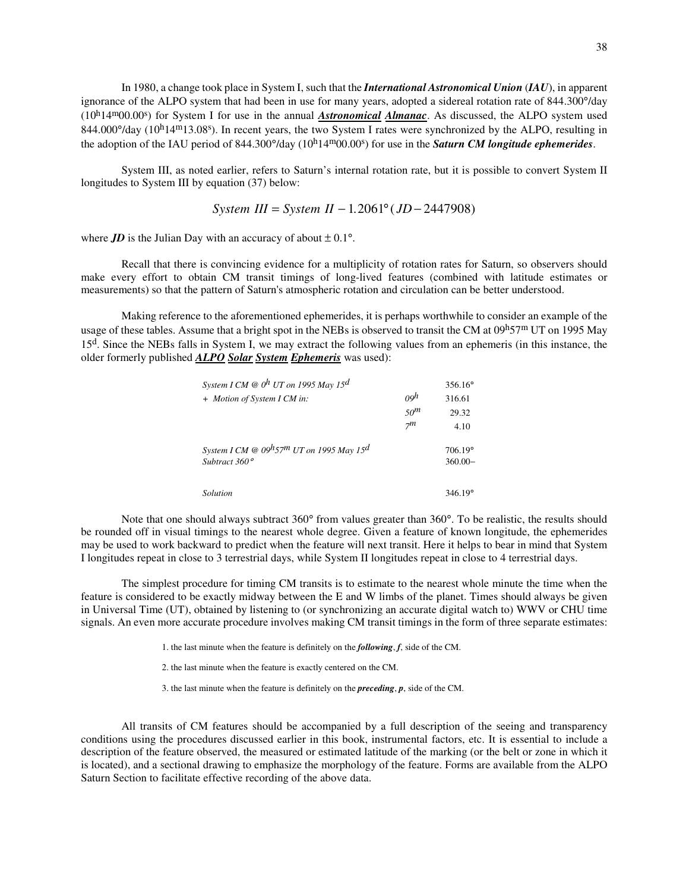In 1980, a change took place in System I, such that the ***International Astronomical Union*** (***IAU***), in apparent ignorance of the ALPO system that had been in use for many years, adopted a sidereal rotation rate of 844.300°/day ($10^h14^m00.00^s$) for System I for use in the annual ***Astronomical Almanac***. As discussed, the ALPO system used 844.000°/day ($10^h14^m13.08^s$). In recent years, the two System I rates were synchronized by the ALPO, resulting in the adoption of the IAU period of 844.300°/day ($10^h14^m00.00^s$) for use in the ***Saturn CM longitude ephemerides***.

System III, as noted earlier, refers to Saturn's internal rotation rate, but it is possible to convert System II longitudes to System III by equation (37) below:

$$System\ III = System\ II - 1.2061°(JD - 2447908)$$

where ***JD*** is the Julian Day with an accuracy of about ± 0.1°.

Recall that there is convincing evidence for a multiplicity of rotation rates for Saturn, so observers should make every effort to obtain CM transit timings of long-lived features (combined with latitude estimates or measurements) so that the pattern of Saturn's atmospheric rotation and circulation can be better understood.

Making reference to the aforementioned ephemerides, it is perhaps worthwhile to consider an example of the usage of these tables. Assume that a bright spot in the NEBs is observed to transit the CM at $09^h57^m$ UT on 1995 May $15^d$. Since the NEBs falls in System I, we may extract the following values from an ephemeris (in this instance, the older formerly published ***ALPO Solar System Ephemeris*** was used):

| | | |
|---|---|---|
| *System I CM @ $0^h$ UT on 1995 May $15^d$* | | 356.16° |
| *+ Motion of System I CM in:* | $09^h$ | 316.61 |
| | $50^m$ | 29.32 |
| | $7^m$ | 4.10 |
| *System I CM @ $09^h57^m$ UT on 1995 May $15^d$* | | 706.19° |
| *Subtract 360°* | | 360.00– |
| *Solution* | | 346.19° |

Note that one should always subtract 360° from values greater than 360°. To be realistic, the results should be rounded off in visual timings to the nearest whole degree. Given a feature of known longitude, the ephemerides may be used to work backward to predict when the feature will next transit. Here it helps to bear in mind that System I longitudes repeat in close to 3 terrestrial days, while System II longitudes repeat in close to 4 terrestrial days.

The simplest procedure for timing CM transits is to estimate to the nearest whole minute the time when the feature is considered to be exactly midway between the E and W limbs of the planet. Times should always be given in Universal Time (UT), obtained by listening to (or synchronizing an accurate digital watch to) WWV or CHU time signals. An even more accurate procedure involves making CM transit timings in the form of three separate estimates:

1. the last minute when the feature is definitely on the ***following***, ***f***, side of the CM.
2. the last minute when the feature is exactly centered on the CM.
3. the last minute when the feature is definitely on the ***preceding***, ***p***, side of the CM.

All transits of CM features should be accompanied by a full description of the seeing and transparency conditions using the procedures discussed earlier in this book, instrumental factors, etc. It is essential to include a description of the feature observed, the measured or estimated latitude of the marking (or the belt or zone in which it is located), and a sectional drawing to emphasize the morphology of the feature. Forms are available from the ALPO Saturn Section to facilitate effective recording of the above data.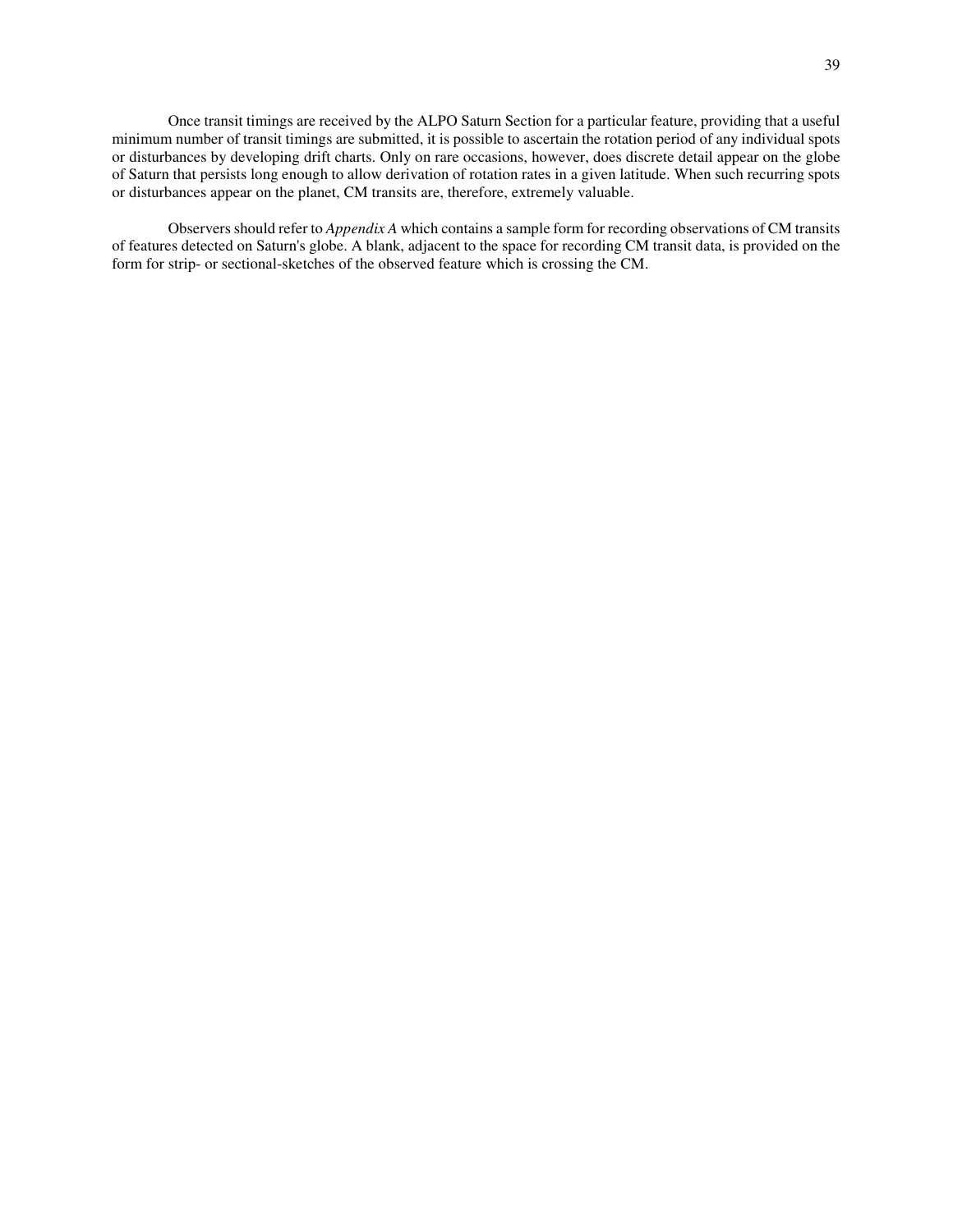Once transit timings are received by the ALPO Saturn Section for a particular feature, providing that a useful minimum number of transit timings are submitted, it is possible to ascertain the rotation period of any individual spots or disturbances by developing drift charts. Only on rare occasions, however, does discrete detail appear on the globe of Saturn that persists long enough to allow derivation of rotation rates in a given latitude. When such recurring spots or disturbances appear on the planet, CM transits are, therefore, extremely valuable.

Observers should refer to *Appendix A* which contains a sample form for recording observations of CM transits of features detected on Saturn's globe. A blank, adjacent to the space for recording CM transit data, is provided on the form for strip- or sectional-sketches of the observed feature which is crossing the CM.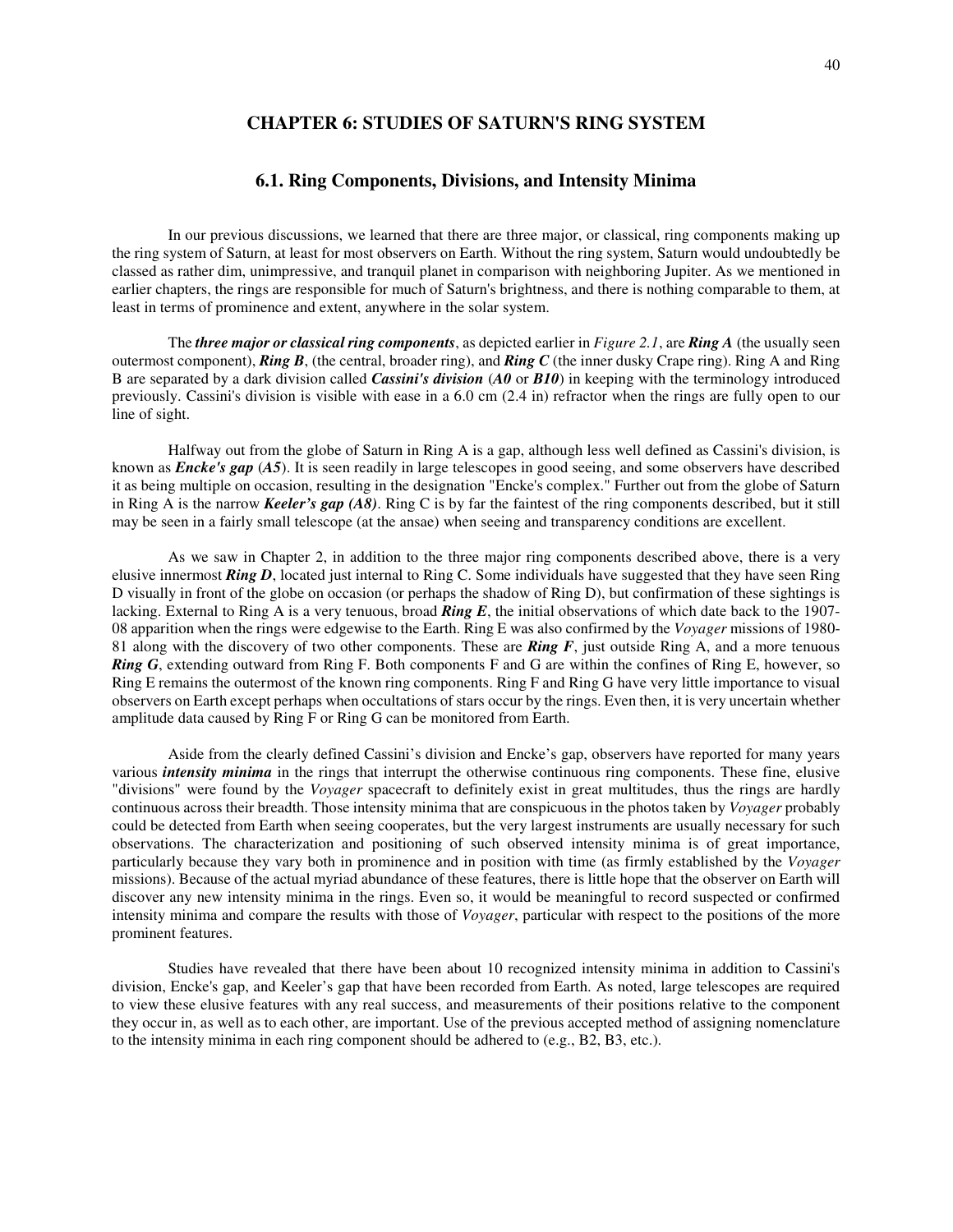# CHAPTER 6: STUDIES OF SATURN'S RING SYSTEM

## 6.1. Ring Components, Divisions, and Intensity Minima

In our previous discussions, we learned that there are three major, or classical, ring components making up the ring system of Saturn, at least for most observers on Earth. Without the ring system, Saturn would undoubtedly be classed as rather dim, unimpressive, and tranquil planet in comparison with neighboring Jupiter. As we mentioned in earlier chapters, the rings are responsible for much of Saturn's brightness, and there is nothing comparable to them, at least in terms of prominence and extent, anywhere in the solar system.

The ***three major or classical ring components***, as depicted earlier in *Figure 2.1*, are ***Ring A*** (the usually seen outermost component), ***Ring B***, (the central, broader ring), and ***Ring C*** (the inner dusky Crape ring). Ring A and Ring B are separated by a dark division called ***Cassini's division*** (***A0*** or ***B10***) in keeping with the terminology introduced previously. Cassini's division is visible with ease in a 6.0 cm (2.4 in) refractor when the rings are fully open to our line of sight.

Halfway out from the globe of Saturn in Ring A is a gap, although less well defined as Cassini's division, is known as ***Encke's gap*** (***A5***). It is seen readily in large telescopes in good seeing, and some observers have described it as being multiple on occasion, resulting in the designation "Encke's complex." Further out from the globe of Saturn in Ring A is the narrow ***Keeler's gap (A8)***. Ring C is by far the faintest of the ring components described, but it still may be seen in a fairly small telescope (at the ansae) when seeing and transparency conditions are excellent.

As we saw in Chapter 2, in addition to the three major ring components described above, there is a very elusive innermost ***Ring D***, located just internal to Ring C. Some individuals have suggested that they have seen Ring D visually in front of the globe on occasion (or perhaps the shadow of Ring D), but confirmation of these sightings is lacking. External to Ring A is a very tenuous, broad ***Ring E***, the initial observations of which date back to the 1907-08 apparition when the rings were edgewise to the Earth. Ring E was also confirmed by the *Voyager* missions of 1980-81 along with the discovery of two other components. These are ***Ring F***, just outside Ring A, and a more tenuous ***Ring G***, extending outward from Ring F. Both components F and G are within the confines of Ring E, however, so Ring E remains the outermost of the known ring components. Ring F and Ring G have very little importance to visual observers on Earth except perhaps when occultations of stars occur by the rings. Even then, it is very uncertain whether amplitude data caused by Ring F or Ring G can be monitored from Earth.

Aside from the clearly defined Cassini's division and Encke's gap, observers have reported for many years various ***intensity minima*** in the rings that interrupt the otherwise continuous ring components. These fine, elusive "divisions" were found by the *Voyager* spacecraft to definitely exist in great multitudes, thus the rings are hardly continuous across their breadth. Those intensity minima that are conspicuous in the photos taken by *Voyager* probably could be detected from Earth when seeing cooperates, but the very largest instruments are usually necessary for such observations. The characterization and positioning of such observed intensity minima is of great importance, particularly because they vary both in prominence and in position with time (as firmly established by the *Voyager* missions). Because of the actual myriad abundance of these features, there is little hope that the observer on Earth will discover any new intensity minima in the rings. Even so, it would be meaningful to record suspected or confirmed intensity minima and compare the results with those of *Voyager*, particular with respect to the positions of the more prominent features.

Studies have revealed that there have been about 10 recognized intensity minima in addition to Cassini's division, Encke's gap, and Keeler's gap that have been recorded from Earth. As noted, large telescopes are required to view these elusive features with any real success, and measurements of their positions relative to the component they occur in, as well as to each other, are important. Use of the previous accepted method of assigning nomenclature to the intensity minima in each ring component should be adhered to (e.g., B2, B3, etc.).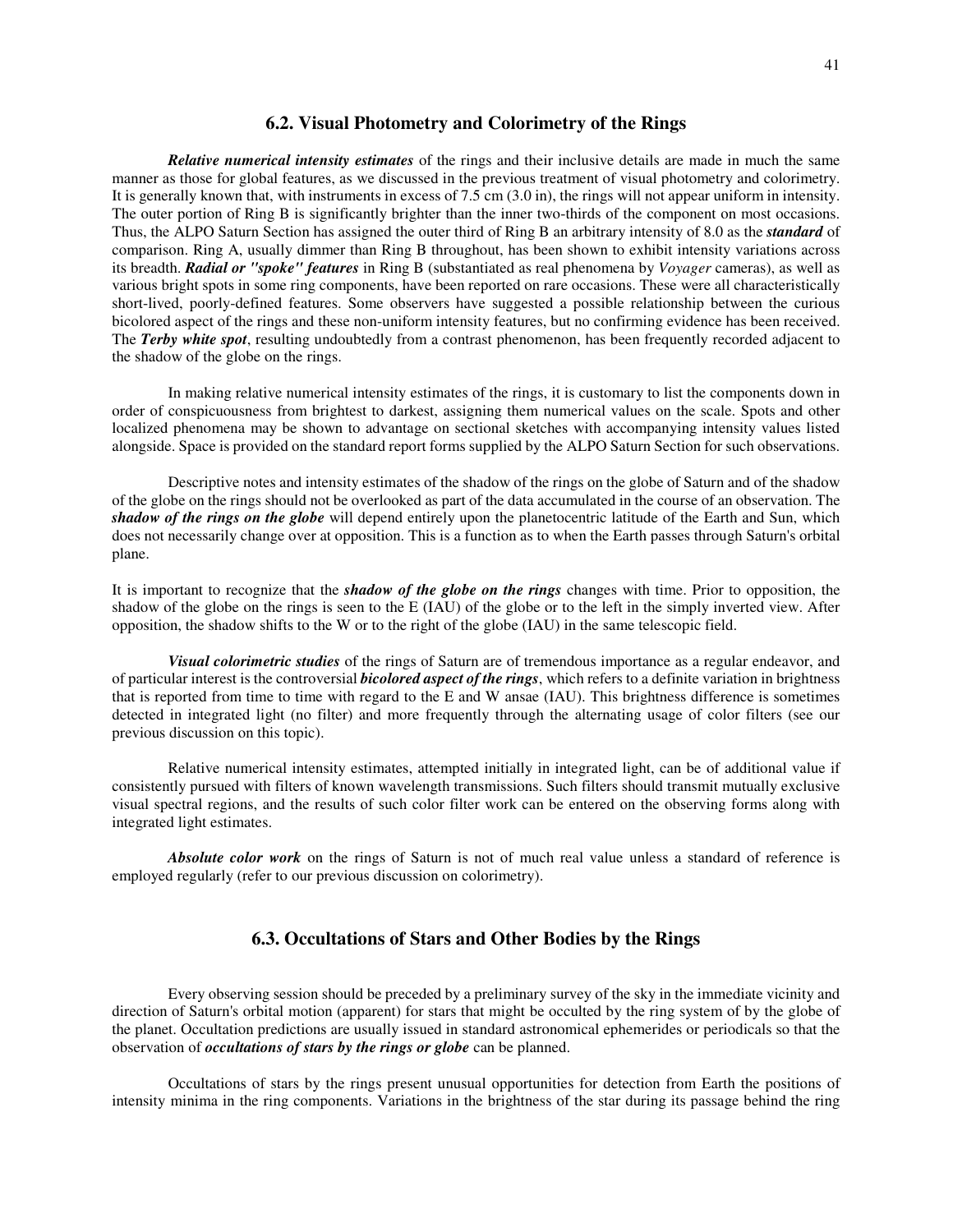## 6.2. Visual Photometry and Colorimetry of the Rings

***Relative numerical intensity estimates*** of the rings and their inclusive details are made in much the same manner as those for global features, as we discussed in the previous treatment of visual photometry and colorimetry. It is generally known that, with instruments in excess of 7.5 cm (3.0 in), the rings will not appear uniform in intensity. The outer portion of Ring B is significantly brighter than the inner two-thirds of the component on most occasions. Thus, the ALPO Saturn Section has assigned the outer third of Ring B an arbitrary intensity of 8.0 as the ***standard*** of comparison. Ring A, usually dimmer than Ring B throughout, has been shown to exhibit intensity variations across its breadth. ***Radial or "spoke" features*** in Ring B (substantiated as real phenomena by *Voyager* cameras), as well as various bright spots in some ring components, have been reported on rare occasions. These were all characteristically short-lived, poorly-defined features. Some observers have suggested a possible relationship between the curious bicolored aspect of the rings and these non-uniform intensity features, but no confirming evidence has been received. The ***Terby white spot***, resulting undoubtedly from a contrast phenomenon, has been frequently recorded adjacent to the shadow of the globe on the rings.

In making relative numerical intensity estimates of the rings, it is customary to list the components down in order of conspicuousness from brightest to darkest, assigning them numerical values on the scale. Spots and other localized phenomena may be shown to advantage on sectional sketches with accompanying intensity values listed alongside. Space is provided on the standard report forms supplied by the ALPO Saturn Section for such observations.

Descriptive notes and intensity estimates of the shadow of the rings on the globe of Saturn and of the shadow of the globe on the rings should not be overlooked as part of the data accumulated in the course of an observation. The ***shadow of the rings on the globe*** will depend entirely upon the planetocentric latitude of the Earth and Sun, which does not necessarily change over at opposition. This is a function as to when the Earth passes through Saturn's orbital plane.

It is important to recognize that the ***shadow of the globe on the rings*** changes with time. Prior to opposition, the shadow of the globe on the rings is seen to the E (IAU) of the globe or to the left in the simply inverted view. After opposition, the shadow shifts to the W or to the right of the globe (IAU) in the same telescopic field.

***Visual colorimetric studies*** of the rings of Saturn are of tremendous importance as a regular endeavor, and of particular interest is the controversial ***bicolored aspect of the rings***, which refers to a definite variation in brightness that is reported from time to time with regard to the E and W ansae (IAU). This brightness difference is sometimes detected in integrated light (no filter) and more frequently through the alternating usage of color filters (see our previous discussion on this topic).

Relative numerical intensity estimates, attempted initially in integrated light, can be of additional value if consistently pursued with filters of known wavelength transmissions. Such filters should transmit mutually exclusive visual spectral regions, and the results of such color filter work can be entered on the observing forms along with integrated light estimates.

***Absolute color work*** on the rings of Saturn is not of much real value unless a standard of reference is employed regularly (refer to our previous discussion on colorimetry).

## 6.3. Occultations of Stars and Other Bodies by the Rings

Every observing session should be preceded by a preliminary survey of the sky in the immediate vicinity and direction of Saturn's orbital motion (apparent) for stars that might be occulted by the ring system of by the globe of the planet. Occultation predictions are usually issued in standard astronomical ephemerides or periodicals so that the observation of ***occultations of stars by the rings or globe*** can be planned.

Occultations of stars by the rings present unusual opportunities for detection from Earth the positions of intensity minima in the ring components. Variations in the brightness of the star during its passage behind the ring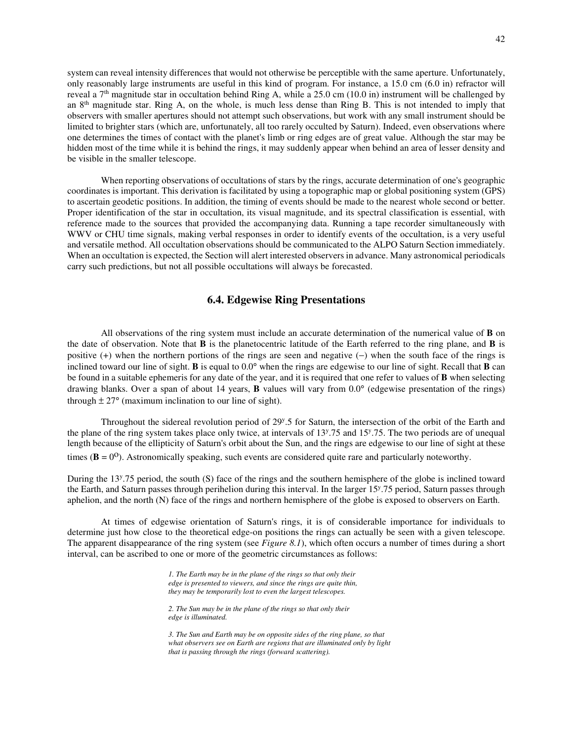system can reveal intensity differences that would not otherwise be perceptible with the same aperture. Unfortunately, only reasonably large instruments are useful in this kind of program. For instance, a 15.0 cm (6.0 in) refractor will reveal a 7th magnitude star in occultation behind Ring A, while a 25.0 cm (10.0 in) instrument will be challenged by an 8th magnitude star. Ring A, on the whole, is much less dense than Ring B. This is not intended to imply that observers with smaller apertures should not attempt such observations, but work with any small instrument should be limited to brighter stars (which are, unfortunately, all too rarely occulted by Saturn). Indeed, even observations where one determines the times of contact with the planet's limb or ring edges are of great value. Although the star may be hidden most of the time while it is behind the rings, it may suddenly appear when behind an area of lesser density and be visible in the smaller telescope.

When reporting observations of occultations of stars by the rings, accurate determination of one's geographic coordinates is important. This derivation is facilitated by using a topographic map or global positioning system (GPS) to ascertain geodetic positions. In addition, the timing of events should be made to the nearest whole second or better. Proper identification of the star in occultation, its visual magnitude, and its spectral classification is essential, with reference made to the sources that provided the accompanying data. Running a tape recorder simultaneously with WWV or CHU time signals, making verbal responses in order to identify events of the occultation, is a very useful and versatile method. All occultation observations should be communicated to the ALPO Saturn Section immediately. When an occultation is expected, the Section will alert interested observers in advance. Many astronomical periodicals carry such predictions, but not all possible occultations will always be forecasted.

## 6.4. Edgewise Ring Presentations

All observations of the ring system must include an accurate determination of the numerical value of **B** on the date of observation. Note that **B** is the planetocentric latitude of the Earth referred to the ring plane, and **B** is positive (+) when the northern portions of the rings are seen and negative (−) when the south face of the rings is inclined toward our line of sight. **B** is equal to 0.0° when the rings are edgewise to our line of sight. Recall that **B** can be found in a suitable ephemeris for any date of the year, and it is required that one refer to values of **B** when selecting drawing blanks. Over a span of about 14 years, **B** values will vary from 0.0° (edgewise presentation of the rings) through ± 27° (maximum inclination to our line of sight).

Throughout the sidereal revolution period of $29^{y}.5$ for Saturn, the intersection of the orbit of the Earth and the plane of the ring system takes place only twice, at intervals of $13^{y}.75$ and $15^{y}.75$. The two periods are of unequal length because of the ellipticity of Saturn's orbit about the Sun, and the rings are edgewise to our line of sight at these times (**B** = $0^{\circ}$). Astronomically speaking, such events are considered quite rare and particularly noteworthy.

During the $13^{y}.75$ period, the south (S) face of the rings and the southern hemisphere of the globe is inclined toward the Earth, and Saturn passes through perihelion during this interval. In the larger $15^{y}.75$ period, Saturn passes through aphelion, and the north (N) face of the rings and northern hemisphere of the globe is exposed to observers on Earth.

At times of edgewise orientation of Saturn's rings, it is of considerable importance for individuals to determine just how close to the theoretical edge-on positions the rings can actually be seen with a given telescope. The apparent disappearance of the ring system (see *Figure 8.1*), which often occurs a number of times during a short interval, can be ascribed to one or more of the geometric circumstances as follows:

*1. The Earth may be in the plane of the rings so that only their edge is presented to viewers, and since the rings are quite thin, they may be temporarily lost to even the largest telescopes.*

*2. The Sun may be in the plane of the rings so that only their edge is illuminated.*

*3. The Sun and Earth may be on opposite sides of the ring plane, so that what observers see on Earth are regions that are illuminated only by light that is passing through the rings (forward scattering).*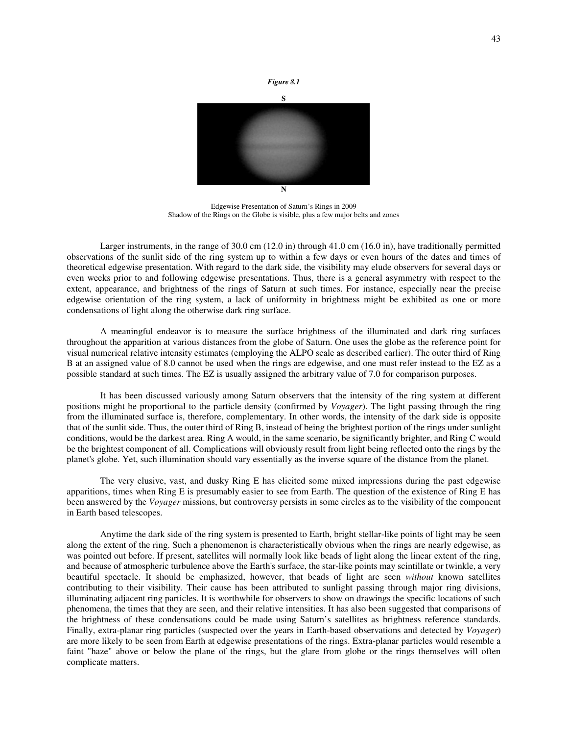*Figure 8.1*

S

N

Edgewise Presentation of Saturn's Rings in 2009
Shadow of the Rings on the Globe is visible, plus a few major belts and zones

Larger instruments, in the range of 30.0 cm (12.0 in) through 41.0 cm (16.0 in), have traditionally permitted observations of the sunlit side of the ring system up to within a few days or even hours of the dates and times of theoretical edgewise presentation. With regard to the dark side, the visibility may elude observers for several days or even weeks prior to and following edgewise presentations. Thus, there is a general asymmetry with respect to the extent, appearance, and brightness of the rings of Saturn at such times. For instance, especially near the precise edgewise orientation of the ring system, a lack of uniformity in brightness might be exhibited as one or more condensations of light along the otherwise dark ring surface.

A meaningful endeavor is to measure the surface brightness of the illuminated and dark ring surfaces throughout the apparition at various distances from the globe of Saturn. One uses the globe as the reference point for visual numerical relative intensity estimates (employing the ALPO scale as described earlier). The outer third of Ring B at an assigned value of 8.0 cannot be used when the rings are edgewise, and one must refer instead to the EZ as a possible standard at such times. The EZ is usually assigned the arbitrary value of 7.0 for comparison purposes.

It has been discussed variously among Saturn observers that the intensity of the ring system at different positions might be proportional to the particle density (confirmed by *Voyager*). The light passing through the ring from the illuminated surface is, therefore, complementary. In other words, the intensity of the dark side is opposite that of the sunlit side. Thus, the outer third of Ring B, instead of being the brightest portion of the rings under sunlight conditions, would be the darkest area. Ring A would, in the same scenario, be significantly brighter, and Ring C would be the brightest component of all. Complications will obviously result from light being reflected onto the rings by the planet's globe. Yet, such illumination should vary essentially as the inverse square of the distance from the planet.

The very elusive, vast, and dusky Ring E has elicited some mixed impressions during the past edgewise apparitions, times when Ring E is presumably easier to see from Earth. The question of the existence of Ring E has been answered by the *Voyager* missions, but controversy persists in some circles as to the visibility of the component in Earth based telescopes.

Anytime the dark side of the ring system is presented to Earth, bright stellar-like points of light may be seen along the extent of the ring. Such a phenomenon is characteristically obvious when the rings are nearly edgewise, as was pointed out before. If present, satellites will normally look like beads of light along the linear extent of the ring, and because of atmospheric turbulence above the Earth's surface, the star-like points may scintillate or twinkle, a very beautiful spectacle. It should be emphasized, however, that beads of light are seen *without* known satellites contributing to their visibility. Their cause has been attributed to sunlight passing through major ring divisions, illuminating adjacent ring particles. It is worthwhile for observers to show on drawings the specific locations of such phenomena, the times that they are seen, and their relative intensities. It has also been suggested that comparisons of the brightness of these condensations could be made using Saturn's satellites as brightness reference standards. Finally, extra-planar ring particles (suspected over the years in Earth-based observations and detected by *Voyager*) are more likely to be seen from Earth at edgewise presentations of the rings. Extra-planar particles would resemble a faint "haze" above or below the plane of the rings, but the glare from globe or the rings themselves will often complicate matters.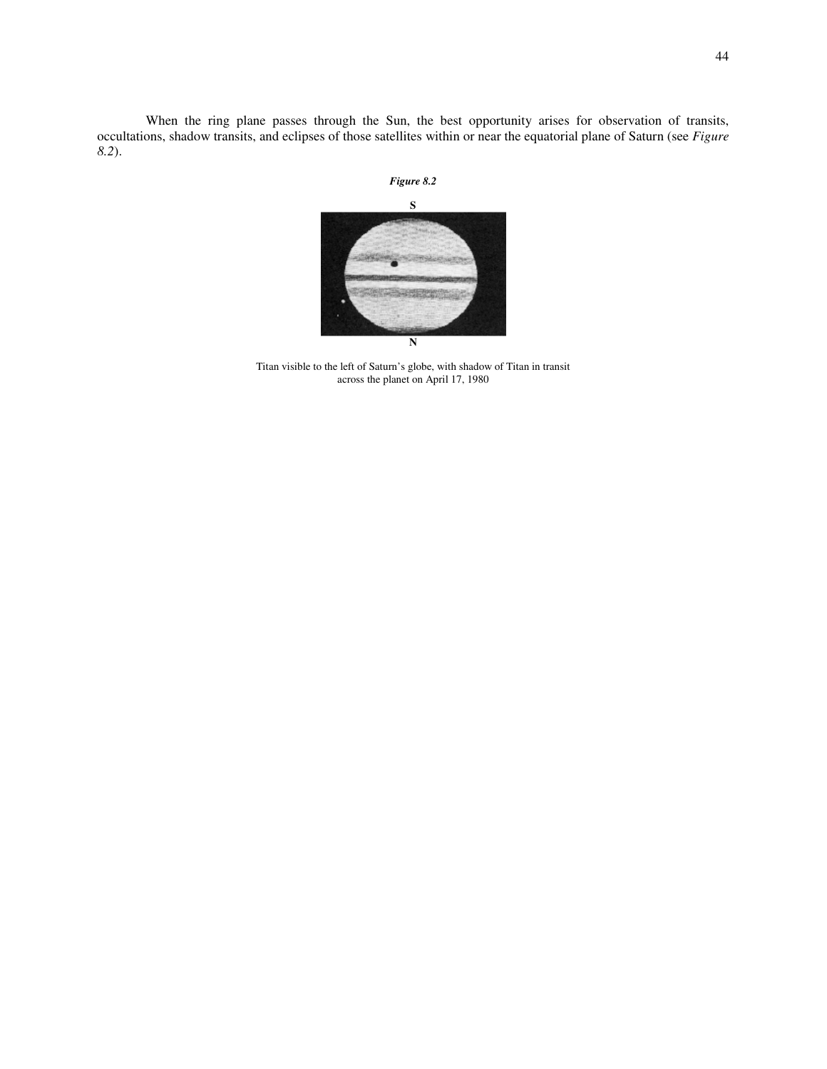When the ring plane passes through the Sun, the best opportunity arises for observation of transits, occultations, shadow transits, and eclipses of those satellites within or near the equatorial plane of Saturn (see *Figure 8.2*).

***Figure 8.2***

Titan visible to the left of Saturn's globe, with shadow of Titan in transit across the planet on April 17, 1980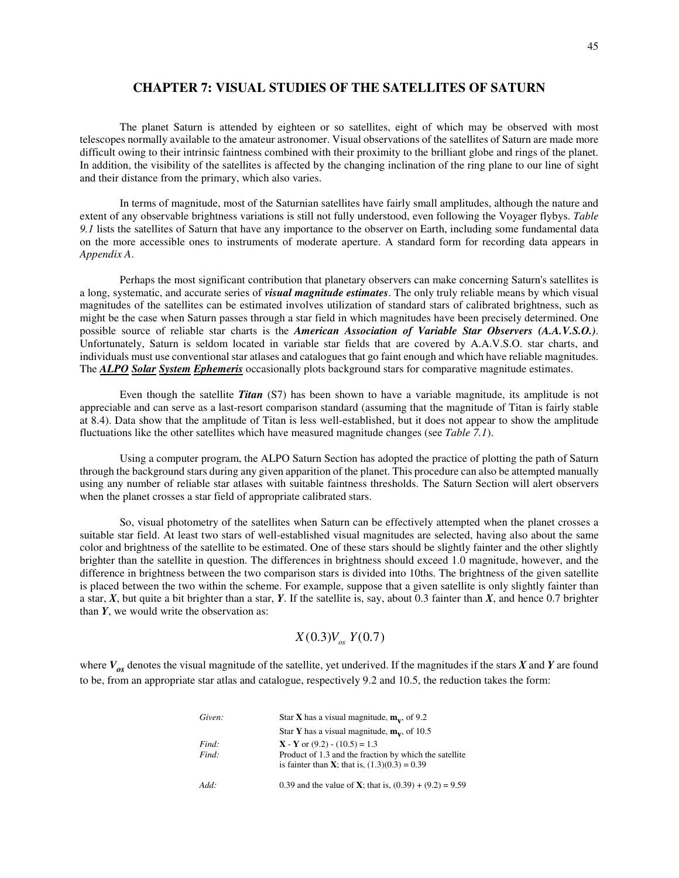# CHAPTER 7: VISUAL STUDIES OF THE SATELLITES OF SATURN

The planet Saturn is attended by eighteen or so satellites, eight of which may be observed with most telescopes normally available to the amateur astronomer. Visual observations of the satellites of Saturn are made more difficult owing to their intrinsic faintness combined with their proximity to the brilliant globe and rings of the planet. In addition, the visibility of the satellites is affected by the changing inclination of the ring plane to our line of sight and their distance from the primary, which also varies.

In terms of magnitude, most of the Saturnian satellites have fairly small amplitudes, although the nature and extent of any observable brightness variations is still not fully understood, even following the Voyager flybys. *Table 9.1* lists the satellites of Saturn that have any importance to the observer on Earth, including some fundamental data on the more accessible ones to instruments of moderate aperture. A standard form for recording data appears in *Appendix A*.

Perhaps the most significant contribution that planetary observers can make concerning Saturn's satellites is a long, systematic, and accurate series of ***visual magnitude estimates***. The only truly reliable means by which visual magnitudes of the satellites can be estimated involves utilization of standard stars of calibrated brightness, such as might be the case when Saturn passes through a star field in which magnitudes have been precisely determined. One possible source of reliable star charts is the ***American Association of Variable Star Observers (A.A.V.S.O.)***. Unfortunately, Saturn is seldom located in variable star fields that are covered by A.A.V.S.O. star charts, and individuals must use conventional star atlases and catalogues that go faint enough and which have reliable magnitudes. The ***ALPO Solar System Ephemeris*** occasionally plots background stars for comparative magnitude estimates.

Even though the satellite ***Titan*** (S7) has been shown to have a variable magnitude, its amplitude is not appreciable and can serve as a last-resort comparison standard (assuming that the magnitude of Titan is fairly stable at 8.4). Data show that the amplitude of Titan is less well-established, but it does not appear to show the amplitude fluctuations like the other satellites which have measured magnitude changes (see *Table 7.1*).

Using a computer program, the ALPO Saturn Section has adopted the practice of plotting the path of Saturn through the background stars during any given apparition of the planet. This procedure can also be attempted manually using any number of reliable star atlases with suitable faintness thresholds. The Saturn Section will alert observers when the planet crosses a star field of appropriate calibrated stars.

So, visual photometry of the satellites when Saturn can be effectively attempted when the planet crosses a suitable star field. At least two stars of well-established visual magnitudes are selected, having also about the same color and brightness of the satellite to be estimated. One of these stars should be slightly fainter and the other slightly brighter than the satellite in question. The differences in brightness should exceed 1.0 magnitude, however, and the difference in brightness between the two comparison stars is divided into 10ths. The brightness of the given satellite is placed between the two within the scheme. For example, suppose that a given satellite is only slightly fainter than a star, ***X***, but quite a bit brighter than a star, ***Y***. If the satellite is, say, about 0.3 fainter than ***X***, and hence 0.7 brighter than ***Y***, we would write the observation as:

$$X(0.3)V_{os}\ Y(0.7)$$

where $V_{os}$ denotes the visual magnitude of the satellite, yet underived. If the magnitudes if the stars ***X*** and ***Y*** are found to be, from an appropriate star atlas and catalogue, respectively 9.2 and 10.5, the reduction takes the form:

| | |
|---|---|
| *Given:* | Star **X** has a visual magnitude, $\mathbf{m_v}$, of 9.2 |
| | Star **Y** has a visual magnitude, $\mathbf{m_v}$, of 10.5 |
| *Find:* | **X** - **Y** or (9.2) - (10.5) = 1.3 |
| *Find:* | Product of 1.3 and the fraction by which the satellite is fainter than **X**; that is, (1.3)(0.3) = 0.39 |
| *Add:* | 0.39 and the value of **X**; that is, (0.39) + (9.2) = 9.59 |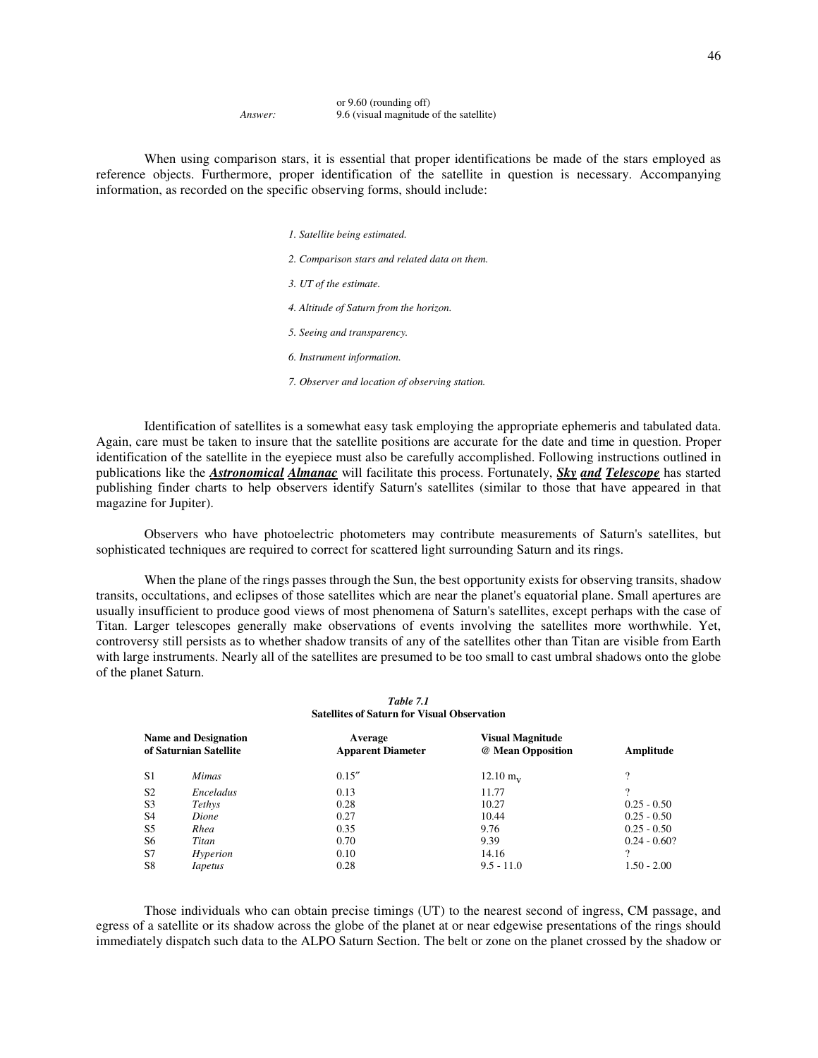or 9.60 (rounding off)

*Answer:* 9.6 (visual magnitude of the satellite)

When using comparison stars, it is essential that proper identifications be made of the stars employed as reference objects. Furthermore, proper identification of the satellite in question is necessary. Accompanying information, as recorded on the specific observing forms, should include:

*1. Satellite being estimated.*

*2. Comparison stars and related data on them.*

*3. UT of the estimate.*

*4. Altitude of Saturn from the horizon.*

*5. Seeing and transparency.*

*6. Instrument information.*

*7. Observer and location of observing station.*

Identification of satellites is a somewhat easy task employing the appropriate ephemeris and tabulated data. Again, care must be taken to insure that the satellite positions are accurate for the date and time in question. Proper identification of the satellite in the eyepiece must also be carefully accomplished. Following instructions outlined in publications like the ***Astronomical Almanac*** will facilitate this process. Fortunately, ***Sky and Telescope*** has started publishing finder charts to help observers identify Saturn's satellites (similar to those that have appeared in that magazine for Jupiter).

Observers who have photoelectric photometers may contribute measurements of Saturn's satellites, but sophisticated techniques are required to correct for scattered light surrounding Saturn and its rings.

When the plane of the rings passes through the Sun, the best opportunity exists for observing transits, shadow transits, occultations, and eclipses of those satellites which are near the planet's equatorial plane. Small apertures are usually insufficient to produce good views of most phenomena of Saturn's satellites, except perhaps with the case of Titan. Larger telescopes generally make observations of events involving the satellites more worthwhile. Yet, controversy still persists as to whether shadow transits of any of the satellites other than Titan are visible from Earth with large instruments. Nearly all of the satellites are presumed to be too small to cast umbral shadows onto the globe of the planet Saturn.

***Table 7.1***
**Satellites of Saturn for Visual Observation**

| Name and Designation of Saturnian Satellite | | Average Apparent Diameter | Visual Magnitude @ Mean Opposition | Amplitude |
|---|---|---|---|---|
| S1 | *Mimas* | 0.15″ | 12.10 $m_V$ | ? |
| S2 | *Enceladus* | 0.13 | 11.77 | ? |
| S3 | *Tethys* | 0.28 | 10.27 | 0.25 - 0.50 |
| S4 | *Dione* | 0.27 | 10.44 | 0.25 - 0.50 |
| S5 | *Rhea* | 0.35 | 9.76 | 0.25 - 0.50 |
| S6 | *Titan* | 0.70 | 9.39 | 0.24 - 0.60? |
| S7 | *Hyperion* | 0.10 | 14.16 | ? |
| S8 | *Iapetus* | 0.28 | 9.5 - 11.0 | 1.50 - 2.00 |

Those individuals who can obtain precise timings (UT) to the nearest second of ingress, CM passage, and egress of a satellite or its shadow across the globe of the planet at or near edgewise presentations of the rings should immediately dispatch such data to the ALPO Saturn Section. The belt or zone on the planet crossed by the shadow or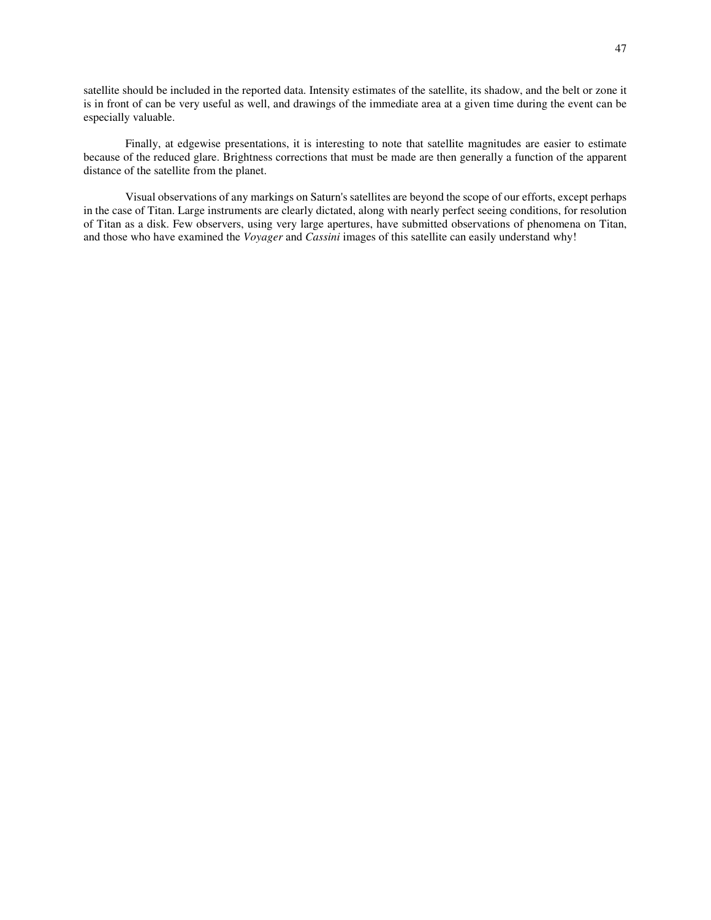satellite should be included in the reported data. Intensity estimates of the satellite, its shadow, and the belt or zone it is in front of can be very useful as well, and drawings of the immediate area at a given time during the event can be especially valuable.

Finally, at edgewise presentations, it is interesting to note that satellite magnitudes are easier to estimate because of the reduced glare. Brightness corrections that must be made are then generally a function of the apparent distance of the satellite from the planet.

Visual observations of any markings on Saturn's satellites are beyond the scope of our efforts, except perhaps in the case of Titan. Large instruments are clearly dictated, along with nearly perfect seeing conditions, for resolution of Titan as a disk. Few observers, using very large apertures, have submitted observations of phenomena on Titan, and those who have examined the *Voyager* and *Cassini* images of this satellite can easily understand why!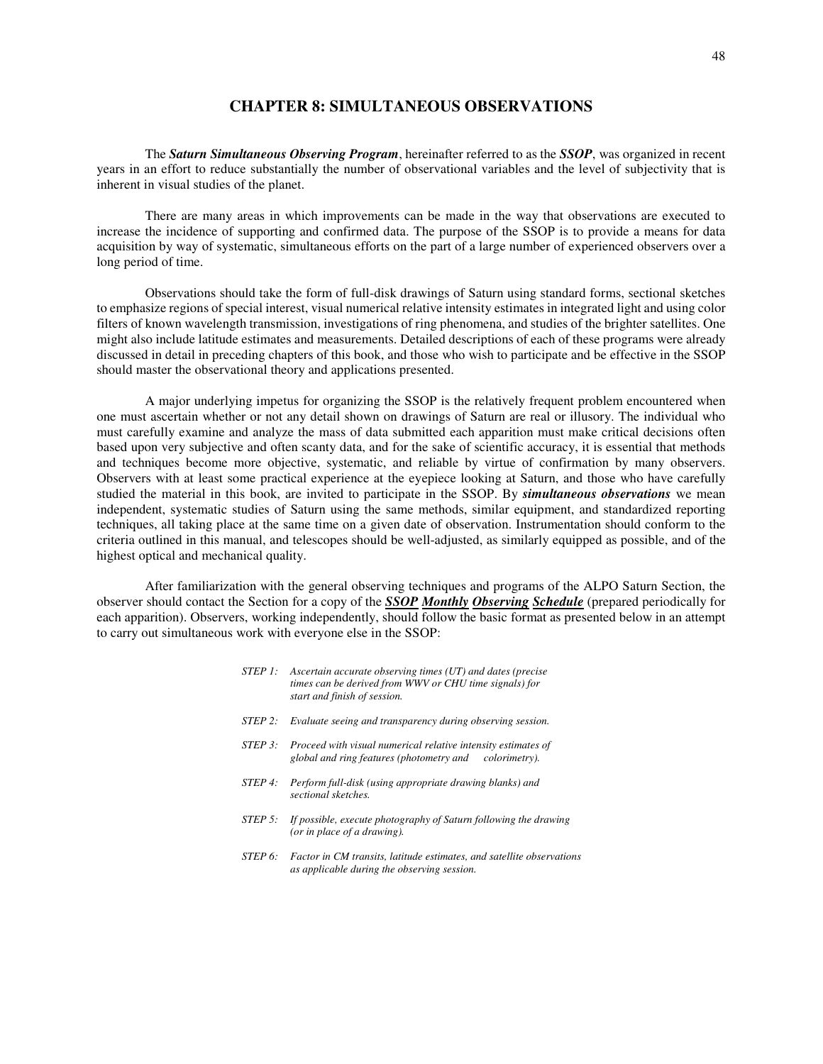# CHAPTER 8: SIMULTANEOUS OBSERVATIONS

The ***Saturn Simultaneous Observing Program***, hereinafter referred to as the ***SSOP***, was organized in recent years in an effort to reduce substantially the number of observational variables and the level of subjectivity that is inherent in visual studies of the planet.

There are many areas in which improvements can be made in the way that observations are executed to increase the incidence of supporting and confirmed data. The purpose of the SSOP is to provide a means for data acquisition by way of systematic, simultaneous efforts on the part of a large number of experienced observers over a long period of time.

Observations should take the form of full-disk drawings of Saturn using standard forms, sectional sketches to emphasize regions of special interest, visual numerical relative intensity estimates in integrated light and using color filters of known wavelength transmission, investigations of ring phenomena, and studies of the brighter satellites. One might also include latitude estimates and measurements. Detailed descriptions of each of these programs were already discussed in detail in preceding chapters of this book, and those who wish to participate and be effective in the SSOP should master the observational theory and applications presented.

A major underlying impetus for organizing the SSOP is the relatively frequent problem encountered when one must ascertain whether or not any detail shown on drawings of Saturn are real or illusory. The individual who must carefully examine and analyze the mass of data submitted each apparition must make critical decisions often based upon very subjective and often scanty data, and for the sake of scientific accuracy, it is essential that methods and techniques become more objective, systematic, and reliable by virtue of confirmation by many observers. Observers with at least some practical experience at the eyepiece looking at Saturn, and those who have carefully studied the material in this book, are invited to participate in the SSOP. By ***simultaneous observations*** we mean independent, systematic studies of Saturn using the same methods, similar equipment, and standardized reporting techniques, all taking place at the same time on a given date of observation. Instrumentation should conform to the criteria outlined in this manual, and telescopes should be well-adjusted, as similarly equipped as possible, and of the highest optical and mechanical quality.

After familiarization with the general observing techniques and programs of the ALPO Saturn Section, the observer should contact the Section for a copy of the ***SSOP Monthly Observing Schedule*** (prepared periodically for each apparition). Observers, working independently, should follow the basic format as presented below in an attempt to carry out simultaneous work with everyone else in the SSOP:

*STEP 1:* *Ascertain accurate observing times (UT) and dates (precise times can be derived from WWV or CHU time signals) for start and finish of session.*

*STEP 2:* *Evaluate seeing and transparency during observing session.*

*STEP 3:* *Proceed with visual numerical relative intensity estimates of global and ring features (photometry and colorimetry).*

*STEP 4:* *Perform full-disk (using appropriate drawing blanks) and sectional sketches.*

*STEP 5:* *If possible, execute photography of Saturn following the drawing (or in place of a drawing).*

*STEP 6:* *Factor in CM transits, latitude estimates, and satellite observations as applicable during the observing session.*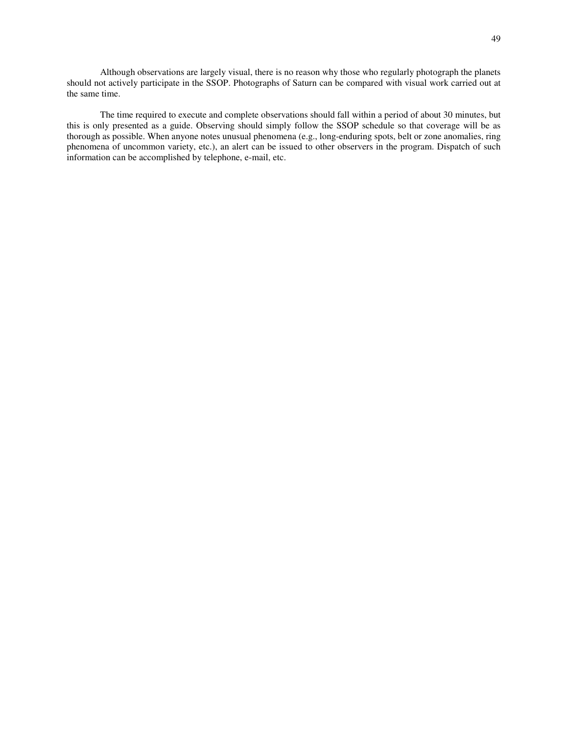Although observations are largely visual, there is no reason why those who regularly photograph the planets should not actively participate in the SSOP. Photographs of Saturn can be compared with visual work carried out at the same time.

The time required to execute and complete observations should fall within a period of about 30 minutes, but this is only presented as a guide. Observing should simply follow the SSOP schedule so that coverage will be as thorough as possible. When anyone notes unusual phenomena (e.g., long-enduring spots, belt or zone anomalies, ring phenomena of uncommon variety, etc.), an alert can be issued to other observers in the program. Dispatch of such information can be accomplished by telephone, e-mail, etc.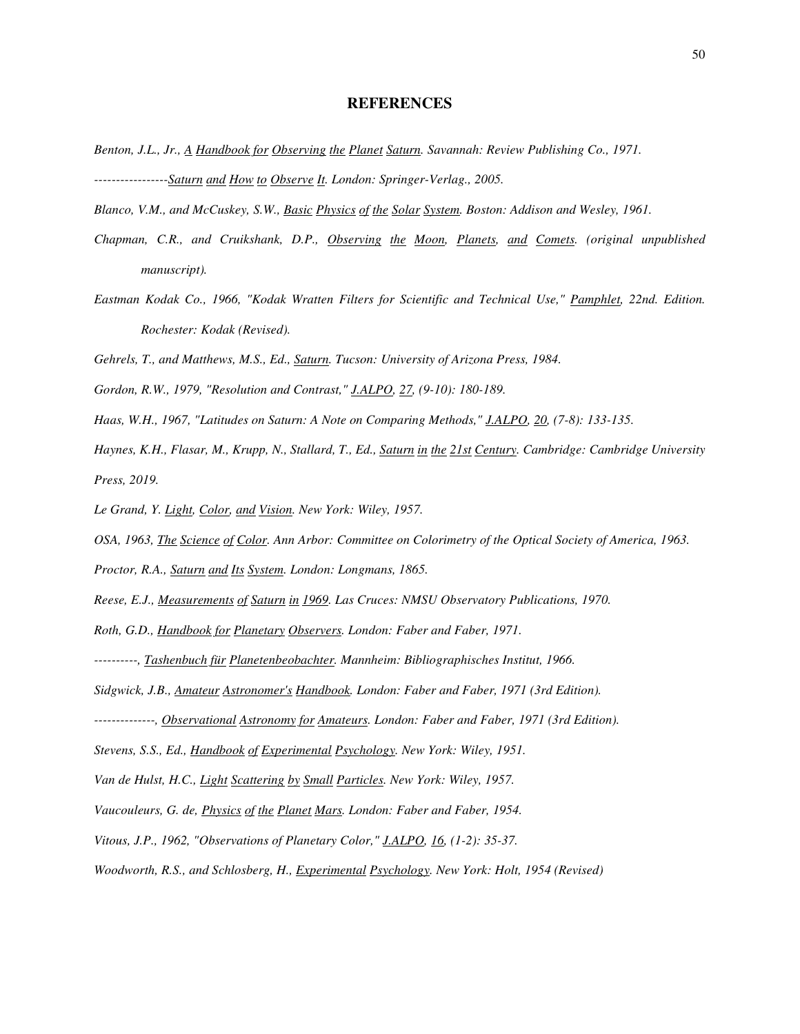# REFERENCES

*Benton, J.L., Jr., A Handbook for Observing the Planet Saturn. Savannah: Review Publishing Co., 1971.*

*-----------------Saturn and How to Observe It. London: Springer-Verlag., 2005.*

*Blanco, V.M., and McCuskey, S.W., Basic Physics of the Solar System. Boston: Addison and Wesley, 1961.*

*Chapman, C.R., and Cruikshank, D.P., Observing the Moon, Planets, and Comets. (original unpublished manuscript).*

*Eastman Kodak Co., 1966, "Kodak Wratten Filters for Scientific and Technical Use," Pamphlet, 22nd. Edition. Rochester: Kodak (Revised).*

*Gehrels, T., and Matthews, M.S., Ed., Saturn. Tucson: University of Arizona Press, 1984.*

*Gordon, R.W., 1979, "Resolution and Contrast," J.ALPO, 27, (9-10): 180-189.*

*Haas, W.H., 1967, "Latitudes on Saturn: A Note on Comparing Methods," J.ALPO, 20, (7-8): 133-135.*

*Haynes, K.H., Flasar, M., Krupp, N., Stallard, T., Ed., Saturn in the 21st Century. Cambridge: Cambridge University Press, 2019.*

*Le Grand, Y. Light, Color, and Vision. New York: Wiley, 1957.*

*OSA, 1963, The Science of Color. Ann Arbor: Committee on Colorimetry of the Optical Society of America, 1963.*

*Proctor, R.A., Saturn and Its System. London: Longmans, 1865.*

*Reese, E.J., Measurements of Saturn in 1969. Las Cruces: NMSU Observatory Publications, 1970.*

*Roth, G.D., Handbook for Planetary Observers. London: Faber and Faber, 1971.*

*----------, Tashenbuch für Planetenbeobachter. Mannheim: Bibliographisches Institut, 1966.*

*Sidgwick, J.B., Amateur Astronomer's Handbook. London: Faber and Faber, 1971 (3rd Edition).*

*--------------, Observational Astronomy for Amateurs. London: Faber and Faber, 1971 (3rd Edition).*

*Stevens, S.S., Ed., Handbook of Experimental Psychology. New York: Wiley, 1951.*

*Van de Hulst, H.C., Light Scattering by Small Particles. New York: Wiley, 1957.*

*Vaucouleurs, G. de, Physics of the Planet Mars. London: Faber and Faber, 1954.*

*Vitous, J.P., 1962, "Observations of Planetary Color," J.ALPO, 16, (1-2): 35-37.*

*Woodworth, R.S., and Schlosberg, H., Experimental Psychology. New York: Holt, 1954 (Revised)*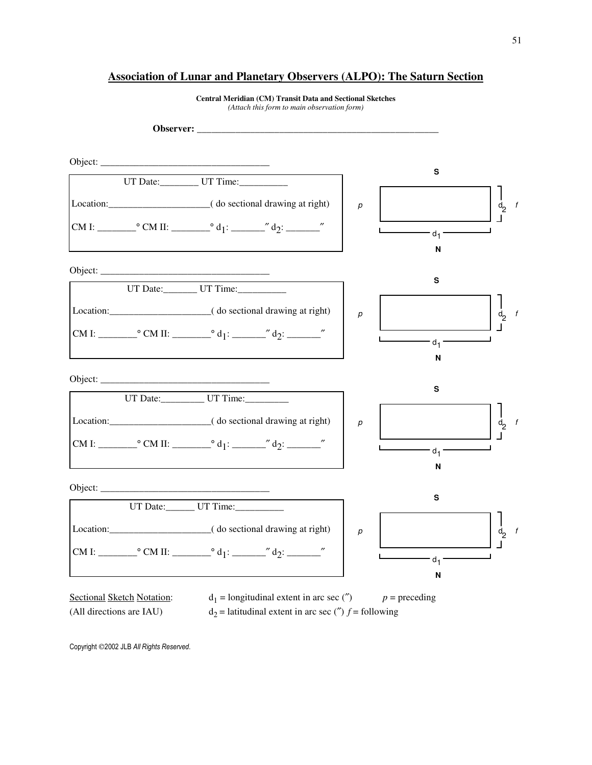## Association of Lunar and Planetary Observers (ALPO): The Saturn Section

**Central Meridian (CM) Transit Data and Sectional Sketches**
*(Attach this form to main observation form)*

**Observer:** ____________________________________________________

Object: ___________________________________

UT Date:________ UT Time:__________

Location:_____________________( do sectional drawing at right)

CM I: ________° CM II: ________° $d_1$: _______″ $d_2$: _______″

S

p | | $d_2$ f

$d_1$

N

Object: ___________________________________

UT Date:_______ UT Time:__________

Location:_____________________( do sectional drawing at right)

CM I: ________° CM II: ________° $d_1$: _______″ $d_2$: _______″

S

p | | $d_2$ f

$d_1$

N

Object: ___________________________________

UT Date:_________ UT Time:_________

Location:_____________________( do sectional drawing at right)

CM I: ________° CM II: ________° $d_1$: _______″ $d_2$: _______″

S

p | | $d_2$ f

$d_1$

N

Object: ___________________________________

UT Date:______ UT Time:__________

Location:_____________________( do sectional drawing at right)

CM I: ________° CM II: ________° $d_1$: _______″ $d_2$: _______″

S

p | | $d_2$ f

$d_1$

N

Sectional Sketch Notation: $d_1$ = longitudinal extent in arc sec (″) *p* = preceding

(All directions are IAU) $d_2$ = latitudinal extent in arc sec (″) *f* = following

Copyright ©2002 JLB *All Rights Reserved.*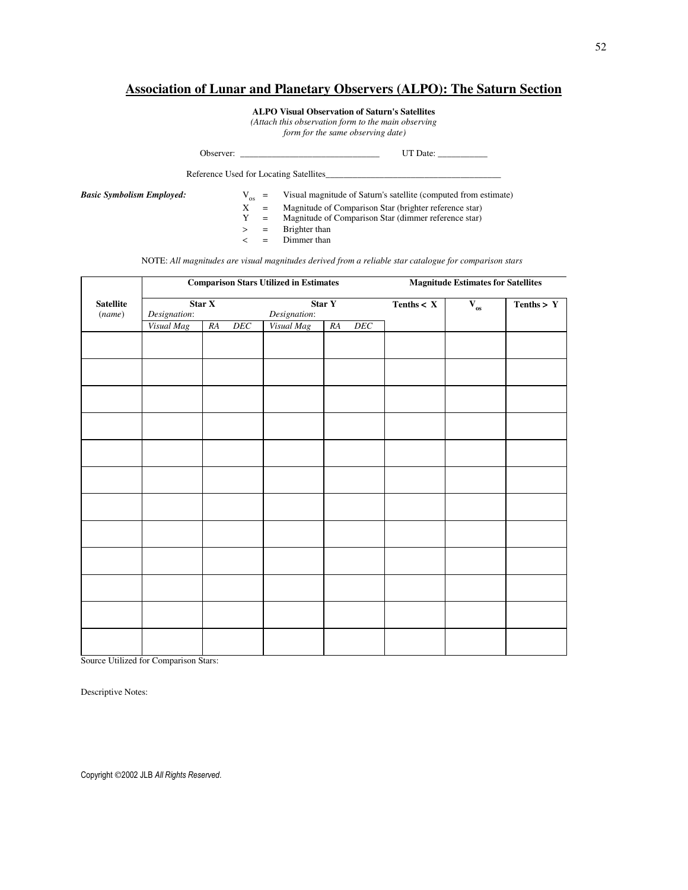# Association of Lunar and Planetary Observers (ALPO): The Saturn Section

**ALPO Visual Observation of Saturn's Satellites**

*(Attach this observation form to the main observing form for the same observing date)*

Observer: ______________________________ UT Date: ___________

Reference Used for Locating Satellites______________________________________

***Basic Symbolism Employed:***

$V_{os}$ = Visual magnitude of Saturn's satellite (computed from estimate)
X = Magnitude of Comparison Star (brighter reference star)
Y = Magnitude of Comparison Star (dimmer reference star)
> = Brighter than
< = Dimmer than

NOTE: *All magnitudes are visual magnitudes derived from a reliable star catalogue for comparison stars*

| | Comparison Stars Utilized in Estimates | | | | Magnitude Estimates for Satellites | | |
|---|---|---|---|---|---|---|---|
| **Satellite** (*name*) | **Star X** *Designation*: | | **Star Y** *Designation*: | | **Tenths < X** | $V_{os}$ | **Tenths > Y** |
| | *Visual Mag* | *RA DEC* | *Visual Mag* | *RA DEC* | | | |
| | | | | | | | |
| | | | | | | | |
| | | | | | | | |
| | | | | | | | |
| | | | | | | | |
| | | | | | | | |
| | | | | | | | |
| | | | | | | | |
| | | | | | | | |
| | | | | | | | |
| | | | | | | | |
| | | | | | | | |

Source Utilized for Comparison Stars:

Descriptive Notes:

Copyright ©2002 JLB *All Rights Reserved.*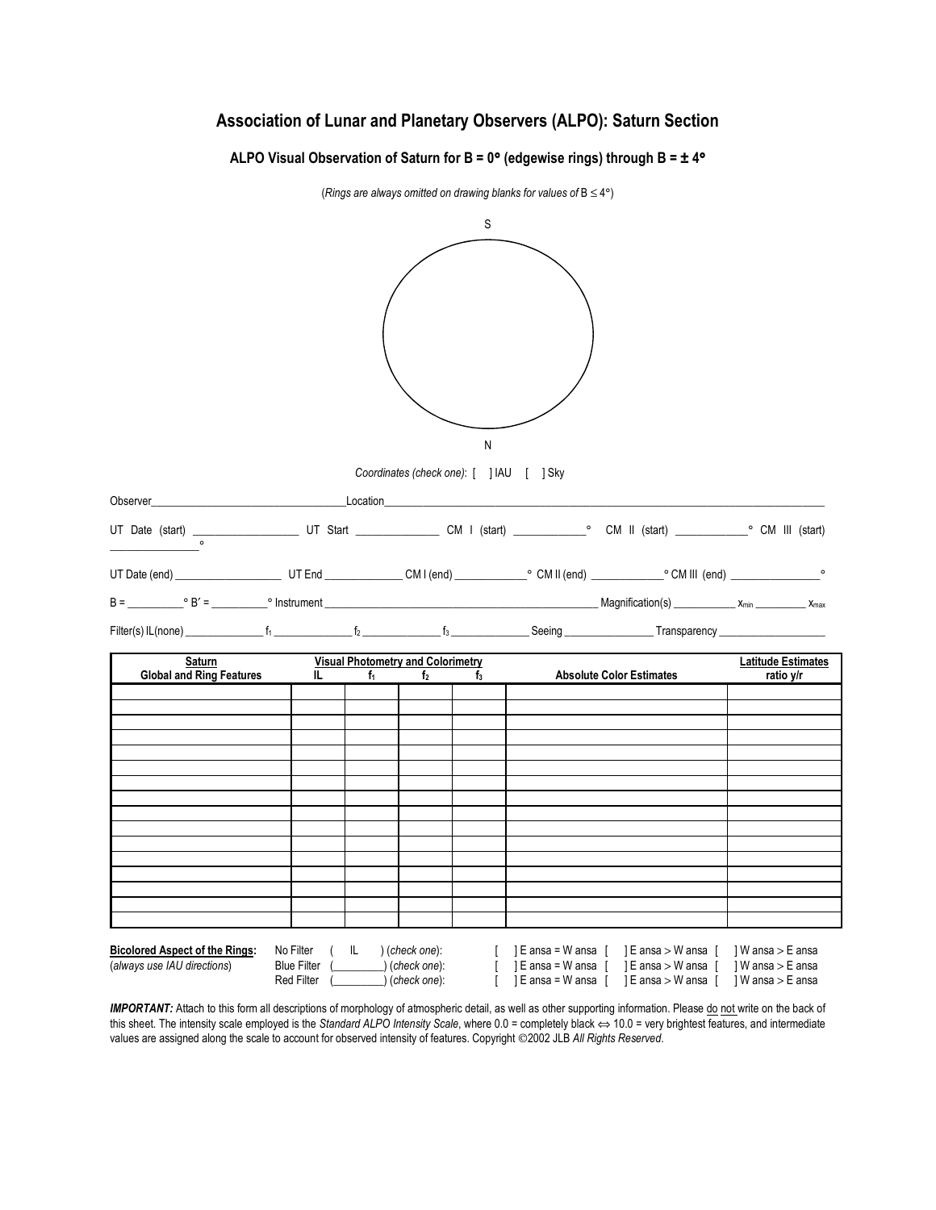# Association of Lunar and Planetary Observers (ALPO): Saturn Section

## ALPO Visual Observation of Saturn for B = 0° (edgewise rings) through B = ± 4°

(*Rings are always omitted on drawing blanks for values of* B ≤ 4°)

S

N

*Coordinates (check one)*: [ ] IAU [ ] Sky

Observer________________________________Location________________________________________________________________

UT Date (start) _________________ UT Start _____________ CM I (start) ___________° CM II (start) ___________° CM III (start) ______________°

UT Date (end) __________________ UT End _____________ CM I (end) ___________° CM II (end) ___________° CM III (end) ______________°

B = _________° B′ = _________° Instrument _____________________________________________ Magnification(s) __________ $x_{min}$ _________ $x_{max}$

Filter(s) IL(none) _____________ $f_1$ _____________ $f_2$ _____________ $f_3$ _____________ Seeing _______________ Transparency _________________

| Saturn Global and Ring Features | Visual Photometry and Colorimetry IL | $f_1$ | $f_2$ | $f_3$ | Absolute Color Estimates | Latitude Estimates ratio y/r |
|---|---|---|---|---|---|---|
| | | | | | | |
| | | | | | | |
| | | | | | | |
| | | | | | | |
| | | | | | | |
| | | | | | | |
| | | | | | | |
| | | | | | | |
| | | | | | | |
| | | | | | | |
| | | | | | | |
| | | | | | | |
| | | | | | | |
| | | | | | | |
| | | | | | | |
| | | | | | | |

**Bicolored Aspect of the Rings:** (*always use IAU directions*)

No Filter ( IL ) (*check one*): [ ] E ansa = W ansa [ ] E ansa > W ansa [ ] W ansa > E ansa

Blue Filter (_________) (*check one*): [ ] E ansa = W ansa [ ] E ansa > W ansa [ ] W ansa > E ansa

Red Filter (_________) (*check one*): [ ] E ansa = W ansa [ ] E ansa > W ansa [ ] W ansa > E ansa

***IMPORTANT:*** Attach to this form all descriptions of morphology of atmospheric detail, as well as other supporting information. Please do not write on the back of this sheet. The intensity scale employed is the *Standard ALPO Intensity Scale*, where 0.0 = completely black ⇔ 10.0 = very brightest features, and intermediate values are assigned along the scale to account for observed intensity of features. Copyright ©2002 JLB *All Rights Reserved*.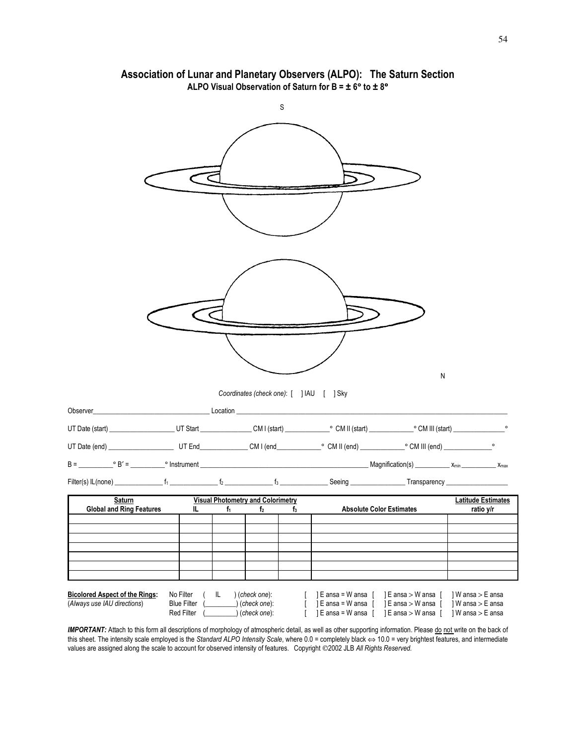# Association of Lunar and Planetary Observers (ALPO): The Saturn Section

**ALPO Visual Observation of Saturn for B = ± 6° to ± 8°**

S

N

*Coordinates (check one)*: [ ] IAU [ ] Sky

Observer_________________________________ Location ______________________________________________________________________________

UT Date (start) __________________ UT Start ______________ CM I (start) ____________° CM II (start) ____________° CM III (start) ______________°

UT Date (end) __________________ UT End_____________ CM I (end____________° CM II (end) ____________° CM III (end) _____________°

B = _________° B′ = _________° Instrument ________________________________________________ Magnification(s) __________ $x_{min}$ __________ $x_{max}$

Filter(s) IL(none) _____________ $f_1$ _____________ $f_2$ _____________ $f_3$ _____________ Seeing _______________ Transparency _________________

| Saturn Global and Ring Features | Visual Photometry and Colorimetry IL | $f_1$ | $f_2$ | $f_3$ | Absolute Color Estimates | Latitude Estimates ratio y/r |
|---|---|---|---|---|---|---|
| | | | | | | |
| | | | | | | |
| | | | | | | |
| | | | | | | |
| | | | | | | |
| | | | | | | |
| | | | | | | |

**Bicolored Aspect of the Rings:** (*Always use IAU directions*)

No Filter ( IL ) (*check one*): [ ] E ansa = W ansa [ ] E ansa > W ansa [ ] W ansa > E ansa

Blue Filter (_________) (*check one*): [ ] E ansa = W ansa [ ] E ansa > W ansa [ ] W ansa > E ansa

Red Filter (_________) (*check one*): [ ] E ansa = W ansa [ ] E ansa > W ansa [ ] W ansa > E ansa

***IMPORTANT:*** Attach to this form all descriptions of morphology of atmospheric detail, as well as other supporting information. Please do not write on the back of this sheet. The intensity scale employed is the *Standard ALPO Intensity Scale*, where 0.0 = completely black ⇔ 10.0 = very brightest features, and intermediate values are assigned along the scale to account for observed intensity of features. Copyright ©2002 JLB *All Rights Reserved.*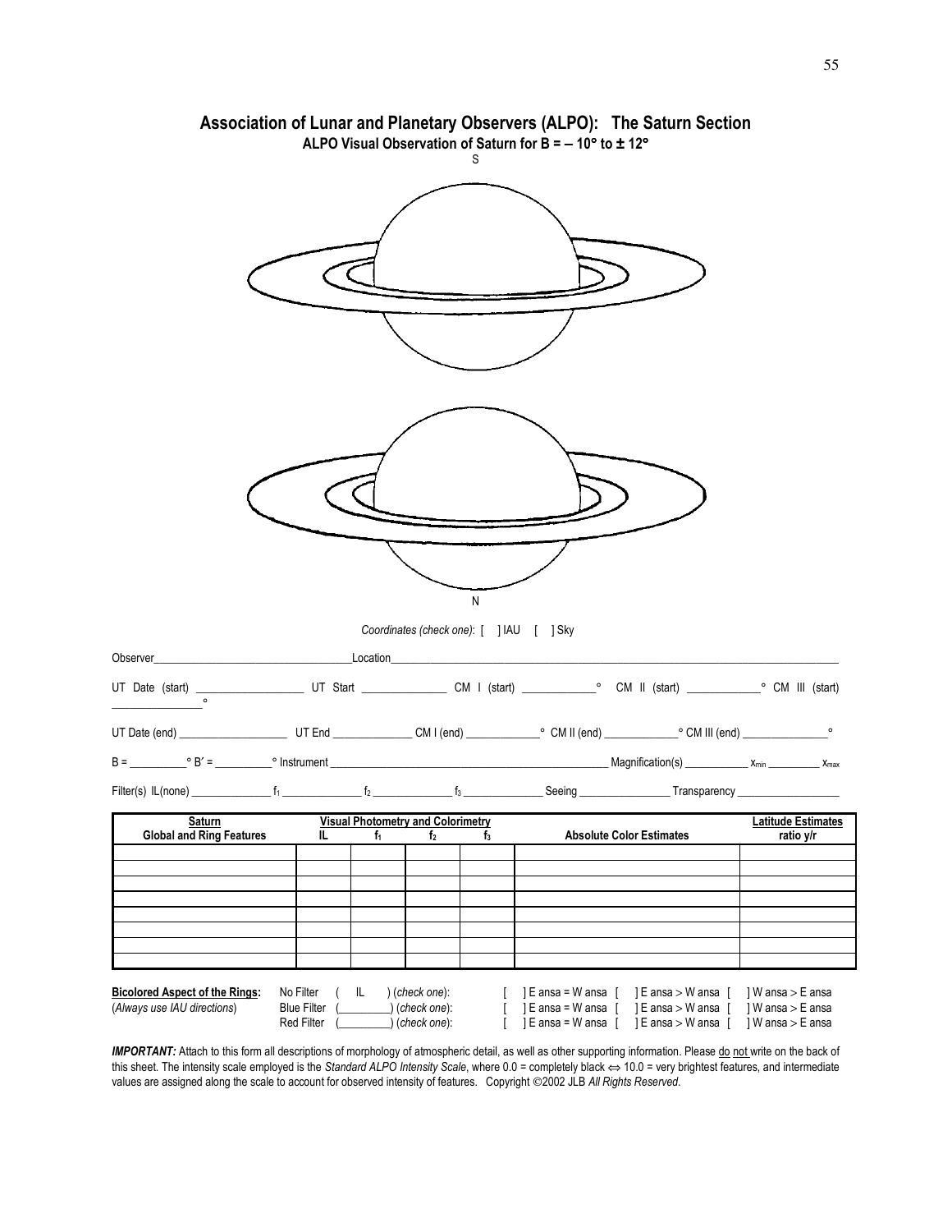# Association of Lunar and Planetary Observers (ALPO): The Saturn Section

**ALPO Visual Observation of Saturn for B = – 10° to ± 12°**

S

N

*Coordinates (check one)*: [ ] IAU [ ] Sky

Observer________________________________Location_______________________________________________________________________

UT Date (start) _________________ UT Start _____________ CM I (start) ___________° CM II (start) ___________° CM III (start) ______________°

UT Date (end) _________________ UT End _____________ CM I (end) ___________° CM II (end) ___________° CM III (end) ______________°

B = _________° B′ = _________° Instrument ____________________________________________ Magnification(s) __________ $x_{min}$ _________ $x_{max}$

Filter(s) IL(none) _____________ $f_1$ _____________ $f_2$ _____________ $f_3$ _____________ Seeing _______________ Transparency _________________

| Saturn | Visual Photometry and Colorimetry | | | | | Latitude Estimates |
|---|---|---|---|---|---|---|
| **Global and Ring Features** | **IL** | **$f_1$** | **$f_2$** | **$f_3$** | **Absolute Color Estimates** | **ratio y/r** |
| | | | | | | |
| | | | | | | |
| | | | | | | |
| | | | | | | |
| | | | | | | |
| | | | | | | |
| | | | | | | |
| | | | | | | |

**Bicolored Aspect of the Rings:** (*Always use IAU directions*)

No Filter ( IL ) (*check one*): [ ] E ansa = W ansa [ ] E ansa > W ansa [ ] W ansa > E ansa

Blue Filter (_________) (*check one*): [ ] E ansa = W ansa [ ] E ansa > W ansa [ ] W ansa > E ansa

Red Filter (_________) (*check one*): [ ] E ansa = W ansa [ ] E ansa > W ansa [ ] W ansa > E ansa

***IMPORTANT:*** Attach to this form all descriptions of morphology of atmospheric detail, as well as other supporting information. Please do not write on the back of this sheet. The intensity scale employed is the *Standard ALPO Intensity Scale*, where 0.0 = completely black ⇔ 10.0 = very brightest features, and intermediate values are assigned along the scale to account for observed intensity of features. Copyright ©2002 JLB *All Rights Reserved*.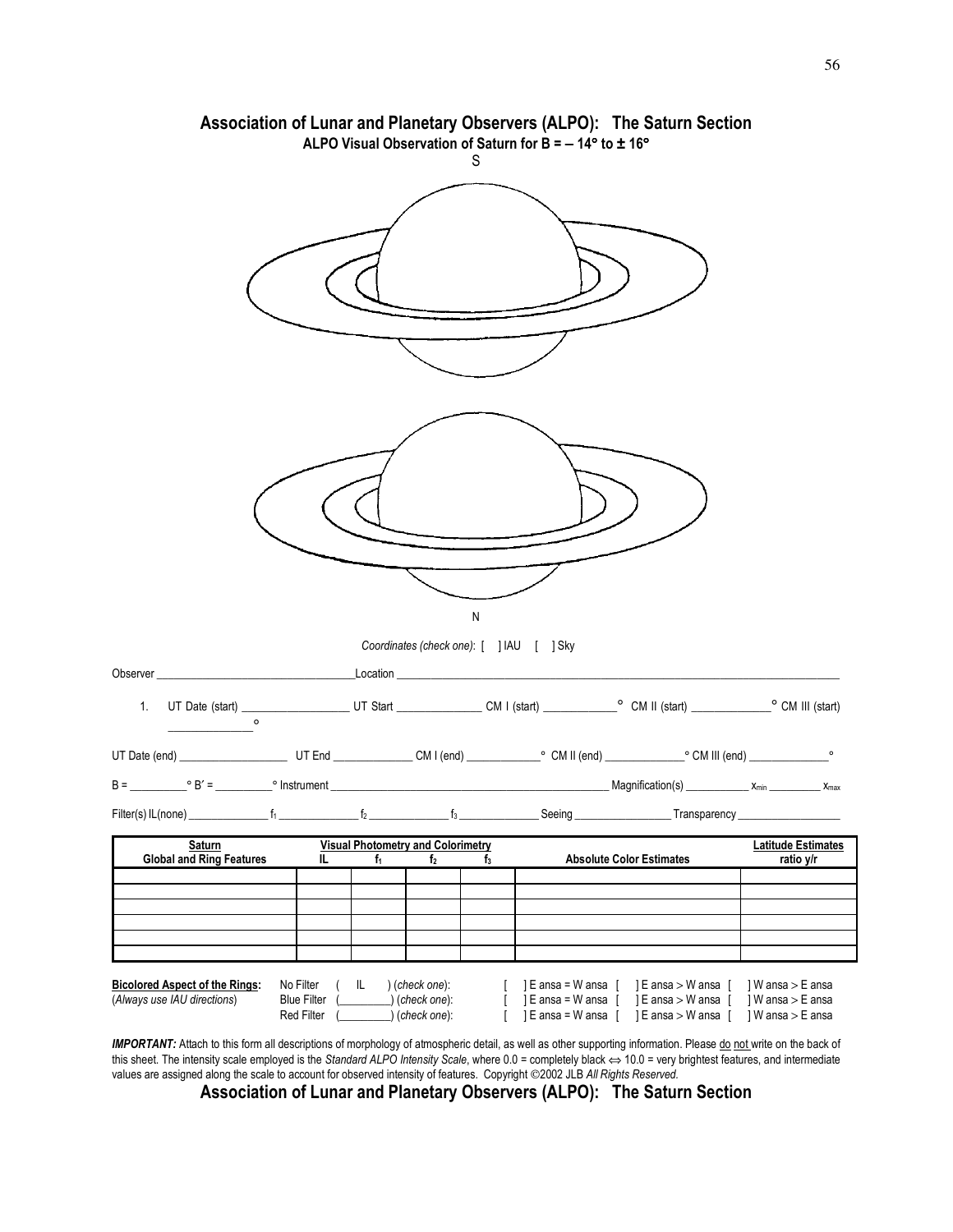# Association of Lunar and Planetary Observers (ALPO): The Saturn Section

**ALPO Visual Observation of Saturn for B = – 14° to ± 16°**

S

N

*Coordinates (check one)*: [ ] IAU [ ] Sky

Observer ______________________________ Location ______________________________

1. UT Date (start) ______________ UT Start ____________ CM I (start) __________° CM II (start) ___________° CM III (start) ___________°

UT Date (end) ______________ UT End ____________ CM I (end) __________° CM II (end) ___________° CM III (end) ___________°

B = ________° B′ = ________° Instrument ______________________________ Magnification(s) ________ $x_{min}$ ________ $x_{max}$

Filter(s) IL(none) ___________ $f_1$ ___________ $f_2$ ___________ $f_3$ ___________ Seeing ______________ Transparency ______________

| Saturn Global and Ring Features | Visual Photometry and Colorimetry IL | $f_1$ | $f_2$ | $f_3$ | Absolute Color Estimates | Latitude Estimates ratio y/r |
|---|---|---|---|---|---|---|
| | | | | | | |
| | | | | | | |
| | | | | | | |
| | | | | | | |
| | | | | | | |
| | | | | | | |

**Bicolored Aspect of the Rings:** (*Always use IAU directions*)

No Filter ( IL ) (*check one*): [ ] E ansa = W ansa [ ] E ansa > W ansa [ ] W ansa > E ansa

Blue Filter (________) (*check one*): [ ] E ansa = W ansa [ ] E ansa > W ansa [ ] W ansa > E ansa

Red Filter (________) (*check one*): [ ] E ansa = W ansa [ ] E ansa > W ansa [ ] W ansa > E ansa

***IMPORTANT:*** Attach to this form all descriptions of morphology of atmospheric detail, as well as other supporting information. Please do not write on the back of this sheet. The intensity scale employed is the *Standard ALPO Intensity Scale*, where 0.0 = completely black ⇔ 10.0 = very brightest features, and intermediate values are assigned along the scale to account for observed intensity of features. Copyright ©2002 JLB *All Rights Reserved.*

**Association of Lunar and Planetary Observers (ALPO): The Saturn Section**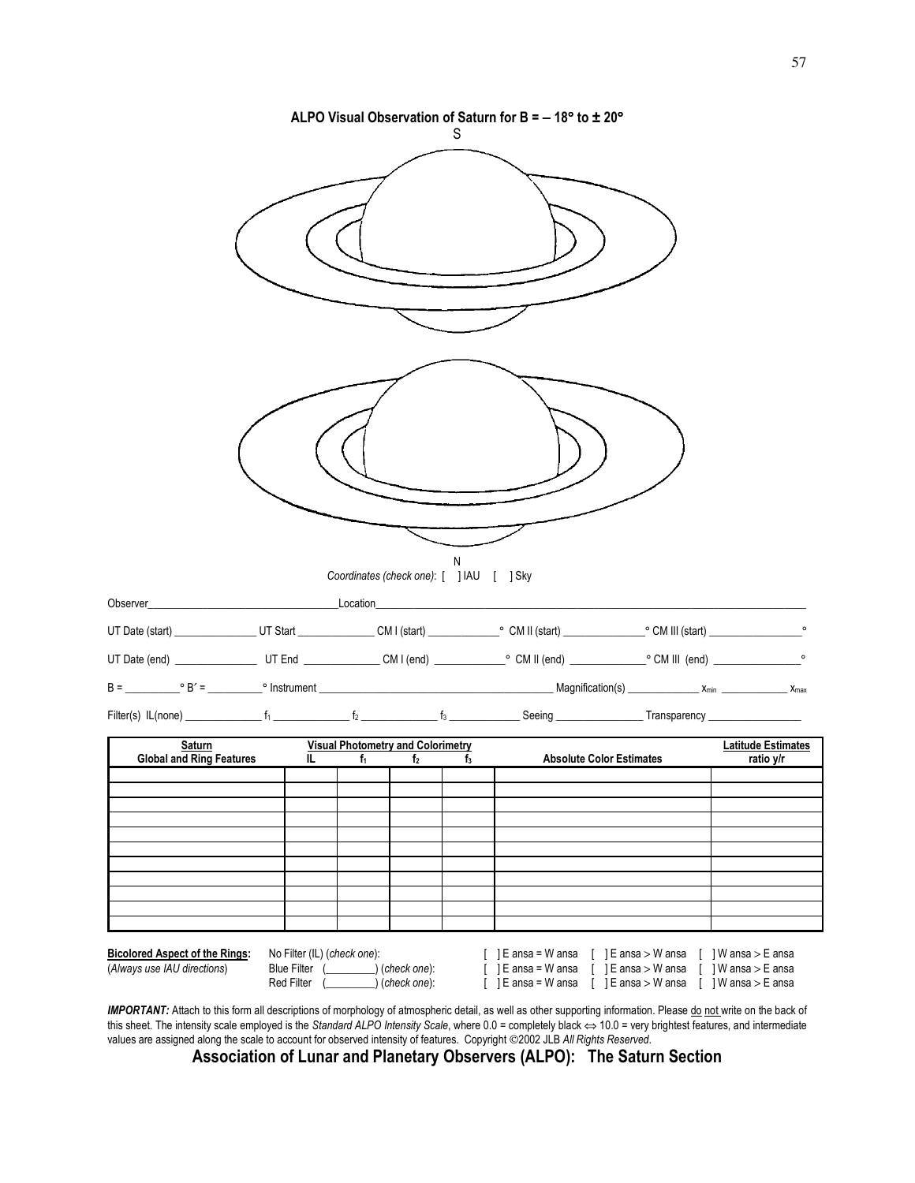**ALPO Visual Observation of Saturn for B = – 18° to ± 20°**

S

N

*Coordinates (check one)*: [ ] IAU [ ] Sky

Observer_________________________________Location___________________________________________________________________________

UT Date (start) ______________ UT Start _____________ CM I (start) ____________° CM II (start) ______________° CM III (start) ________________°

UT Date (end) ______________ UT End _____________ CM I (end) ____________° CM II (end) _____________° CM III (end) _______________°

B = _________° B′ = _________° Instrument _________________________________________ Magnification(s) ____________ $x_{min}$ ____________ $x_{max}$

Filter(s) IL(none) _____________ $f_1$ _____________ $f_2$ _____________ $f_3$ ____________ Seeing _______________ Transparency ________________

| Saturn<br>Global and Ring Features | Visual Photometry and Colorimetry<br>IL | $f_1$ | $f_2$ | $f_3$ | Absolute Color Estimates | Latitude Estimates<br>ratio y/r |
|---|---|---|---|---|---|---|
| | | | | | | |
| | | | | | | |
| | | | | | | |
| | | | | | | |
| | | | | | | |
| | | | | | | |
| | | | | | | |
| | | | | | | |
| | | | | | | |
| | | | | | | |

**Bicolored Aspect of the Rings:** (*Always use IAU directions*)

No Filter (IL) (*check one*): [ ] E ansa = W ansa [ ] E ansa > W ansa [ ] W ansa > E ansa

Blue Filter (________) (*check one*): [ ] E ansa = W ansa [ ] E ansa > W ansa [ ] W ansa > E ansa

Red Filter (________) (*check one*): [ ] E ansa = W ansa [ ] E ansa > W ansa [ ] W ansa > E ansa

***IMPORTANT:*** Attach to this form all descriptions of morphology of atmospheric detail, as well as other supporting information. Please do not write on the back of this sheet. The intensity scale employed is the *Standard ALPO Intensity Scale*, where 0.0 = completely black ⇔ 10.0 = very brightest features, and intermediate values are assigned along the scale to account for observed intensity of features. Copyright ©2002 JLB *All Rights Reserved*.

**Association of Lunar and Planetary Observers (ALPO): The Saturn Section**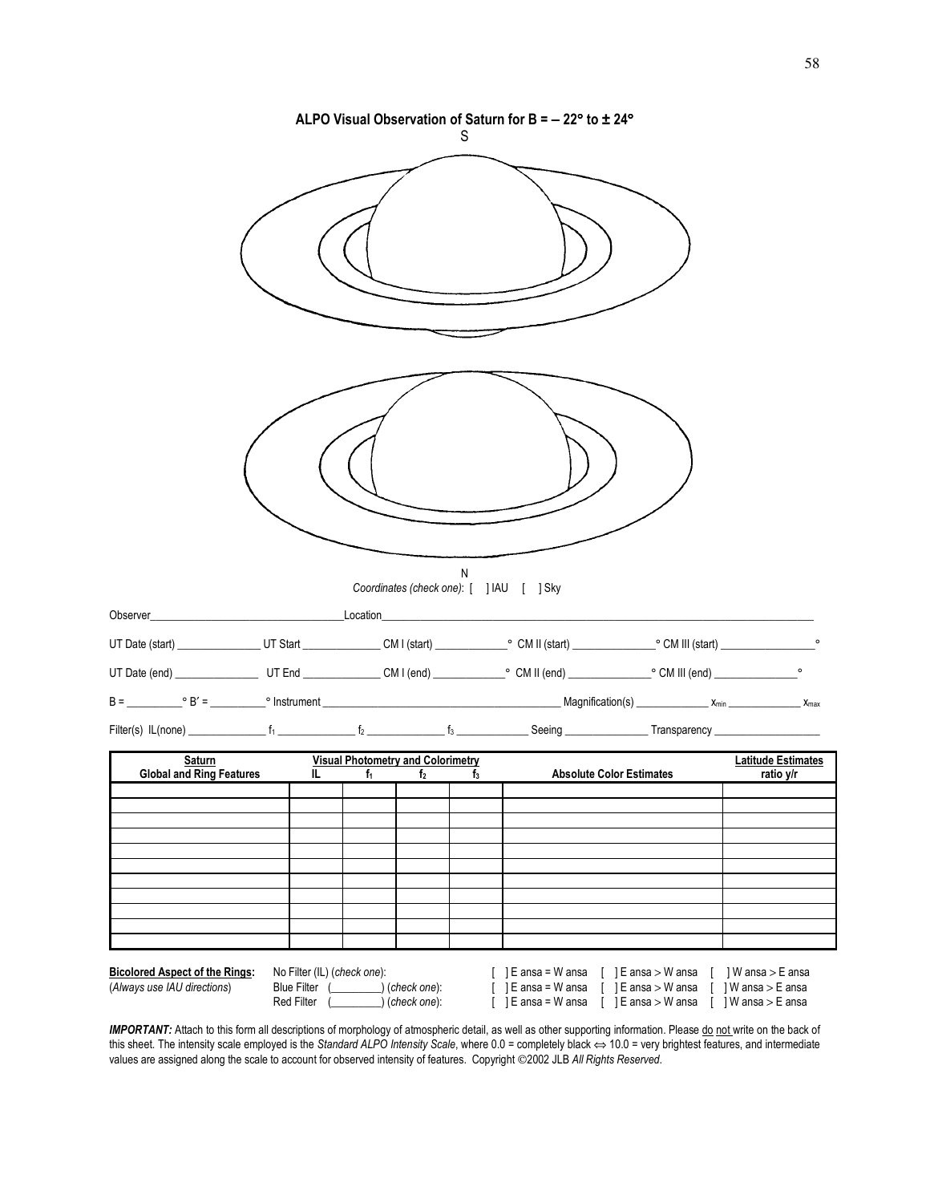**ALPO Visual Observation of Saturn for B = – 22° to ± 24°**

S

N

*Coordinates (check one)*: [ ] IAU [ ] Sky

Observer\_\_\_\_\_\_\_\_\_\_\_\_\_\_\_\_\_\_\_\_\_\_\_\_\_\_\_\_\_\_\_\_ Location\_\_\_\_\_\_\_\_\_\_\_\_\_\_\_\_\_\_\_\_\_\_\_\_\_\_\_\_\_\_\_\_\_\_\_\_\_\_\_\_\_\_\_\_\_\_\_\_\_\_\_\_\_\_\_\_\_\_

UT Date (start) \_\_\_\_\_\_\_\_\_\_\_\_\_\_ UT Start \_\_\_\_\_\_\_\_\_\_\_\_\_ CM I (start) \_\_\_\_\_\_\_\_\_\_\_\_° CM II (start) \_\_\_\_\_\_\_\_\_\_\_\_\_\_° CM III (start) \_\_\_\_\_\_\_\_\_\_\_\_\_\_\_\_°

UT Date (end) \_\_\_\_\_\_\_\_\_\_\_\_\_\_ UT End \_\_\_\_\_\_\_\_\_\_\_\_\_ CM I (end) \_\_\_\_\_\_\_\_\_\_\_\_° CM II (end) \_\_\_\_\_\_\_\_\_\_\_\_\_\_° CM III (end) \_\_\_\_\_\_\_\_\_\_\_\_\_\_°

B = \_\_\_\_\_\_\_\_\_° B′ = \_\_\_\_\_\_\_\_\_° Instrument \_\_\_\_\_\_\_\_\_\_\_\_\_\_\_\_\_\_\_\_\_\_\_\_\_\_\_\_\_\_\_\_\_\_\_\_\_\_\_\_\_ Magnification(s) \_\_\_\_\_\_\_\_\_\_\_\_ $x_{min}$ \_\_\_\_\_\_\_\_\_\_\_\_\_ $x_{max}$

Filter(s) IL(none) \_\_\_\_\_\_\_\_\_\_\_\_\_ $f_1$ \_\_\_\_\_\_\_\_\_\_\_\_\_ $f_2$ \_\_\_\_\_\_\_\_\_\_\_\_\_ $f_3$ \_\_\_\_\_\_\_\_\_\_\_\_ Seeing \_\_\_\_\_\_\_\_\_\_\_\_\_\_ Transparency \_\_\_\_\_\_\_\_\_\_\_\_\_\_\_\_\_\_

| **Saturn Global and Ring Features** | **Visual Photometry and Colorimetry** IL | $f_1$ | $f_2$ | $f_3$ | **Absolute Color Estimates** | **Latitude Estimates ratio y/r** |
|---|---|---|---|---|---|---|
| | | | | | | |
| | | | | | | |
| | | | | | | |
| | | | | | | |
| | | | | | | |
| | | | | | | |
| | | | | | | |
| | | | | | | |
| | | | | | | |
| | | | | | | |
| | | | | | | |

**Bicolored Aspect of the Rings:** (*Always use IAU directions*)

No Filter (IL) (*check one*): [ ] E ansa = W ansa [ ] E ansa > W ansa [ ] W ansa > E ansa

Blue Filter (\_\_\_\_\_\_\_\_\_) (*check one*): [ ] E ansa = W ansa [ ] E ansa > W ansa [ ] W ansa > E ansa

Red Filter (\_\_\_\_\_\_\_\_\_) (*check one*): [ ] E ansa = W ansa [ ] E ansa > W ansa [ ] W ansa > E ansa

***IMPORTANT:*** Attach to this form all descriptions of morphology of atmospheric detail, as well as other supporting information. Please do not write on the back of this sheet. The intensity scale employed is the *Standard ALPO Intensity Scale*, where 0.0 = completely black ⇔ 10.0 = very brightest features, and intermediate values are assigned along the scale to account for observed intensity of features. Copyright ©2002 JLB *All Rights Reserved*.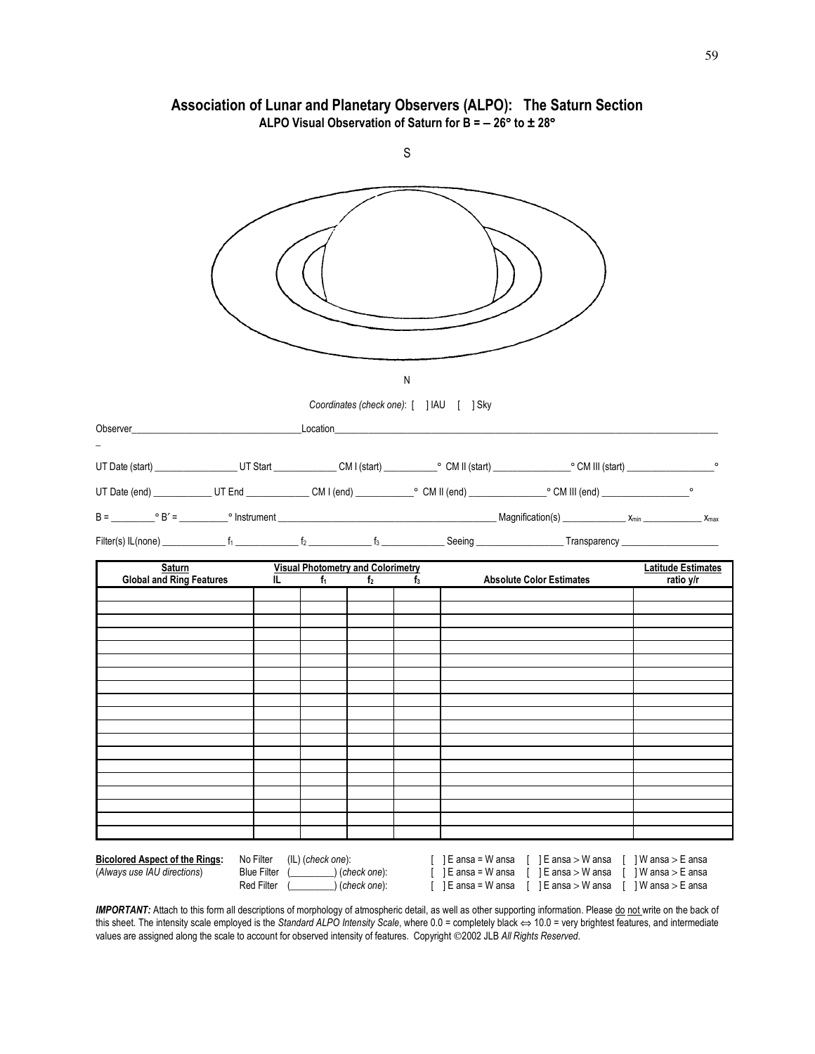## Association of Lunar and Planetary Observers (ALPO): The Saturn Section

**ALPO Visual Observation of Saturn for B = – 26° to ± 28°**

S

N

*Coordinates (check one)*: [ ] IAU [ ] Sky

Observer________________________________Location______________________________________________________________________

UT Date (start) ________________ UT Start ____________ CM I (start) __________° CM II (start) _______________° CM III (start) _________________°

UT Date (end) ___________ UT End ____________ CM I (end) ___________° CM II (end) _______________° CM III (end) _________________°

B = ________° B′ = _________° Instrument ___________________________________________ Magnification(s) ____________ $x_{min}$ ____________ $x_{max}$

Filter(s) IL(none) ____________ $f_1$ ____________ $f_2$ ____________ $f_3$ ____________ Seeing _________________ Transparency ___________________

| Saturn Global and Ring Features | Visual Photometry and Colorimetry IL | $f_1$ | $f_2$ | $f_3$ | Absolute Color Estimates | Latitude Estimates ratio y/r |
|---|---|---|---|---|---|---|
| | | | | | | |
| | | | | | | |
| | | | | | | |
| | | | | | | |
| | | | | | | |
| | | | | | | |
| | | | | | | |
| | | | | | | |
| | | | | | | |
| | | | | | | |
| | | | | | | |
| | | | | | | |
| | | | | | | |
| | | | | | | |
| | | | | | | |
| | | | | | | |
| | | | | | | |
| | | | | | | |
| | | | | | | |

**Bicolored Aspect of the Rings:** (*Always use IAU directions*)

No Filter (IL) (*check one*): [ ] E ansa = W ansa [ ] E ansa > W ansa [ ] W ansa > E ansa

Blue Filter (_________) (*check one*): [ ] E ansa = W ansa [ ] E ansa > W ansa [ ] W ansa > E ansa

Red Filter (_________) (*check one*): [ ] E ansa = W ansa [ ] E ansa > W ansa [ ] W ansa > E ansa

***IMPORTANT:*** Attach to this form all descriptions of morphology of atmospheric detail, as well as other supporting information. Please do not write on the back of this sheet. The intensity scale employed is the *Standard ALPO Intensity Scale*, where 0.0 = completely black ⇔ 10.0 = very brightest features, and intermediate values are assigned along the scale to account for observed intensity of features. Copyright ©2002 JLB *All Rights Reserved*.